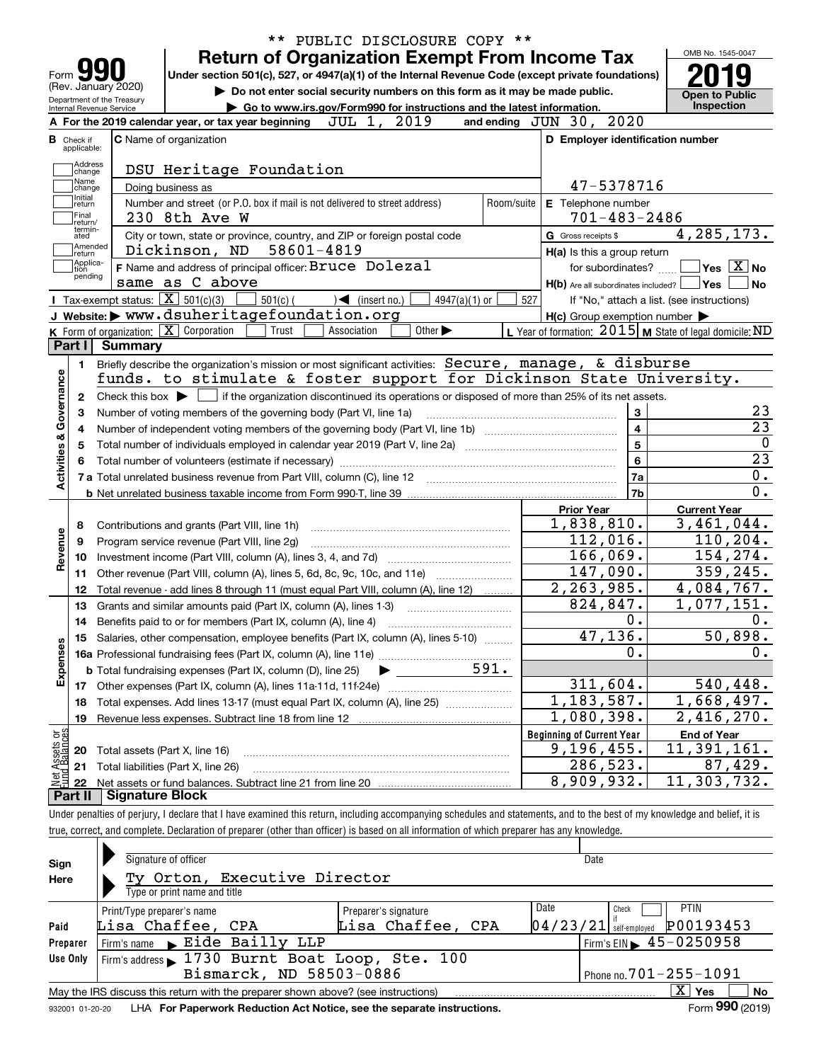** PUBLIC DISCLOSURE COPY **

# Form 990 — Return of Organization Exempt From Income Tax

Form **990** (Rev. January 2020)
Department of the Treasury
Internal Revenue Service

Under section 501(c), 527, or 4947(a)(1) of the Internal Revenue Code (except private foundations)

▶ Do not enter social security numbers on this form as it may be made public.

▶ Go to www.irs.gov/Form990 for instructions and the latest information.

OMB No. 1545-0047

**2019**

**Open to Public Inspection**

**A** For the 2019 calendar year, or tax year beginning JUL 1, 2019 and ending JUN 30, 2020

**B** Check if applicable: Address change, Name change, Initial return, Final return/terminated, Amended return, Application pending

**C** Name of organization: DSU Heritage Foundation

Doing business as

Number and street (or P.O. box if mail is not delivered to street address): 230 8th Ave W | Room/suite

City or town, state or province, country, and ZIP or foreign postal code: Dickinson, ND 58601-4819

**D** Employer identification number: 47-5378716

**E** Telephone number: 701-483-2486

**G** Gross receipts $ 4,285,173.

**F** Name and address of principal officer: Bruce Dolezal, same as C above

**H(a)** Is this a group return for subordinates? ☐ Yes ☒ No

**H(b)** Are all subordinates included? ☐ Yes ☐ No — If "No," attach a list. (see instructions)

**H(c)** Group exemption number ▶

**I** Tax-exempt status: ☒ 501(c)(3) ☐ 501(c) ( ) ◀ (insert no.) ☐ 4947(a)(1) or ☐ 527

**J** Website: ▶ www.dsuheritagefoundation.org

**K** Form of organization: ☒ Corporation ☐ Trust ☐ Association ☐ Other ▶

**L** Year of formation: 2015 **M** State of legal domicile: ND

## Part I Summary

### Activities & Governance

1. Briefly describe the organization's mission or most significant activities: Secure, manage, & disburse funds. to stimulate & foster support for Dickinson State University.
2. Check this box ▶ ☐ if the organization discontinued its operations or disposed of more than 25% of its net assets.

| Line | Description | | Value |
|---|---|---|---|
| 3 | Number of voting members of the governing body (Part VI, line 1a) | 3 | 23 |
| 4 | Number of independent voting members of the governing body (Part VI, line 1b) | 4 | 23 |
| 5 | Total number of individuals employed in calendar year 2019 (Part V, line 2a) | 5 | 0 |
| 6 | Total number of volunteers (estimate if necessary) | 6 | 23 |
| 7a | Total unrelated business revenue from Part VIII, column (C), line 12 | 7a | 0. |
| 7b | Net unrelated business taxable income from Form 990-T, line 39 | 7b | 0. |

### Revenue, Expenses, Net Assets

| Line | Description | Prior Year | Current Year |
|---|---|---|---|
| 8 | Contributions and grants (Part VIII, line 1h) | 1,838,810. | 3,461,044. |
| 9 | Program service revenue (Part VIII, line 2g) | 112,016. | 110,204. |
| 10 | Investment income (Part VIII, column (A), lines 3, 4, and 7d) | 166,069. | 154,274. |
| 11 | Other revenue (Part VIII, column (A), lines 5, 6d, 8c, 9c, 10c, and 11e) | 147,090. | 359,245. |
| 12 | Total revenue - add lines 8 through 11 (must equal Part VIII, column (A), line 12) | 2,263,985. | 4,084,767. |
| 13 | Grants and similar amounts paid (Part IX, column (A), lines 1-3) | 824,847. | 1,077,151. |
| 14 | Benefits paid to or for members (Part IX, column (A), line 4) | 0. | 0. |
| 15 | Salaries, other compensation, employee benefits (Part IX, column (A), lines 5-10) | 47,136. | 50,898. |
| 16a | Professional fundraising fees (Part IX, column (A), line 11e) | 0. | 0. |
| 16b | Total fundraising expenses (Part IX, column (D), line 25) ▶ 591. | | |
| 17 | Other expenses (Part IX, column (A), lines 11a-11d, 11f-24e) | 311,604. | 540,448. |
| 18 | Total expenses. Add lines 13-17 (must equal Part IX, column (A), line 25) | 1,183,587. | 1,668,497. |
| 19 | Revenue less expenses. Subtract line 18 from line 12 | 1,080,398. | 2,416,270. |

| Line | Description | Beginning of Current Year | End of Year |
|---|---|---|---|
| 20 | Total assets (Part X, line 16) | 9,196,455. | 11,391,161. |
| 21 | Total liabilities (Part X, line 26) | 286,523. | 87,429. |
| 22 | Net assets or fund balances. Subtract line 21 from line 20 | 8,909,932. | 11,303,732. |

## Part II Signature Block

Under penalties of perjury, I declare that I have examined this return, including accompanying schedules and statements, and to the best of my knowledge and belief, it is true, correct, and complete. Declaration of preparer (other than officer) is based on all information of which preparer has any knowledge.

**Sign Here**

Signature of officer | Date

Ty Orton, Executive Director
Type or print name and title

**Paid Preparer Use Only**

| Print/Type preparer's name | Preparer's signature | Date | Check if self-employed | PTIN |
|---|---|---|---|---|
| Lisa Chaffee, CPA | Lisa Chaffee, CPA | 04/23/21 | ☐ | P00193453 |

Firm's name ▶ Eide Bailly LLP | Firm's EIN ▶ 45-0250958

Firm's address ▶ 1730 Burnt Boat Loop, Ste. 100, Bismarck, ND 58503-0886 | Phone no. 701-255-1091

May the IRS discuss this return with the preparer shown above? (see instructions) ☒ Yes ☐ No

932001 01-20-20 LHA For Paperwork Reduction Act Notice, see the separate instructions. Form **990** (2019)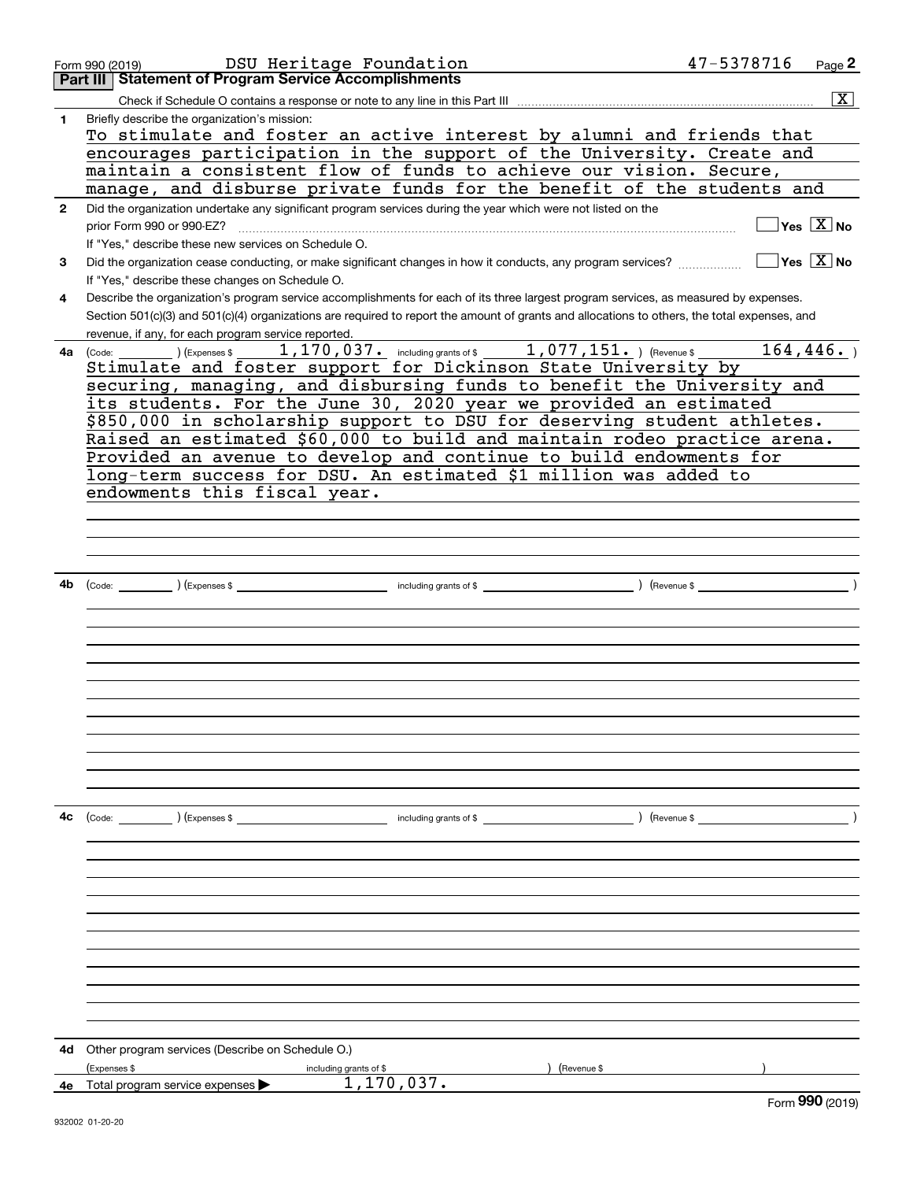Form 990 (2019) DSU Heritage Foundation 47-5378716 Page **2**

## Part III Statement of Program Service Accomplishments

Check if Schedule O contains a response or note to any line in this Part III .......... [X]

**1** Briefly describe the organization's mission:

To stimulate and foster an active interest by alumni and friends that encourages participation in the support of the University. Create and maintain a consistent flow of funds to achieve our vision. Secure, manage, and disburse private funds for the benefit of the students and

**2** Did the organization undertake any significant program services during the year which were not listed on the prior Form 990 or 990-EZ? .......... [ ] Yes [X] No

If "Yes," describe these new services on Schedule O.

**3** Did the organization cease conducting, or make significant changes in how it conducts, any program services? .......... [ ] Yes [X] No

If "Yes," describe these changes on Schedule O.

**4** Describe the organization's program service accomplishments for each of its three largest program services, as measured by expenses. Section 501(c)(3) and 501(c)(4) organizations are required to report the amount of grants and allocations to others, the total expenses, and revenue, if any, for each program service reported.

**4a** (Code: ) (Expenses $ 1,170,037. including grants of $ 1,077,151. ) (Revenue $ 164,446. )

Stimulate and foster support for Dickinson State University by securing, managing, and disbursing funds to benefit the University and its students. For the June 30, 2020 year we provided an estimated $850,000 in scholarship support to DSU for deserving student athletes. Raised an estimated $60,000 to build and maintain rodeo practice arena. Provided an avenue to develop and continue to build endowments for long-term success for DSU. An estimated $1 million was added to endowments this fiscal year.

**4b** (Code: ) (Expenses $ including grants of $ ) (Revenue $ )

**4c** (Code: ) (Expenses $ including grants of $ ) (Revenue $ )

**4d** Other program services (Describe on Schedule O.)

(Expenses $ including grants of $ ) (Revenue $ )

**4e** Total program service expenses ▶ 1,170,037.

Form **990** (2019)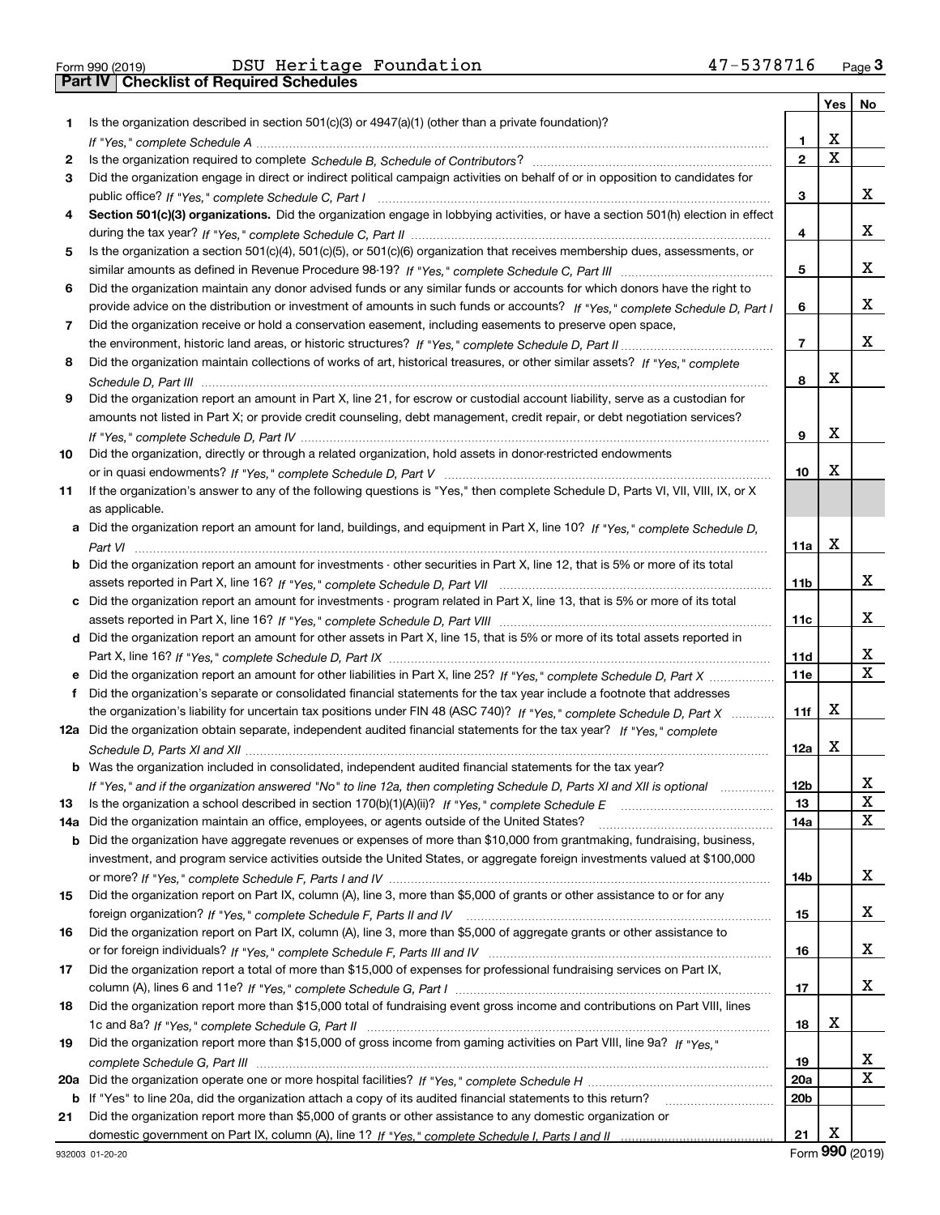Form 990 (2019) DSU Heritage Foundation 47-5378716 Page 3

**Part IV Checklist of Required Schedules**

| | | | Yes | No |
|---|---|---|---|---|
| 1 | Is the organization described in section 501(c)(3) or 4947(a)(1) (other than a private foundation)? *If "Yes," complete Schedule A* | 1 | X | |
| 2 | Is the organization required to complete *Schedule B, Schedule of Contributors*? | 2 | X | |
| 3 | Did the organization engage in direct or indirect political campaign activities on behalf of or in opposition to candidates for public office? *If "Yes," complete Schedule C, Part I* | 3 | | X |
| 4 | **Section 501(c)(3) organizations.** Did the organization engage in lobbying activities, or have a section 501(h) election in effect during the tax year? *If "Yes," complete Schedule C, Part II* | 4 | | X |
| 5 | Is the organization a section 501(c)(4), 501(c)(5), or 501(c)(6) organization that receives membership dues, assessments, or similar amounts as defined in Revenue Procedure 98-19? *If "Yes," complete Schedule C, Part III* | 5 | | X |
| 6 | Did the organization maintain any donor advised funds or any similar funds or accounts for which donors have the right to provide advice on the distribution or investment of amounts in such funds or accounts? *If "Yes," complete Schedule D, Part I* | 6 | | X |
| 7 | Did the organization receive or hold a conservation easement, including easements to preserve open space, the environment, historic land areas, or historic structures? *If "Yes," complete Schedule D, Part II* | 7 | | X |
| 8 | Did the organization maintain collections of works of art, historical treasures, or other similar assets? *If "Yes," complete Schedule D, Part III* | 8 | X | |
| 9 | Did the organization report an amount in Part X, line 21, for escrow or custodial account liability, serve as a custodian for amounts not listed in Part X; or provide credit counseling, debt management, credit repair, or debt negotiation services? *If "Yes," complete Schedule D, Part IV* | 9 | X | |
| 10 | Did the organization, directly or through a related organization, hold assets in donor-restricted endowments or in quasi endowments? *If "Yes," complete Schedule D, Part V* | 10 | X | |
| 11 | If the organization's answer to any of the following questions is "Yes," then complete Schedule D, Parts VI, VII, VIII, IX, or X as applicable. | | | |
| a | Did the organization report an amount for land, buildings, and equipment in Part X, line 10? *If "Yes," complete Schedule D, Part VI* | 11a | X | |
| b | Did the organization report an amount for investments - other securities in Part X, line 12, that is 5% or more of its total assets reported in Part X, line 16? *If "Yes," complete Schedule D, Part VII* | 11b | | X |
| c | Did the organization report an amount for investments - program related in Part X, line 13, that is 5% or more of its total assets reported in Part X, line 16? *If "Yes," complete Schedule D, Part VIII* | 11c | | X |
| d | Did the organization report an amount for other assets in Part X, line 15, that is 5% or more of its total assets reported in Part X, line 16? *If "Yes," complete Schedule D, Part IX* | 11d | | X |
| e | Did the organization report an amount for other liabilities in Part X, line 25? *If "Yes," complete Schedule D, Part X* | 11e | | X |
| f | Did the organization's separate or consolidated financial statements for the tax year include a footnote that addresses the organization's liability for uncertain tax positions under FIN 48 (ASC 740)? *If "Yes," complete Schedule D, Part X* | 11f | X | |
| 12a | Did the organization obtain separate, independent audited financial statements for the tax year? *If "Yes," complete Schedule D, Parts XI and XII* | 12a | X | |
| b | Was the organization included in consolidated, independent audited financial statements for the tax year? *If "Yes," and if the organization answered "No" to line 12a, then completing Schedule D, Parts XI and XII is optional* | 12b | | X |
| 13 | Is the organization a school described in section 170(b)(1)(A)(ii)? *If "Yes," complete Schedule E* | 13 | | X |
| 14a | Did the organization maintain an office, employees, or agents outside of the United States? | 14a | | X |
| b | Did the organization have aggregate revenues or expenses of more than $10,000 from grantmaking, fundraising, business, investment, and program service activities outside the United States, or aggregate foreign investments valued at $100,000 or more? *If "Yes," complete Schedule F, Parts I and IV* | 14b | | X |
| 15 | Did the organization report on Part IX, column (A), line 3, more than $5,000 of grants or other assistance to or for any foreign organization? *If "Yes," complete Schedule F, Parts II and IV* | 15 | | X |
| 16 | Did the organization report on Part IX, column (A), line 3, more than $5,000 of aggregate grants or other assistance to or for foreign individuals? *If "Yes," complete Schedule F, Parts III and IV* | 16 | | X |
| 17 | Did the organization report a total of more than $15,000 of expenses for professional fundraising services on Part IX, column (A), lines 6 and 11e? *If "Yes," complete Schedule G, Part I* | 17 | | X |
| 18 | Did the organization report more than $15,000 total of fundraising event gross income and contributions on Part VIII, lines 1c and 8a? *If "Yes," complete Schedule G, Part II* | 18 | X | |
| 19 | Did the organization report more than $15,000 of gross income from gaming activities on Part VIII, line 9a? *If "Yes," complete Schedule G, Part III* | 19 | | X |
| 20a | Did the organization operate one or more hospital facilities? *If "Yes," complete Schedule H* | 20a | | X |
| b | If "Yes" to line 20a, did the organization attach a copy of its audited financial statements to this return? | 20b | | |
| 21 | Did the organization report more than $5,000 of grants or other assistance to any domestic organization or domestic government on Part IX, column (A), line 1? *If "Yes," complete Schedule I, Parts I and II* | 21 | X | |

932003 01-20-20 Form **990** (2019)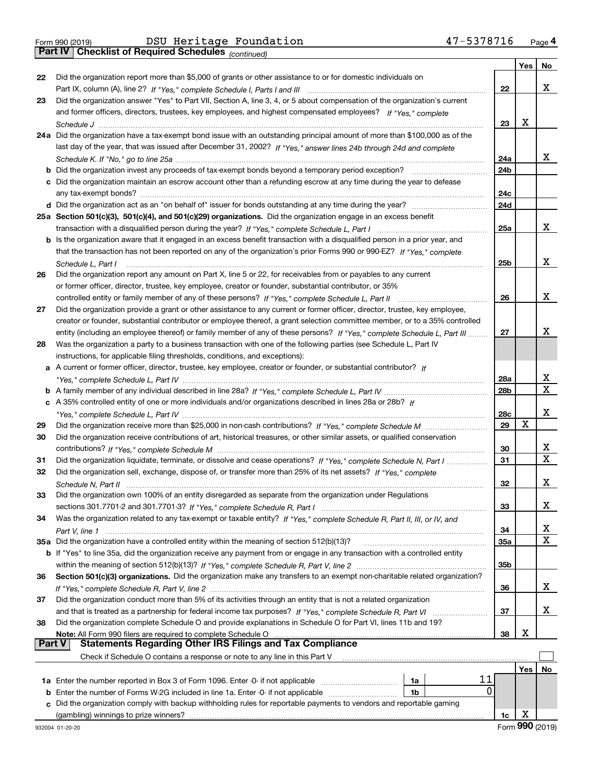Form 990 (2019) DSU Heritage Foundation 47-5378716

## Part IV | Checklist of Required Schedules *(continued)*

| | | | Yes | No |
|---|---|---|---|---|
| 22 | Did the organization report more than $5,000 of grants or other assistance to or for domestic individuals on Part IX, column (A), line 2? *If "Yes," complete Schedule I, Parts I and III* | 22 | | X |
| 23 | Did the organization answer "Yes" to Part VII, Section A, line 3, 4, or 5 about compensation of the organization's current and former officers, directors, trustees, key employees, and highest compensated employees? *If "Yes," complete Schedule J* | 23 | X | |
| 24a | Did the organization have a tax-exempt bond issue with an outstanding principal amount of more than $100,000 as of the last day of the year, that was issued after December 31, 2002? *If "Yes," answer lines 24b through 24d and complete Schedule K. If "No," go to line 25a* | 24a | | X |
| b | Did the organization invest any proceeds of tax-exempt bonds beyond a temporary period exception? | 24b | | |
| c | Did the organization maintain an escrow account other than a refunding escrow at any time during the year to defease any tax-exempt bonds? | 24c | | |
| d | Did the organization act as an "on behalf of" issuer for bonds outstanding at any time during the year? | 24d | | |
| 25a | **Section 501(c)(3), 501(c)(4), and 501(c)(29) organizations.** Did the organization engage in an excess benefit transaction with a disqualified person during the year? *If "Yes," complete Schedule L, Part I* | 25a | | X |
| b | Is the organization aware that it engaged in an excess benefit transaction with a disqualified person in a prior year, and that the transaction has not been reported on any of the organization's prior Forms 990 or 990-EZ? *If "Yes," complete Schedule L, Part I* | 25b | | X |
| 26 | Did the organization report any amount on Part X, line 5 or 22, for receivables from or payables to any current or former officer, director, trustee, key employee, creator or founder, substantial contributor, or 35% controlled entity or family member of any of these persons? *If "Yes," complete Schedule L, Part II* | 26 | | X |
| 27 | Did the organization provide a grant or other assistance to any current or former officer, director, trustee, key employee, creator or founder, substantial contributor or employee thereof, a grant selection committee member, or to a 35% controlled entity (including an employee thereof) or family member of any of these persons? *If "Yes," complete Schedule L, Part III* | 27 | | X |
| 28 | Was the organization a party to a business transaction with one of the following parties (see Schedule L, Part IV instructions, for applicable filing thresholds, conditions, and exceptions): | | | |
| a | A current or former officer, director, trustee, key employee, creator or founder, or substantial contributor? *If "Yes," complete Schedule L, Part IV* | 28a | | X |
| b | A family member of any individual described in line 28a? *If "Yes," complete Schedule L, Part IV* | 28b | | X |
| c | A 35% controlled entity of one or more individuals and/or organizations described in lines 28a or 28b? *If "Yes," complete Schedule L, Part IV* | 28c | | X |
| 29 | Did the organization receive more than $25,000 in non-cash contributions? *If "Yes," complete Schedule M* | 29 | X | |
| 30 | Did the organization receive contributions of art, historical treasures, or other similar assets, or qualified conservation contributions? *If "Yes," complete Schedule M* | 30 | | X |
| 31 | Did the organization liquidate, terminate, or dissolve and cease operations? *If "Yes," complete Schedule N, Part I* | 31 | | X |
| 32 | Did the organization sell, exchange, dispose of, or transfer more than 25% of its net assets? *If "Yes," complete Schedule N, Part II* | 32 | | X |
| 33 | Did the organization own 100% of an entity disregarded as separate from the organization under Regulations sections 301.7701-2 and 301.7701-3? *If "Yes," complete Schedule R, Part I* | 33 | | X |
| 34 | Was the organization related to any tax-exempt or taxable entity? *If "Yes," complete Schedule R, Part II, III, or IV, and Part V, line 1* | 34 | | X |
| 35a | Did the organization have a controlled entity within the meaning of section 512(b)(13)? | 35a | | X |
| b | If "Yes" to line 35a, did the organization receive any payment from or engage in any transaction with a controlled entity within the meaning of section 512(b)(13)? *If "Yes," complete Schedule R, Part V, line 2* | 35b | | |
| 36 | **Section 501(c)(3) organizations.** Did the organization make any transfers to an exempt non-charitable related organization? *If "Yes," complete Schedule R, Part V, line 2* | 36 | | X |
| 37 | Did the organization conduct more than 5% of its activities through an entity that is not a related organization and that is treated as a partnership for federal income tax purposes? *If "Yes," complete Schedule R, Part VI* | 37 | | X |
| 38 | Did the organization complete Schedule O and provide explanations in Schedule O for Part VI, lines 11b and 19? **Note:** All Form 990 filers are required to complete Schedule O | 38 | X | |

## Part V | Statements Regarding Other IRS Filings and Tax Compliance

Check if Schedule O contains a response or note to any line in this Part V ☐

| | | | | | Yes | No |
|---|---|---|---|---|---|---|
| 1a | Enter the number reported in Box 3 of Form 1096. Enter -0- if not applicable | 1a | 11 | | | |
| b | Enter the number of Forms W-2G included in line 1a. Enter -0- if not applicable | 1b | 0 | | | |
| c | Did the organization comply with backup withholding rules for reportable payments to vendors and reportable gaming (gambling) winnings to prize winners? | | | 1c | X | |

932004 01-20-20 Form **990** (2019)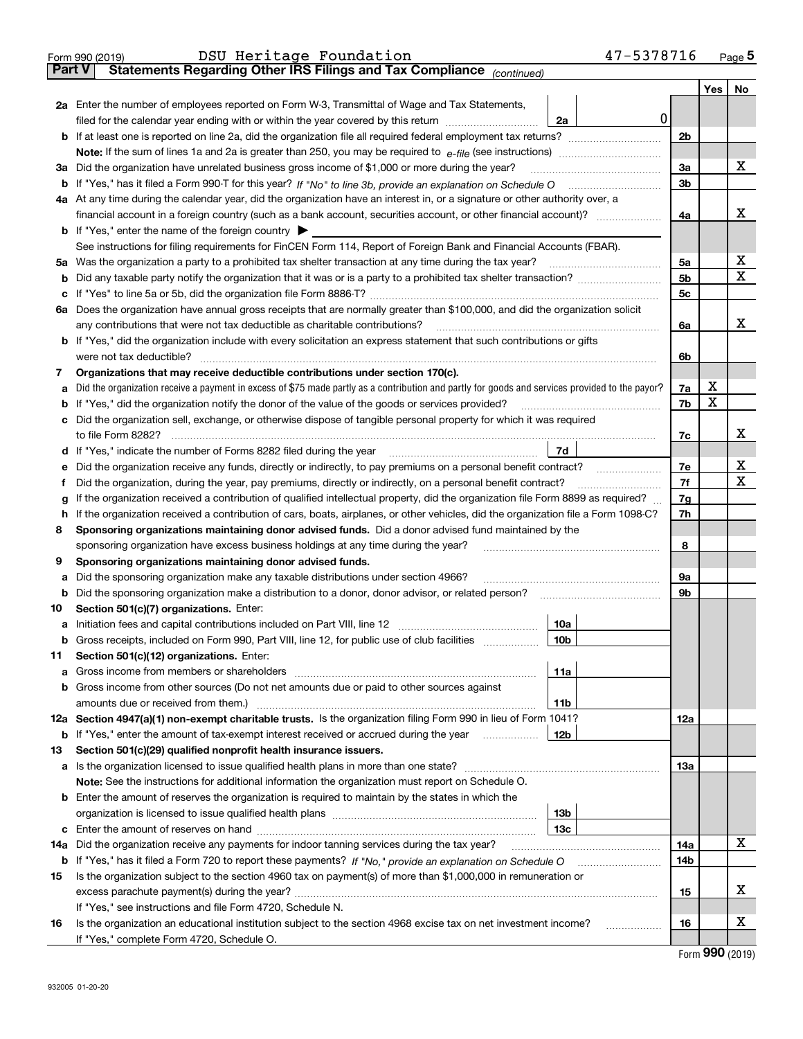Form 990 (2019) DSU Heritage Foundation 47-5378716

**Part V Statements Regarding Other IRS Filings and Tax Compliance** *(continued)*

| | | | | Yes | No |
|---|---|---|---|---|---|
| **2a** | Enter the number of employees reported on Form W-3, Transmittal of Wage and Tax Statements, filed for the calendar year ending with or within the year covered by this return | 2a | 0 | | |
| **b** | If at least one is reported on line 2a, did the organization file all required federal employment tax returns? | | 2b | | |
| | **Note:** If the sum of lines 1a and 2a is greater than 250, you may be required to *e-file* (see instructions) | | | | |
| **3a** | Did the organization have unrelated business gross income of $1,000 or more during the year? | | 3a | | X |
| **b** | If "Yes," has it filed a Form 990-T for this year? *If "No" to line 3b, provide an explanation on Schedule O* | | 3b | | |
| **4a** | At any time during the calendar year, did the organization have an interest in, or a signature or other authority over, a financial account in a foreign country (such as a bank account, securities account, or other financial account)? | | 4a | | X |
| **b** | If "Yes," enter the name of the foreign country ▶ | | | | |
| | See instructions for filing requirements for FinCEN Form 114, Report of Foreign Bank and Financial Accounts (FBAR). | | | | |
| **5a** | Was the organization a party to a prohibited tax shelter transaction at any time during the tax year? | | 5a | | X |
| **b** | Did any taxable party notify the organization that it was or is a party to a prohibited tax shelter transaction? | | 5b | | X |
| **c** | If "Yes" to line 5a or 5b, did the organization file Form 8886-T? | | 5c | | |
| **6a** | Does the organization have annual gross receipts that are normally greater than $100,000, and did the organization solicit any contributions that were not tax deductible as charitable contributions? | | 6a | | X |
| **b** | If "Yes," did the organization include with every solicitation an express statement that such contributions or gifts were not tax deductible? | | 6b | | |
| **7** | **Organizations that may receive deductible contributions under section 170(c).** | | | | |
| **a** | Did the organization receive a payment in excess of $75 made partly as a contribution and partly for goods and services provided to the payor? | | 7a | X | |
| **b** | If "Yes," did the organization notify the donor of the value of the goods or services provided? | | 7b | X | |
| **c** | Did the organization sell, exchange, or otherwise dispose of tangible personal property for which it was required to file Form 8282? | | 7c | | X |
| **d** | If "Yes," indicate the number of Forms 8282 filed during the year | 7d | | | |
| **e** | Did the organization receive any funds, directly or indirectly, to pay premiums on a personal benefit contract? | | 7e | | X |
| **f** | Did the organization, during the year, pay premiums, directly or indirectly, on a personal benefit contract? | | 7f | | X |
| **g** | If the organization received a contribution of qualified intellectual property, did the organization file Form 8899 as required? | | 7g | | |
| **h** | If the organization received a contribution of cars, boats, airplanes, or other vehicles, did the organization file a Form 1098-C? | | 7h | | |
| **8** | **Sponsoring organizations maintaining donor advised funds.** Did a donor advised fund maintained by the sponsoring organization have excess business holdings at any time during the year? | | 8 | | |
| **9** | **Sponsoring organizations maintaining donor advised funds.** | | | | |
| **a** | Did the sponsoring organization make any taxable distributions under section 4966? | | 9a | | |
| **b** | Did the sponsoring organization make a distribution to a donor, donor advisor, or related person? | | 9b | | |
| **10** | **Section 501(c)(7) organizations.** Enter: | | | | |
| **a** | Initiation fees and capital contributions included on Part VIII, line 12 | 10a | | | |
| **b** | Gross receipts, included on Form 990, Part VIII, line 12, for public use of club facilities | 10b | | | |
| **11** | **Section 501(c)(12) organizations.** Enter: | | | | |
| **a** | Gross income from members or shareholders | 11a | | | |
| **b** | Gross income from other sources (Do not net amounts due or paid to other sources against amounts due or received from them.) | 11b | | | |
| **12a** | **Section 4947(a)(1) non-exempt charitable trusts.** Is the organization filing Form 990 in lieu of Form 1041? | | 12a | | |
| **b** | If "Yes," enter the amount of tax-exempt interest received or accrued during the year | 12b | | | |
| **13** | **Section 501(c)(29) qualified nonprofit health insurance issuers.** | | | | |
| **a** | Is the organization licensed to issue qualified health plans in more than one state? | | 13a | | |
| | **Note:** See the instructions for additional information the organization must report on Schedule O. | | | | |
| **b** | Enter the amount of reserves the organization is required to maintain by the states in which the organization is licensed to issue qualified health plans | 13b | | | |
| **c** | Enter the amount of reserves on hand | 13c | | | |
| **14a** | Did the organization receive any payments for indoor tanning services during the tax year? | | 14a | | X |
| **b** | If "Yes," has it filed a Form 720 to report these payments? *If "No," provide an explanation on Schedule O* | | 14b | | |
| **15** | Is the organization subject to the section 4960 tax on payment(s) of more than $1,000,000 in remuneration or excess parachute payment(s) during the year? | | 15 | | X |
| | If "Yes," see instructions and file Form 4720, Schedule N. | | | | |
| **16** | Is the organization an educational institution subject to the section 4968 excise tax on net investment income? | | 16 | | X |
| | If "Yes," complete Form 4720, Schedule O. | | | | |

Form **990** (2019)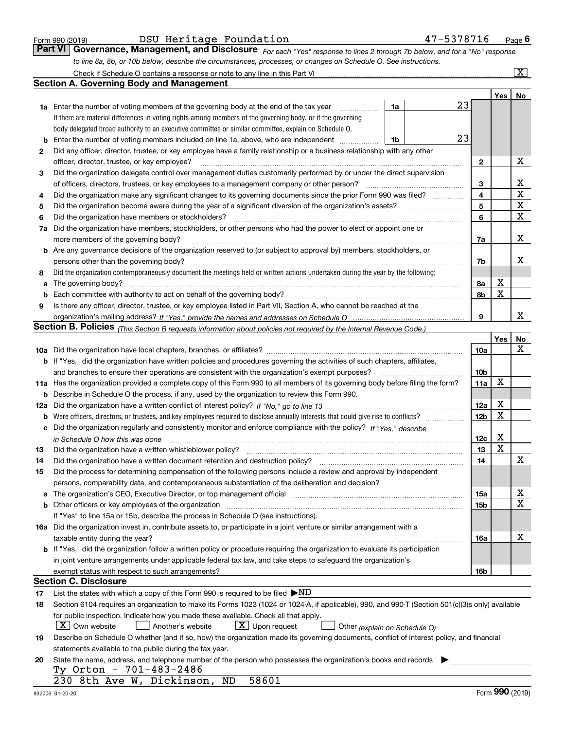Form 990 (2019) DSU Heritage Foundation 47-5378716 Page 6

## Part VI Governance, Management, and Disclosure

*For each "Yes" response to lines 2 through 7b below, and for a "No" response to line 8a, 8b, or 10b below, describe the circumstances, processes, or changes on Schedule O. See instructions.*

Check if Schedule O contains a response or note to any line in this Part VI [X]

### Section A. Governing Body and Management

| | | | | Yes | No |
|---|---|---|---|---|---|
| **1a** | Enter the number of voting members of the governing body at the end of the tax year. If there are material differences in voting rights among members of the governing body, or if the governing body delegated broad authority to an executive committee or similar committee, explain on Schedule O. | 1a | 23 | | |
| **b** | Enter the number of voting members included on line 1a, above, who are independent | 1b | 23 | | |
| **2** | Did any officer, director, trustee, or key employee have a family relationship or a business relationship with any other officer, director, trustee, or key employee? | | 2 | | X |
| **3** | Did the organization delegate control over management duties customarily performed by or under the direct supervision of officers, directors, trustees, or key employees to a management company or other person? | | 3 | | X |
| **4** | Did the organization make any significant changes to its governing documents since the prior Form 990 was filed? | | 4 | | X |
| **5** | Did the organization become aware during the year of a significant diversion of the organization's assets? | | 5 | | X |
| **6** | Did the organization have members or stockholders? | | 6 | | X |
| **7a** | Did the organization have members, stockholders, or other persons who had the power to elect or appoint one or more members of the governing body? | | 7a | | X |
| **b** | Are any governance decisions of the organization reserved to (or subject to approval by) members, stockholders, or persons other than the governing body? | | 7b | | X |
| **8** | Did the organization contemporaneously document the meetings held or written actions undertaken during the year by the following: | | | | |
| **a** | The governing body? | | 8a | X | |
| **b** | Each committee with authority to act on behalf of the governing body? | | 8b | X | |
| **9** | Is there any officer, director, trustee, or key employee listed in Part VII, Section A, who cannot be reached at the organization's mailing address? *If "Yes," provide the names and addresses on Schedule O* | | 9 | | X |

### Section B. Policies *(This Section B requests information about policies not required by the Internal Revenue Code.)*

| | | | Yes | No |
|---|---|---|---|---|
| **10a** | Did the organization have local chapters, branches, or affiliates? | 10a | | X |
| **b** | If "Yes," did the organization have written policies and procedures governing the activities of such chapters, affiliates, and branches to ensure their operations are consistent with the organization's exempt purposes? | 10b | | |
| **11a** | Has the organization provided a complete copy of this Form 990 to all members of its governing body before filing the form? | 11a | X | |
| **b** | Describe in Schedule O the process, if any, used by the organization to review this Form 990. | | | |
| **12a** | Did the organization have a written conflict of interest policy? *If "No," go to line 13* | 12a | X | |
| **b** | Were officers, directors, or trustees, and key employees required to disclose annually interests that could give rise to conflicts? | 12b | X | |
| **c** | Did the organization regularly and consistently monitor and enforce compliance with the policy? *If "Yes," describe in Schedule O how this was done* | 12c | X | |
| **13** | Did the organization have a written whistleblower policy? | 13 | X | |
| **14** | Did the organization have a written document retention and destruction policy? | 14 | | X |
| **15** | Did the process for determining compensation of the following persons include a review and approval by independent persons, comparability data, and contemporaneous substantiation of the deliberation and decision? | | | |
| **a** | The organization's CEO, Executive Director, or top management official | 15a | | X |
| **b** | Other officers or key employees of the organization. If "Yes" to line 15a or 15b, describe the process in Schedule O (see instructions). | 15b | | X |
| **16a** | Did the organization invest in, contribute assets to, or participate in a joint venture or similar arrangement with a taxable entity during the year? | 16a | | X |
| **b** | If "Yes," did the organization follow a written policy or procedure requiring the organization to evaluate its participation in joint venture arrangements under applicable federal tax law, and take steps to safeguard the organization's exempt status with respect to such arrangements? | 16b | | |

### Section C. Disclosure

**17** List the states with which a copy of this Form 990 is required to be filed ▶ND

**18** Section 6104 requires an organization to make its Forms 1023 (1024 or 1024-A, if applicable), 990, and 990-T (Section 501(c)(3)s only) available for public inspection. Indicate how you made these available. Check all that apply.

[X] Own website [ ] Another's website [X] Upon request [ ] Other *(explain on Schedule O)*

**19** Describe on Schedule O whether (and if so, how) the organization made its governing documents, conflict of interest policy, and financial statements available to the public during the tax year.

**20** State the name, address, and telephone number of the person who possesses the organization's books and records ▶

Ty Orton - 701-483-2486
230 8th Ave W, Dickinson, ND 58601

932006 01-20-20 Form **990** (2019)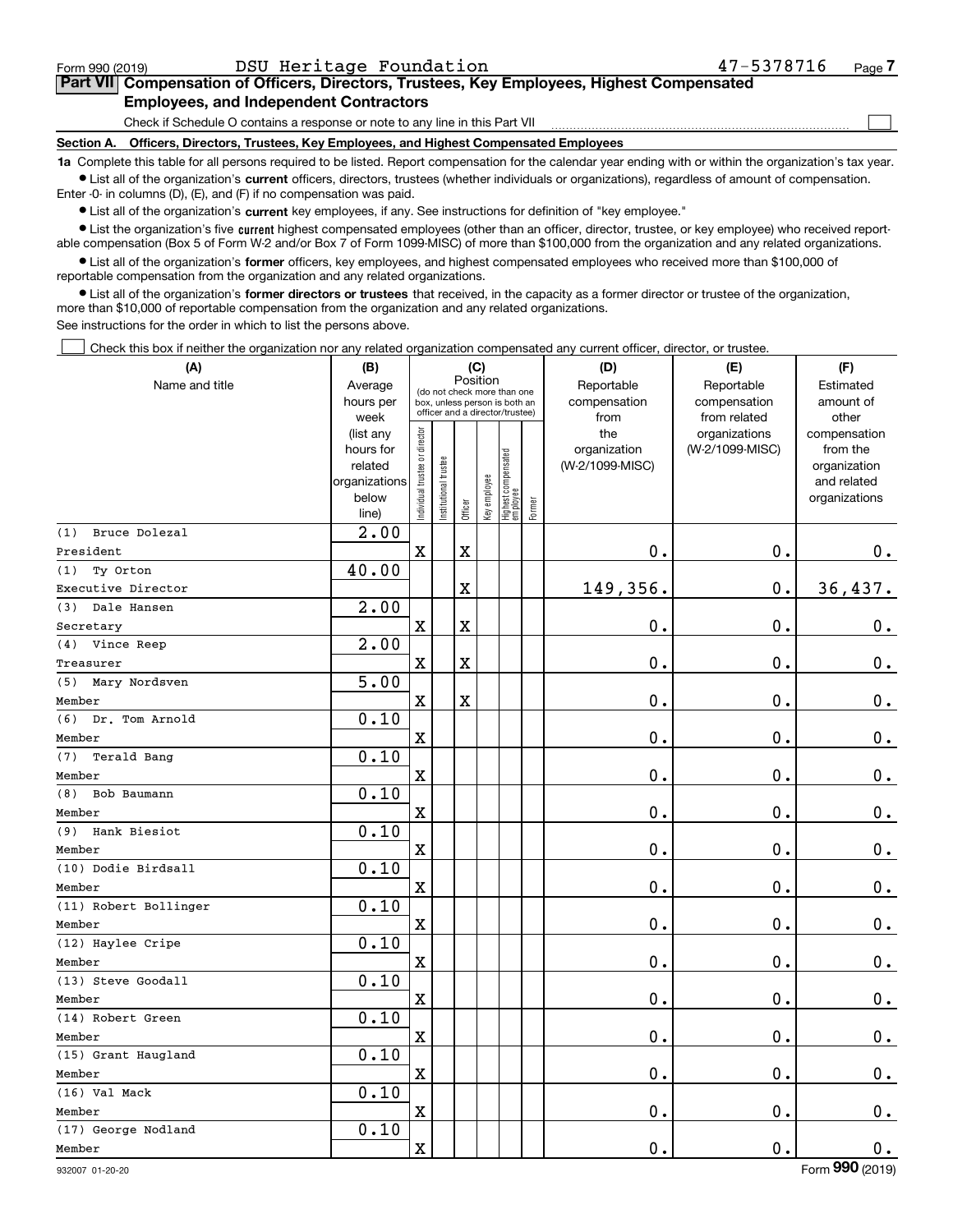Form 990 (2019) DSU Heritage Foundation 47-5378716 Page 7

**Part VII Compensation of Officers, Directors, Trustees, Key Employees, Highest Compensated Employees, and Independent Contractors**

Check if Schedule O contains a response or note to any line in this Part VII ☐

**Section A. Officers, Directors, Trustees, Key Employees, and Highest Compensated Employees**

**1a** Complete this table for all persons required to be listed. Report compensation for the calendar year ending with or within the organization's tax year.

• List all of the organization's **current** officers, directors, trustees (whether individuals or organizations), regardless of amount of compensation. Enter -0- in columns (D), (E), and (F) if no compensation was paid.

• List all of the organization's **current** key employees, if any. See instructions for definition of "key employee."

• List the organization's five **current** highest compensated employees (other than an officer, director, trustee, or key employee) who received reportable compensation (Box 5 of Form W-2 and/or Box 7 of Form 1099-MISC) of more than $100,000 from the organization and any related organizations.

• List all of the organization's **former** officers, key employees, and highest compensated employees who received more than $100,000 of reportable compensation from the organization and any related organizations.

• List all of the organization's **former directors or trustees** that received, in the capacity as a former director or trustee of the organization, more than $10,000 of reportable compensation from the organization and any related organizations.

See instructions for the order in which to list the persons above.

☐ Check this box if neither the organization nor any related organization compensated any current officer, director, or trustee.

| (A) Name and title | (B) Average hours per week (list any hours for related organizations below line) | (C) Position: Individual trustee or director | Institutional trustee | Officer | Key employee | Highest compensated employee | Former | (D) Reportable compensation from the organization (W-2/1099-MISC) | (E) Reportable compensation from related organizations (W-2/1099-MISC) | (F) Estimated amount of other compensation from the organization and related organizations |
|---|---|---|---|---|---|---|---|---|---|---|
| (1) Bruce Dolezal<br>President | 2.00 | X | | X | | | | 0. | 0. | 0. |
| (1) Ty Orton<br>Executive Director | 40.00 | | | X | | | | 149,356. | 0. | 36,437. |
| (3) Dale Hansen<br>Secretary | 2.00 | X | | X | | | | 0. | 0. | 0. |
| (4) Vince Reep<br>Treasurer | 2.00 | X | | X | | | | 0. | 0. | 0. |
| (5) Mary Nordsven<br>Member | 5.00 | X | | X | | | | 0. | 0. | 0. |
| (6) Dr. Tom Arnold<br>Member | 0.10 | X | | | | | | 0. | 0. | 0. |
| (7) Terald Bang<br>Member | 0.10 | X | | | | | | 0. | 0. | 0. |
| (8) Bob Baumann<br>Member | 0.10 | X | | | | | | 0. | 0. | 0. |
| (9) Hank Biesiot<br>Member | 0.10 | X | | | | | | 0. | 0. | 0. |
| (10) Dodie Birdsall<br>Member | 0.10 | X | | | | | | 0. | 0. | 0. |
| (11) Robert Bollinger<br>Member | 0.10 | X | | | | | | 0. | 0. | 0. |
| (12) Haylee Cripe<br>Member | 0.10 | X | | | | | | 0. | 0. | 0. |
| (13) Steve Goodall<br>Member | 0.10 | X | | | | | | 0. | 0. | 0. |
| (14) Robert Green<br>Member | 0.10 | X | | | | | | 0. | 0. | 0. |
| (15) Grant Haugland<br>Member | 0.10 | X | | | | | | 0. | 0. | 0. |
| (16) Val Mack<br>Member | 0.10 | X | | | | | | 0. | 0. | 0. |
| (17) George Nodland<br>Member | 0.10 | X | | | | | | 0. | 0. | 0. |

932007 01-20-20 Form 990 (2019)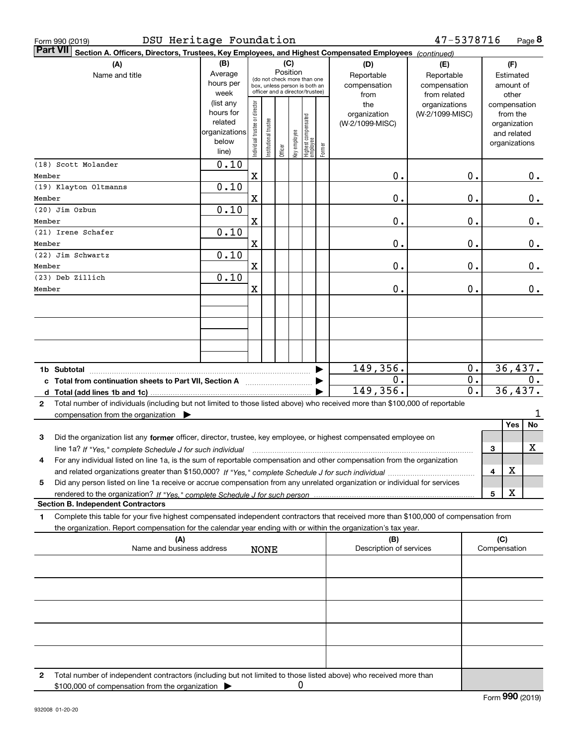Form 990 (2019) DSU Heritage Foundation 47-5378716

## Part VII Section A. Officers, Directors, Trustees, Key Employees, and Highest Compensated Employees *(continued)*

| (A) Name and title | (B) Average hours per week (list any hours for related organizations below line) | (C) Position: Individual trustee or director | Institutional trustee | Officer | Key employee | Highest compensated employee | Former | (D) Reportable compensation from the organization (W-2/1099-MISC) | (E) Reportable compensation from related organizations (W-2/1099-MISC) | (F) Estimated amount of other compensation from the organization and related organizations |
|---|---|---|---|---|---|---|---|---|---|---|
| (18) Scott Molander<br>Member | 0.10 | X | | | | | | 0. | 0. | 0. |
| (19) Klayton Oltmanns<br>Member | 0.10 | X | | | | | | 0. | 0. | 0. |
| (20) Jim Ozbun<br>Member | 0.10 | X | | | | | | 0. | 0. | 0. |
| (21) Irene Schafer<br>Member | 0.10 | X | | | | | | 0. | 0. | 0. |
| (22) Jim Schwartz<br>Member | 0.10 | X | | | | | | 0. | 0. | 0. |
| (23) Deb Zillich<br>Member | 0.10 | X | | | | | | 0. | 0. | 0. |

| | (D) | (E) | (F) |
|---|---|---|---|
| **1b Subtotal** | 149,356. | 0. | 36,437. |
| **c Total from continuation sheets to Part VII, Section A** | 0. | 0. | 0. |
| **d Total (add lines 1b and 1c)** | 149,356. | 0. | 36,437. |

**2** Total number of individuals (including but not limited to those listed above) who received more than $100,000 of reportable compensation from the organization ▶ 1

| | | Yes | No |
|---|---|---|---|
| **3** Did the organization list any **former** officer, director, trustee, key employee, or highest compensated employee on line 1a? *If "Yes," complete Schedule J for such individual* | 3 | | X |
| **4** For any individual listed on line 1a, is the sum of reportable compensation and other compensation from the organization and related organizations greater than $150,000? *If "Yes," complete Schedule J for such individual* | 4 | X | |
| **5** Did any person listed on line 1a receive or accrue compensation from any unrelated organization or individual for services rendered to the organization? *If "Yes," complete Schedule J for such person* | 5 | X | |

### Section B. Independent Contractors

**1** Complete this table for your five highest compensated independent contractors that received more than $100,000 of compensation from the organization. Report compensation for the calendar year ending with or within the organization's tax year.

| (A) Name and business address | (B) Description of services | (C) Compensation |
|---|---|---|
| NONE | | |
| | | |
| | | |
| | | |
| | | |

**2** Total number of independent contractors (including but not limited to those listed above) who received more than $100,000 of compensation from the organization ▶ 0

Form **990** (2019)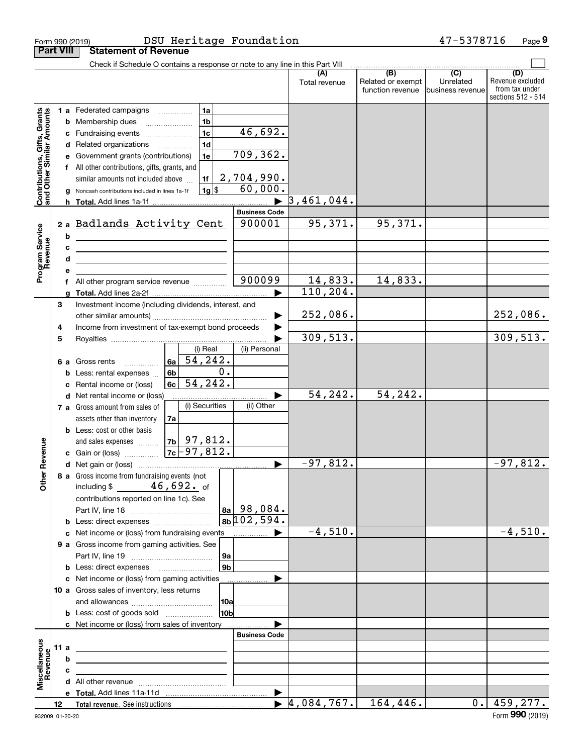Form 990 (2019) DSU Heritage Foundation 47-5378716

## Part VIII Statement of Revenue

Check if Schedule O contains a response or note to any line in this Part VIII

| | | | (A) Total revenue | (B) Related or exempt function revenue | (C) Unrelated business revenue | (D) Revenue excluded from tax under sections 512 - 514 |
|---|---|---|---|---|---|---|
| **Contributions, Gifts, Grants and Other Similar Amounts** | 1a Federated campaigns | 1a | | | | |
| | b Membership dues | 1b | | | | |
| | c Fundraising events | 1c 46,692. | | | | |
| | d Related organizations | 1d | | | | |
| | e Government grants (contributions) | 1e 709,362. | | | | |
| | f All other contributions, gifts, grants, and similar amounts not included above | 1f 2,704,990. | | | | |
| | g Noncash contributions included in lines 1a-1f | 1g $ 60,000. | | | | |
| | h Total. Add lines 1a-1f | | 3,461,044. | | | |
| **Program Service Revenue** | | Business Code | | | | |
| | 2a Badlands Activity Cent | 900001 | 95,371. | 95,371. | | |
| | b | | | | | |
| | c | | | | | |
| | d | | | | | |
| | e | | | | | |
| | f All other program service revenue | 900099 | 14,833. | 14,833. | | |
| | g Total. Add lines 2a-2f | | 110,204. | | | |
| **Other Revenue** | 3 Investment income (including dividends, interest, and other similar amounts) | | 252,086. | | | 252,086. |
| | 4 Income from investment of tax-exempt bond proceeds | | | | | |
| | 5 Royalties | | 309,513. | | | 309,513. |
| | 6a Gross rents: (i) Real 54,242.; (ii) Personal | 6a | | | | |
| | b Less: rental expenses: (i) Real 0. | 6b | | | | |
| | c Rental income or (loss): (i) Real 54,242. | 6c | | | | |
| | d Net rental income or (loss) | | 54,242. | 54,242. | | |
| | 7a Gross amount from sales of assets other than inventory: (i) Securities; (ii) Other | 7a | | | | |
| | b Less: cost or other basis and sales expenses: (i) Securities 97,812. | 7b | | | | |
| | c Gain or (loss): (i) Securities -97,812. | 7c | | | | |
| | d Net gain or (loss) | | -97,812. | | | -97,812. |
| | 8a Gross income from fundraising events (not including $ 46,692. of contributions reported on line 1c). See Part IV, line 18 | 8a 98,084. | | | | |
| | b Less: direct expenses | 8b 102,594. | | | | |
| | c Net income or (loss) from fundraising events | | -4,510. | | | -4,510. |
| | 9a Gross income from gaming activities. See Part IV, line 19 | 9a | | | | |
| | b Less: direct expenses | 9b | | | | |
| | c Net income or (loss) from gaming activities | | | | | |
| | 10a Gross sales of inventory, less returns and allowances | 10a | | | | |
| | b Less: cost of goods sold | 10b | | | | |
| | c Net income or (loss) from sales of inventory | | | | | |
| **Miscellaneous Revenue** | | Business Code | | | | |
| | 11a | | | | | |
| | b | | | | | |
| | c | | | | | |
| | d All other revenue | | | | | |
| | e Total. Add lines 11a-11d | | | | | |
| | 12 Total revenue. See instructions | | 4,084,767. | 164,446. | 0. | 459,277. |

932009 01-20-20 Form 990 (2019)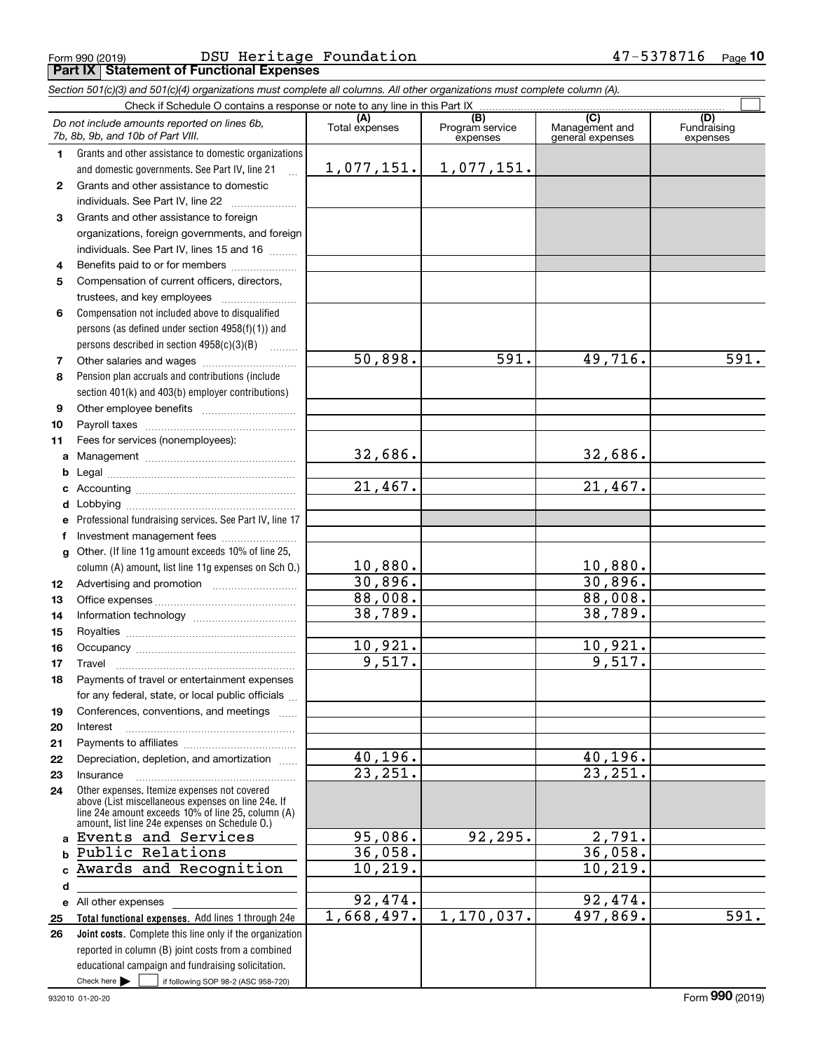Form 990 (2019) DSU Heritage Foundation 47-5378716 Page **10**

## Part IX Statement of Functional Expenses

*Section 501(c)(3) and 501(c)(4) organizations must complete all columns. All other organizations must complete column (A).*

Check if Schedule O contains a response or note to any line in this Part IX ☐

| | *Do not include amounts reported on lines 6b, 7b, 8b, 9b, and 10b of Part VIII.* | (A) Total expenses | (B) Program service expenses | (C) Management and general expenses | (D) Fundraising expenses |
|---|---|---|---|---|---|
| 1 | Grants and other assistance to domestic organizations and domestic governments. See Part IV, line 21 | 1,077,151. | 1,077,151. | | |
| 2 | Grants and other assistance to domestic individuals. See Part IV, line 22 | | | | |
| 3 | Grants and other assistance to foreign organizations, foreign governments, and foreign individuals. See Part IV, lines 15 and 16 | | | | |
| 4 | Benefits paid to or for members | | | | |
| 5 | Compensation of current officers, directors, trustees, and key employees | | | | |
| 6 | Compensation not included above to disqualified persons (as defined under section 4958(f)(1)) and persons described in section 4958(c)(3)(B) | | | | |
| 7 | Other salaries and wages | 50,898. | 591. | 49,716. | 591. |
| 8 | Pension plan accruals and contributions (include section 401(k) and 403(b) employer contributions) | | | | |
| 9 | Other employee benefits | | | | |
| 10 | Payroll taxes | | | | |
| 11 | Fees for services (nonemployees): | | | | |
| a | Management | 32,686. | | 32,686. | |
| b | Legal | | | | |
| c | Accounting | 21,467. | | 21,467. | |
| d | Lobbying | | | | |
| e | Professional fundraising services. See Part IV, line 17 | | | | |
| f | Investment management fees | | | | |
| g | Other. (If line 11g amount exceeds 10% of line 25, column (A) amount, list line 11g expenses on Sch O.) | 10,880. | | 10,880. | |
| 12 | Advertising and promotion | 30,896. | | 30,896. | |
| 13 | Office expenses | 88,008. | | 88,008. | |
| 14 | Information technology | 38,789. | | 38,789. | |
| 15 | Royalties | | | | |
| 16 | Occupancy | 10,921. | | 10,921. | |
| 17 | Travel | 9,517. | | 9,517. | |
| 18 | Payments of travel or entertainment expenses for any federal, state, or local public officials | | | | |
| 19 | Conferences, conventions, and meetings | | | | |
| 20 | Interest | | | | |
| 21 | Payments to affiliates | | | | |
| 22 | Depreciation, depletion, and amortization | 40,196. | | 40,196. | |
| 23 | Insurance | 23,251. | | 23,251. | |
| 24 | Other expenses. Itemize expenses not covered above (List miscellaneous expenses on line 24e. If line 24e amount exceeds 10% of line 25, column (A) amount, list line 24e expenses on Schedule O.) | | | | |
| a | Events and Services | 95,086. | 92,295. | 2,791. | |
| b | Public Relations | 36,058. | | 36,058. | |
| c | Awards and Recognition | 10,219. | | 10,219. | |
| d | | | | | |
| e | All other expenses | 92,474. | | 92,474. | |
| 25 | **Total functional expenses.** Add lines 1 through 24e | 1,668,497. | 1,170,037. | 497,869. | 591. |
| 26 | **Joint costs.** Complete this line only if the organization reported in column (B) joint costs from a combined educational campaign and fundraising solicitation. Check here ☐ if following SOP 98-2 (ASC 958-720) | | | | |

932010 01-20-20 Form **990** (2019)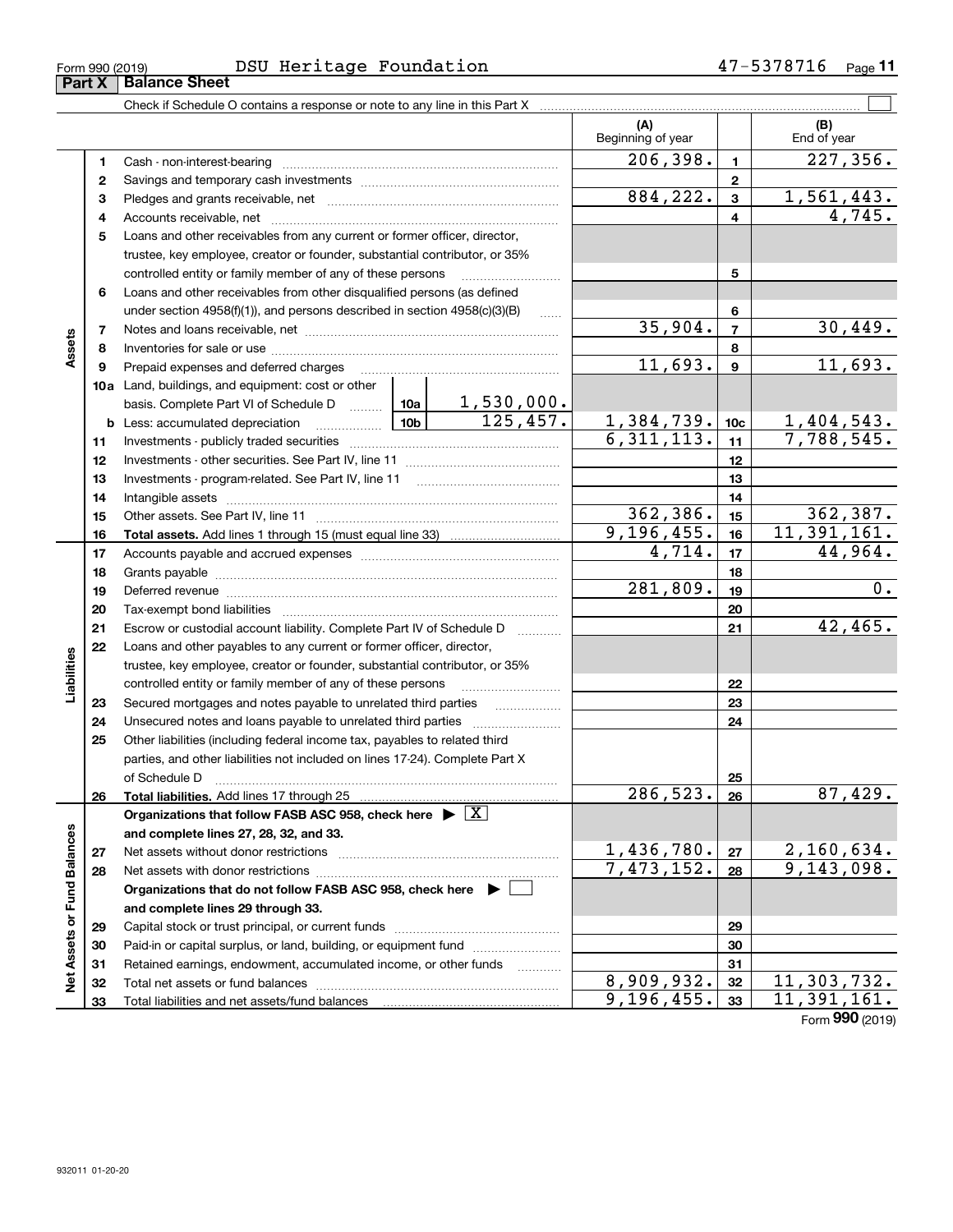Form 990 (2019) DSU Heritage Foundation 47-5378716

## Part X Balance Sheet

Check if Schedule O contains a response or note to any line in this Part X ☐

| Section | Line | Description | | | (A) Beginning of year | Line | (B) End of year |
|---|---|---|---|---|---|---|---|
| Assets | 1 | Cash - non-interest-bearing | | | 206,398. | 1 | 227,356. |
| | 2 | Savings and temporary cash investments | | | | 2 | |
| | 3 | Pledges and grants receivable, net | | | 884,222. | 3 | 1,561,443. |
| | 4 | Accounts receivable, net | | | | 4 | 4,745. |
| | 5 | Loans and other receivables from any current or former officer, director, trustee, key employee, creator or founder, substantial contributor, or 35% controlled entity or family member of any of these persons | | | | 5 | |
| | 6 | Loans and other receivables from other disqualified persons (as defined under section 4958(f)(1)), and persons described in section 4958(c)(3)(B) | | | | 6 | |
| | 7 | Notes and loans receivable, net | | | 35,904. | 7 | 30,449. |
| | 8 | Inventories for sale or use | | | | 8 | |
| | 9 | Prepaid expenses and deferred charges | | | 11,693. | 9 | 11,693. |
| | 10a | Land, buildings, and equipment: cost or other basis. Complete Part VI of Schedule D | 10a | 1,530,000. | | | |
| | b | Less: accumulated depreciation | 10b | 125,457. | 1,384,739. | 10c | 1,404,543. |
| | 11 | Investments - publicly traded securities | | | 6,311,113. | 11 | 7,788,545. |
| | 12 | Investments - other securities. See Part IV, line 11 | | | | 12 | |
| | 13 | Investments - program-related. See Part IV, line 11 | | | | 13 | |
| | 14 | Intangible assets | | | | 14 | |
| | 15 | Other assets. See Part IV, line 11 | | | 362,386. | 15 | 362,387. |
| | 16 | **Total assets.** Add lines 1 through 15 (must equal line 33) | | | 9,196,455. | 16 | 11,391,161. |
| Liabilities | 17 | Accounts payable and accrued expenses | | | 4,714. | 17 | 44,964. |
| | 18 | Grants payable | | | | 18 | |
| | 19 | Deferred revenue | | | 281,809. | 19 | 0. |
| | 20 | Tax-exempt bond liabilities | | | | 20 | |
| | 21 | Escrow or custodial account liability. Complete Part IV of Schedule D | | | | 21 | 42,465. |
| | 22 | Loans and other payables to any current or former officer, director, trustee, key employee, creator or founder, substantial contributor, or 35% controlled entity or family member of any of these persons | | | | 22 | |
| | 23 | Secured mortgages and notes payable to unrelated third parties | | | | 23 | |
| | 24 | Unsecured notes and loans payable to unrelated third parties | | | | 24 | |
| | 25 | Other liabilities (including federal income tax, payables to related third parties, and other liabilities not included on lines 17-24). Complete Part X of Schedule D | | | | 25 | |
| | 26 | **Total liabilities.** Add lines 17 through 25 | | | 286,523. | 26 | 87,429. |
| Net Assets or Fund Balances | | **Organizations that follow FASB ASC 958, check here ▶ ☒ and complete lines 27, 28, 32, and 33.** | | | | | |
| | 27 | Net assets without donor restrictions | | | 1,436,780. | 27 | 2,160,634. |
| | 28 | Net assets with donor restrictions | | | 7,473,152. | 28 | 9,143,098. |
| | | **Organizations that do not follow FASB ASC 958, check here ▶ ☐ and complete lines 29 through 33.** | | | | | |
| | 29 | Capital stock or trust principal, or current funds | | | | 29 | |
| | 30 | Paid-in or capital surplus, or land, building, or equipment fund | | | | 30 | |
| | 31 | Retained earnings, endowment, accumulated income, or other funds | | | | 31 | |
| | 32 | Total net assets or fund balances | | | 8,909,932. | 32 | 11,303,732. |
| | 33 | Total liabilities and net assets/fund balances | | | 9,196,455. | 33 | 11,391,161. |

Form **990** (2019)

932011 01-20-20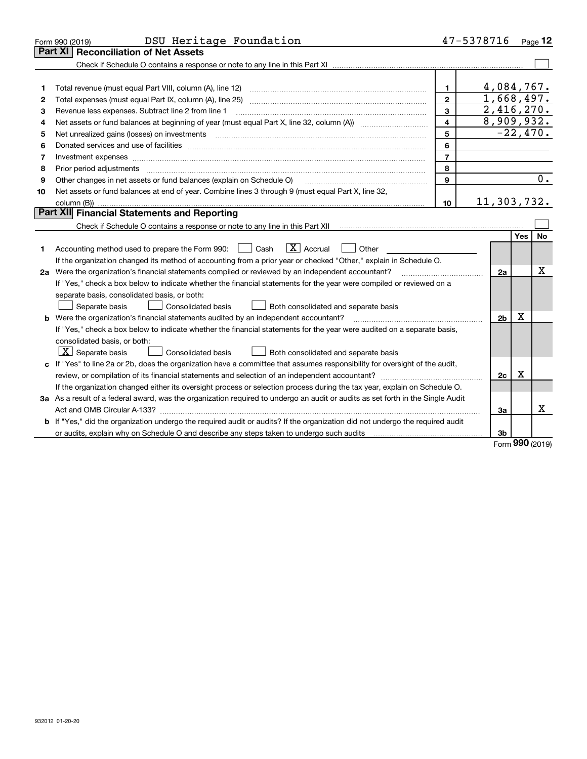Form 990 (2019) DSU Heritage Foundation 47-5378716

## Part XI Reconciliation of Net Assets

Check if Schedule O contains a response or note to any line in this Part XI ☐

| | | | |
|---|---|---|---|
| 1 | Total revenue (must equal Part VIII, column (A), line 12) | 1 | 4,084,767. |
| 2 | Total expenses (must equal Part IX, column (A), line 25) | 2 | 1,668,497. |
| 3 | Revenue less expenses. Subtract line 2 from line 1 | 3 | 2,416,270. |
| 4 | Net assets or fund balances at beginning of year (must equal Part X, line 32, column (A)) | 4 | 8,909,932. |
| 5 | Net unrealized gains (losses) on investments | 5 | -22,470. |
| 6 | Donated services and use of facilities | 6 | |
| 7 | Investment expenses | 7 | |
| 8 | Prior period adjustments | 8 | |
| 9 | Other changes in net assets or fund balances (explain on Schedule O) | 9 | 0. |
| 10 | Net assets or fund balances at end of year. Combine lines 3 through 9 (must equal Part X, line 32, column (B)) | 10 | 11,303,732. |

## Part XII Financial Statements and Reporting

Check if Schedule O contains a response or note to any line in this Part XII ☐

| | | | Yes | No |
|---|---|---|---|---|
| 1 | Accounting method used to prepare the Form 990: ☐ Cash ☒ Accrual ☐ Other | | | |
| | If the organization changed its method of accounting from a prior year or checked "Other," explain in Schedule O. | | | |
| 2a | Were the organization's financial statements compiled or reviewed by an independent accountant? | 2a | | X |
| | If "Yes," check a box below to indicate whether the financial statements for the year were compiled or reviewed on a separate basis, consolidated basis, or both: ☐ Separate basis ☐ Consolidated basis ☐ Both consolidated and separate basis | | | |
| b | Were the organization's financial statements audited by an independent accountant? | 2b | X | |
| | If "Yes," check a box below to indicate whether the financial statements for the year were audited on a separate basis, consolidated basis, or both: ☒ Separate basis ☐ Consolidated basis ☐ Both consolidated and separate basis | | | |
| c | If "Yes" to line 2a or 2b, does the organization have a committee that assumes responsibility for oversight of the audit, review, or compilation of its financial statements and selection of an independent accountant? | 2c | X | |
| | If the organization changed either its oversight process or selection process during the tax year, explain on Schedule O. | | | |
| 3a | As a result of a federal award, was the organization required to undergo an audit or audits as set forth in the Single Audit Act and OMB Circular A-133? | 3a | | X |
| b | If "Yes," did the organization undergo the required audit or audits? If the organization did not undergo the required audit or audits, explain why on Schedule O and describe any steps taken to undergo such audits | 3b | | |

Form 990 (2019)

932012 01-20-20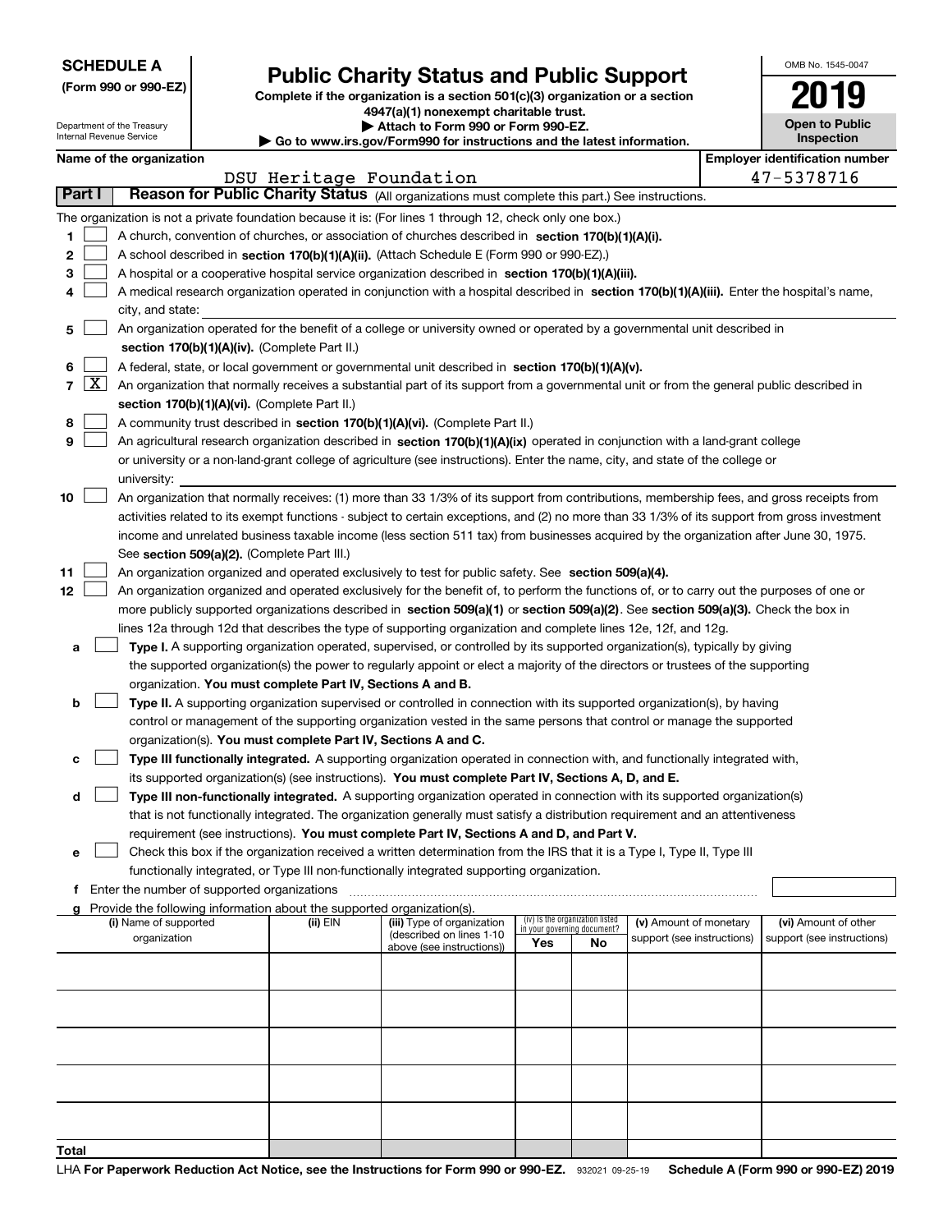**SCHEDULE A**
**(Form 990 or 990-EZ)**

Department of the Treasury
Internal Revenue Service

# Public Charity Status and Public Support

**Complete if the organization is a section 501(c)(3) organization or a section 4947(a)(1) nonexempt charitable trust.**
**▶ Attach to Form 990 or Form 990-EZ.**
**▶ Go to www.irs.gov/Form990 for instructions and the latest information.**

OMB No. 1545-0047

**2019**

**Open to Public Inspection**

**Name of the organization:** DSU Heritage Foundation

**Employer identification number:** 47-5378716

## Part I Reason for Public Charity Status (All organizations must complete this part.) See instructions.

The organization is not a private foundation because it is: (For lines 1 through 12, check only one box.)

1. [ ] A church, convention of churches, or association of churches described in **section 170(b)(1)(A)(i).**
2. [ ] A school described in **section 170(b)(1)(A)(ii).** (Attach Schedule E (Form 990 or 990-EZ).)
3. [ ] A hospital or a cooperative hospital service organization described in **section 170(b)(1)(A)(iii).**
4. [ ] A medical research organization operated in conjunction with a hospital described in **section 170(b)(1)(A)(iii).** Enter the hospital's name, city, and state:
5. [ ] An organization operated for the benefit of a college or university owned or operated by a governmental unit described in **section 170(b)(1)(A)(iv).** (Complete Part II.)
6. [ ] A federal, state, or local government or governmental unit described in **section 170(b)(1)(A)(v).**
7. [X] An organization that normally receives a substantial part of its support from a governmental unit or from the general public described in **section 170(b)(1)(A)(vi).** (Complete Part II.)
8. [ ] A community trust described in **section 170(b)(1)(A)(vi).** (Complete Part II.)
9. [ ] An agricultural research organization described in **section 170(b)(1)(A)(ix)** operated in conjunction with a land-grant college or university or a non-land-grant college of agriculture (see instructions). Enter the name, city, and state of the college or university:
10. [ ] An organization that normally receives: (1) more than 33 1/3% of its support from contributions, membership fees, and gross receipts from activities related to its exempt functions - subject to certain exceptions, and (2) no more than 33 1/3% of its support from gross investment income and unrelated business taxable income (less section 511 tax) from businesses acquired by the organization after June 30, 1975. See **section 509(a)(2).** (Complete Part III.)
11. [ ] An organization organized and operated exclusively to test for public safety. See **section 509(a)(4).**
12. [ ] An organization organized and operated exclusively for the benefit of, to perform the functions of, or to carry out the purposes of one or more publicly supported organizations described in **section 509(a)(1)** or **section 509(a)(2).** See **section 509(a)(3).** Check the box in lines 12a through 12d that describes the type of supporting organization and complete lines 12e, 12f, and 12g.
   - **a** [ ] **Type I.** A supporting organization operated, supervised, or controlled by its supported organization(s), typically by giving the supported organization(s) the power to regularly appoint or elect a majority of the directors or trustees of the supporting organization. **You must complete Part IV, Sections A and B.**
   - **b** [ ] **Type II.** A supporting organization supervised or controlled in connection with its supported organization(s), by having control or management of the supporting organization vested in the same persons that control or manage the supported organization(s). **You must complete Part IV, Sections A and C.**
   - **c** [ ] **Type III functionally integrated.** A supporting organization operated in connection with, and functionally integrated with, its supported organization(s) (see instructions). **You must complete Part IV, Sections A, D, and E.**
   - **d** [ ] **Type III non-functionally integrated.** A supporting organization operated in connection with its supported organization(s) that is not functionally integrated. The organization generally must satisfy a distribution requirement and an attentiveness requirement (see instructions). **You must complete Part IV, Sections A and D, and Part V.**
   - **e** [ ] Check this box if the organization received a written determination from the IRS that it is a Type I, Type II, Type III functionally integrated, or Type III non-functionally integrated supporting organization.
   - **f** Enter the number of supported organizations
   - **g** Provide the following information about the supported organization(s).

| (i) Name of supported organization | (ii) EIN | (iii) Type of organization (described on lines 1-10 above (see instructions)) | (iv) Is the organization listed in your governing document? Yes | No | (v) Amount of monetary support (see instructions) | (vi) Amount of other support (see instructions) |
|---|---|---|---|---|---|---|
| | | | | | | |
| | | | | | | |
| | | | | | | |
| | | | | | | |
| | | | | | | |
| **Total** | | | | | | |

LHA **For Paperwork Reduction Act Notice, see the Instructions for Form 990 or 990-EZ.** 932021 09-25-19 **Schedule A (Form 990 or 990-EZ) 2019**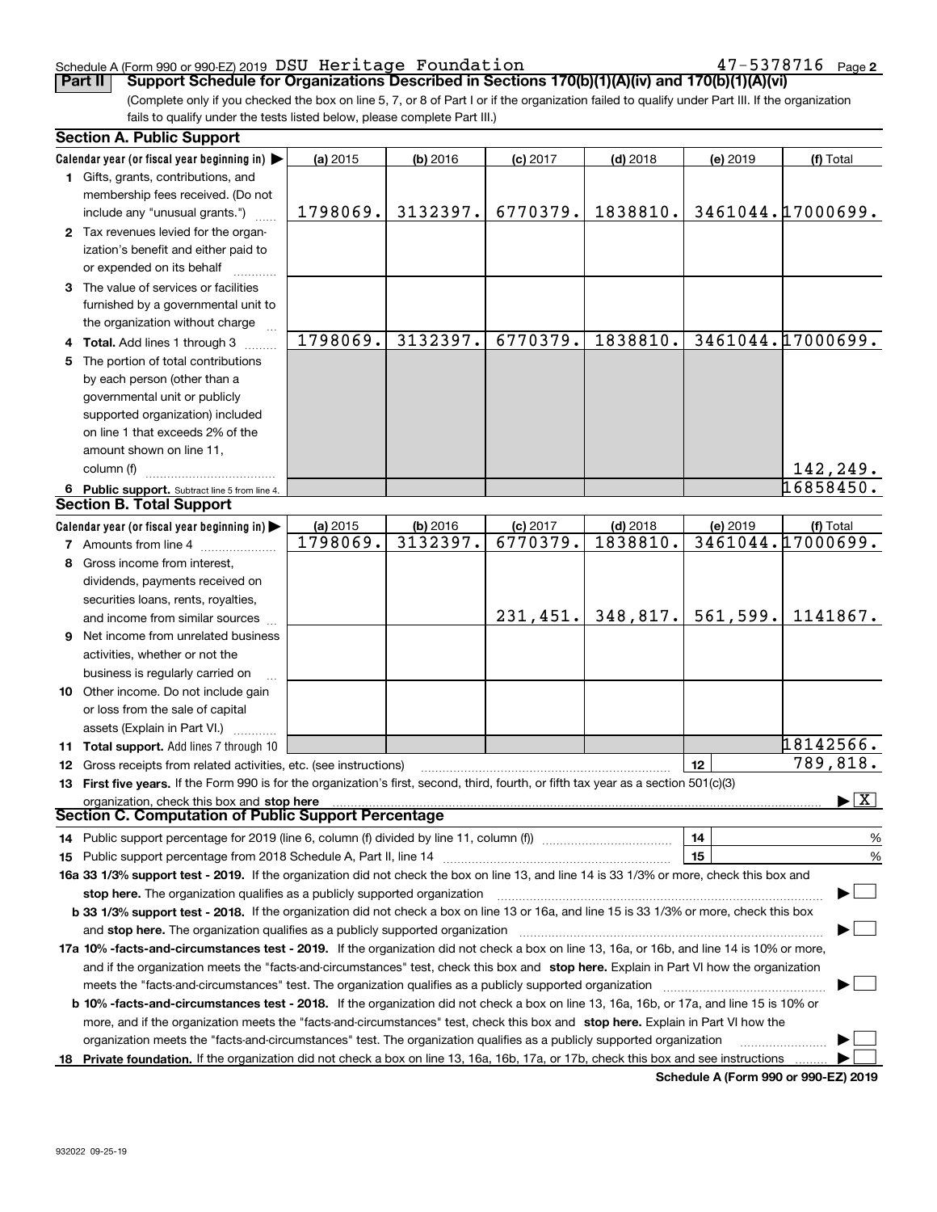Schedule A (Form 990 or 990-EZ) 2019 DSU Heritage Foundation 47-5378716 Page 2

**Part II Support Schedule for Organizations Described in Sections 170(b)(1)(A)(iv) and 170(b)(1)(A)(vi)**

(Complete only if you checked the box on line 5, 7, or 8 of Part I or if the organization failed to qualify under Part III. If the organization fails to qualify under the tests listed below, please complete Part III.)

### Section A. Public Support

| Calendar year (or fiscal year beginning in) ▶ | (a) 2015 | (b) 2016 | (c) 2017 | (d) 2018 | (e) 2019 | (f) Total |
|---|---|---|---|---|---|---|
| **1** Gifts, grants, contributions, and membership fees received. (Do not include any "unusual grants.") | 1798069. | 3132397. | 6770379. | 1838810. | 3461044. | 17000699. |
| **2** Tax revenues levied for the organization's benefit and either paid to or expended on its behalf | | | | | | |
| **3** The value of services or facilities furnished by a governmental unit to the organization without charge | | | | | | |
| **4 Total.** Add lines 1 through 3 | 1798069. | 3132397. | 6770379. | 1838810. | 3461044. | 17000699. |
| **5** The portion of total contributions by each person (other than a governmental unit or publicly supported organization) included on line 1 that exceeds 2% of the amount shown on line 11, column (f) | | | | | | 142,249. |
| **6 Public support.** Subtract line 5 from line 4. | | | | | | 16858450. |

### Section B. Total Support

| Calendar year (or fiscal year beginning in) ▶ | (a) 2015 | (b) 2016 | (c) 2017 | (d) 2018 | (e) 2019 | (f) Total |
|---|---|---|---|---|---|---|
| **7** Amounts from line 4 | 1798069. | 3132397. | 6770379. | 1838810. | 3461044. | 17000699. |
| **8** Gross income from interest, dividends, payments received on securities loans, rents, royalties, and income from similar sources | | | 231,451. | 348,817. | 561,599. | 1141867. |
| **9** Net income from unrelated business activities, whether or not the business is regularly carried on | | | | | | |
| **10** Other income. Do not include gain or loss from the sale of capital assets (Explain in Part VI.) | | | | | | |
| **11 Total support.** Add lines 7 through 10 | | | | | | 18142566. |

**12** Gross receipts from related activities, etc. (see instructions) | **12** | 789,818.

**13 First five years.** If the Form 990 is for the organization's first, second, third, fourth, or fifth tax year as a section 501(c)(3) organization, check this box and **stop here** ▶ [X]

### Section C. Computation of Public Support Percentage

**14** Public support percentage for 2019 (line 6, column (f) divided by line 11, column (f)) | **14** | %

**15** Public support percentage from 2018 Schedule A, Part II, line 14 | **15** | %

**16a 33 1/3% support test - 2019.** If the organization did not check the box on line 13, and line 14 is 33 1/3% or more, check this box and **stop here.** The organization qualifies as a publicly supported organization ▶ [ ]

**b 33 1/3% support test - 2018.** If the organization did not check a box on line 13 or 16a, and line 15 is 33 1/3% or more, check this box and **stop here.** The organization qualifies as a publicly supported organization ▶ [ ]

**17a 10% -facts-and-circumstances test - 2019.** If the organization did not check a box on line 13, 16a, or 16b, and line 14 is 10% or more, and if the organization meets the "facts-and-circumstances" test, check this box and **stop here.** Explain in Part VI how the organization meets the "facts-and-circumstances" test. The organization qualifies as a publicly supported organization ▶ [ ]

**b 10% -facts-and-circumstances test - 2018.** If the organization did not check a box on line 13, 16a, 16b, or 17a, and line 15 is 10% or more, and if the organization meets the "facts-and-circumstances" test, check this box and **stop here.** Explain in Part VI how the organization meets the "facts-and-circumstances" test. The organization qualifies as a publicly supported organization ▶ [ ]

**18 Private foundation.** If the organization did not check a box on line 13, 16a, 16b, 17a, or 17b, check this box and see instructions ▶ [ ]

**Schedule A (Form 990 or 990-EZ) 2019**

932022 09-25-19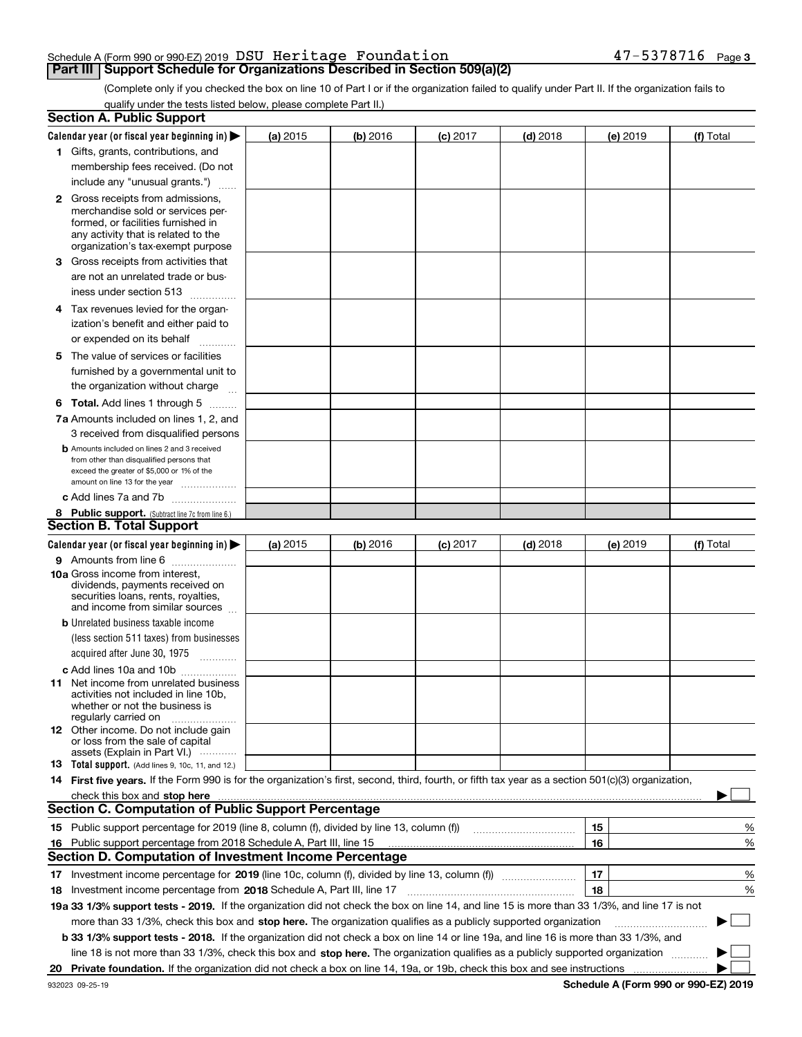Schedule A (Form 990 or 990-EZ) 2019 DSU Heritage Foundation 47-5378716 Page 3

## Part III Support Schedule for Organizations Described in Section 509(a)(2)

(Complete only if you checked the box on line 10 of Part I or if the organization failed to qualify under Part II. If the organization fails to qualify under the tests listed below, please complete Part II.)

### Section A. Public Support

| Calendar year (or fiscal year beginning in) ▶ | (a) 2015 | (b) 2016 | (c) 2017 | (d) 2018 | (e) 2019 | (f) Total |
|---|---|---|---|---|---|---|
| **1** Gifts, grants, contributions, and membership fees received. (Do not include any "unusual grants.") | | | | | | |
| **2** Gross receipts from admissions, merchandise sold or services performed, or facilities furnished in any activity that is related to the organization's tax-exempt purpose | | | | | | |
| **3** Gross receipts from activities that are not an unrelated trade or business under section 513 | | | | | | |
| **4** Tax revenues levied for the organization's benefit and either paid to or expended on its behalf | | | | | | |
| **5** The value of services or facilities furnished by a governmental unit to the organization without charge | | | | | | |
| **6 Total.** Add lines 1 through 5 | | | | | | |
| **7a** Amounts included on lines 1, 2, and 3 received from disqualified persons | | | | | | |
| **b** Amounts included on lines 2 and 3 received from other than disqualified persons that exceed the greater of $5,000 or 1% of the amount on line 13 for the year | | | | | | |
| **c** Add lines 7a and 7b | | | | | | |
| **8 Public support.** (Subtract line 7c from line 6.) | | | | | | |

### Section B. Total Support

| Calendar year (or fiscal year beginning in) ▶ | (a) 2015 | (b) 2016 | (c) 2017 | (d) 2018 | (e) 2019 | (f) Total |
|---|---|---|---|---|---|---|
| **9** Amounts from line 6 | | | | | | |
| **10a** Gross income from interest, dividends, payments received on securities loans, rents, royalties, and income from similar sources | | | | | | |
| **b** Unrelated business taxable income (less section 511 taxes) from businesses acquired after June 30, 1975 | | | | | | |
| **c** Add lines 10a and 10b | | | | | | |
| **11** Net income from unrelated business activities not included in line 10b, whether or not the business is regularly carried on | | | | | | |
| **12** Other income. Do not include gain or loss from the sale of capital assets (Explain in Part VI.) | | | | | | |
| **13 Total support.** (Add lines 9, 10c, 11, and 12.) | | | | | | |

**14 First five years.** If the Form 990 is for the organization's first, second, third, fourth, or fifth tax year as a section 501(c)(3) organization, check this box and **stop here** ▶ ☐

### Section C. Computation of Public Support Percentage

| | | | |
|---|---|---|---|
| **15** | Public support percentage for 2019 (line 8, column (f), divided by line 13, column (f)) | 15 | % |
| **16** | Public support percentage from 2018 Schedule A, Part III, line 15 | 16 | % |

### Section D. Computation of Investment Income Percentage

| | | | |
|---|---|---|---|
| **17** | Investment income percentage for **2019** (line 10c, column (f), divided by line 13, column (f)) | 17 | % |
| **18** | Investment income percentage from **2018** Schedule A, Part III, line 17 | 18 | % |

**19a 33 1/3% support tests - 2019.** If the organization did not check the box on line 14, and line 15 is more than 33 1/3%, and line 17 is not more than 33 1/3%, check this box and **stop here.** The organization qualifies as a publicly supported organization ▶ ☐

**b 33 1/3% support tests - 2018.** If the organization did not check a box on line 14 or line 19a, and line 16 is more than 33 1/3%, and line 18 is not more than 33 1/3%, check this box and **stop here.** The organization qualifies as a publicly supported organization ▶ ☐

**20 Private foundation.** If the organization did not check a box on line 14, 19a, or 19b, check this box and see instructions ▶ ☐

932023 09-25-19 **Schedule A (Form 990 or 990-EZ) 2019**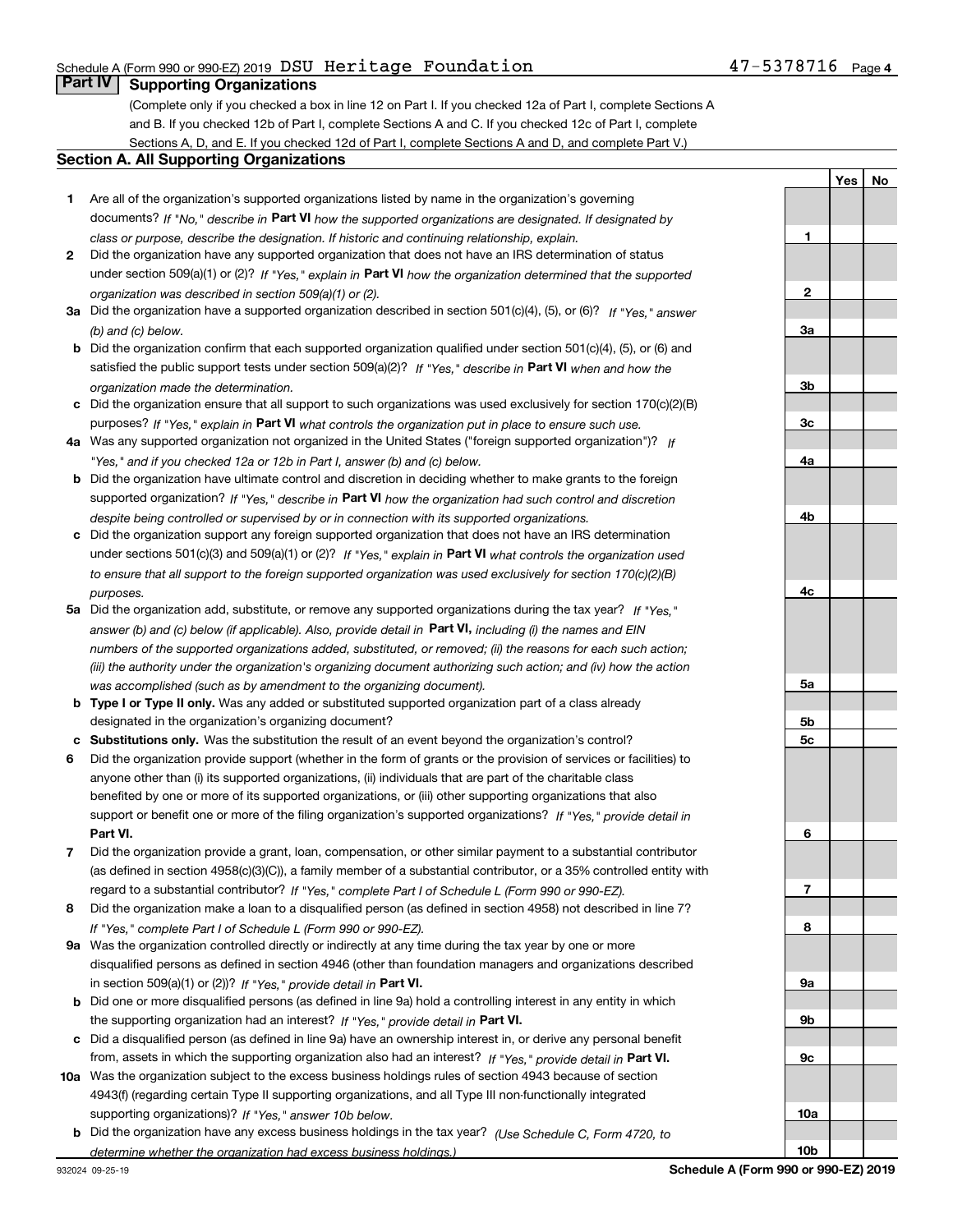Schedule A (Form 990 or 990-EZ) 2019 DSU Heritage Foundation 47-5378716 Page 4

## Part IV Supporting Organizations

(Complete only if you checked a box in line 12 on Part I. If you checked 12a of Part I, complete Sections A and B. If you checked 12b of Part I, complete Sections A and C. If you checked 12c of Part I, complete Sections A, D, and E. If you checked 12d of Part I, complete Sections A and D, and complete Part V.)

### Section A. All Supporting Organizations

| | | | Yes | No |
|---|---|---|---|---|
| 1 | Are all of the organization's supported organizations listed by name in the organization's governing documents? *If "No," describe in* **Part VI** *how the supported organizations are designated. If designated by class or purpose, describe the designation. If historic and continuing relationship, explain.* | 1 | | |
| 2 | Did the organization have any supported organization that does not have an IRS determination of status under section 509(a)(1) or (2)? *If "Yes," explain in* **Part VI** *how the organization determined that the supported organization was described in section 509(a)(1) or (2).* | 2 | | |
| 3a | Did the organization have a supported organization described in section 501(c)(4), (5), or (6)? *If "Yes," answer (b) and (c) below.* | 3a | | |
| b | Did the organization confirm that each supported organization qualified under section 501(c)(4), (5), or (6) and satisfied the public support tests under section 509(a)(2)? *If "Yes," describe in* **Part VI** *when and how the organization made the determination.* | 3b | | |
| c | Did the organization ensure that all support to such organizations was used exclusively for section 170(c)(2)(B) purposes? *If "Yes," explain in* **Part VI** *what controls the organization put in place to ensure such use.* | 3c | | |
| 4a | Was any supported organization not organized in the United States ("foreign supported organization")? *If "Yes," and if you checked 12a or 12b in Part I, answer (b) and (c) below.* | 4a | | |
| b | Did the organization have ultimate control and discretion in deciding whether to make grants to the foreign supported organization? *If "Yes," describe in* **Part VI** *how the organization had such control and discretion despite being controlled or supervised by or in connection with its supported organizations.* | 4b | | |
| c | Did the organization support any foreign supported organization that does not have an IRS determination under sections 501(c)(3) and 509(a)(1) or (2)? *If "Yes," explain in* **Part VI** *what controls the organization used to ensure that all support to the foreign supported organization was used exclusively for section 170(c)(2)(B) purposes.* | 4c | | |
| 5a | Did the organization add, substitute, or remove any supported organizations during the tax year? *If "Yes," answer (b) and (c) below (if applicable). Also, provide detail in* **Part VI,** *including (i) the names and EIN numbers of the supported organizations added, substituted, or removed; (ii) the reasons for each such action; (iii) the authority under the organization's organizing document authorizing such action; and (iv) how the action was accomplished (such as by amendment to the organizing document).* | 5a | | |
| b | **Type I or Type II only.** Was any added or substituted supported organization part of a class already designated in the organization's organizing document? | 5b | | |
| c | **Substitutions only.** Was the substitution the result of an event beyond the organization's control? | 5c | | |
| 6 | Did the organization provide support (whether in the form of grants or the provision of services or facilities) to anyone other than (i) its supported organizations, (ii) individuals that are part of the charitable class benefited by one or more of its supported organizations, or (iii) other supporting organizations that also support or benefit one or more of the filing organization's supported organizations? *If "Yes," provide detail in* **Part VI.** | 6 | | |
| 7 | Did the organization provide a grant, loan, compensation, or other similar payment to a substantial contributor (as defined in section 4958(c)(3)(C)), a family member of a substantial contributor, or a 35% controlled entity with regard to a substantial contributor? *If "Yes," complete Part I of Schedule L (Form 990 or 990-EZ).* | 7 | | |
| 8 | Did the organization make a loan to a disqualified person (as defined in section 4958) not described in line 7? *If "Yes," complete Part I of Schedule L (Form 990 or 990-EZ).* | 8 | | |
| 9a | Was the organization controlled directly or indirectly at any time during the tax year by one or more disqualified persons as defined in section 4946 (other than foundation managers and organizations described in section 509(a)(1) or (2))? *If "Yes," provide detail in* **Part VI.** | 9a | | |
| b | Did one or more disqualified persons (as defined in line 9a) hold a controlling interest in any entity in which the supporting organization had an interest? *If "Yes," provide detail in* **Part VI.** | 9b | | |
| c | Did a disqualified person (as defined in line 9a) have an ownership interest in, or derive any personal benefit from, assets in which the supporting organization also had an interest? *If "Yes," provide detail in* **Part VI.** | 9c | | |
| 10a | Was the organization subject to the excess business holdings rules of section 4943 because of section 4943(f) (regarding certain Type II supporting organizations, and all Type III non-functionally integrated supporting organizations)? *If "Yes," answer 10b below.* | 10a | | |
| b | Did the organization have any excess business holdings in the tax year? *(Use Schedule C, Form 4720, to determine whether the organization had excess business holdings.)* | 10b | | |

932024 09-25-19 **Schedule A (Form 990 or 990-EZ) 2019**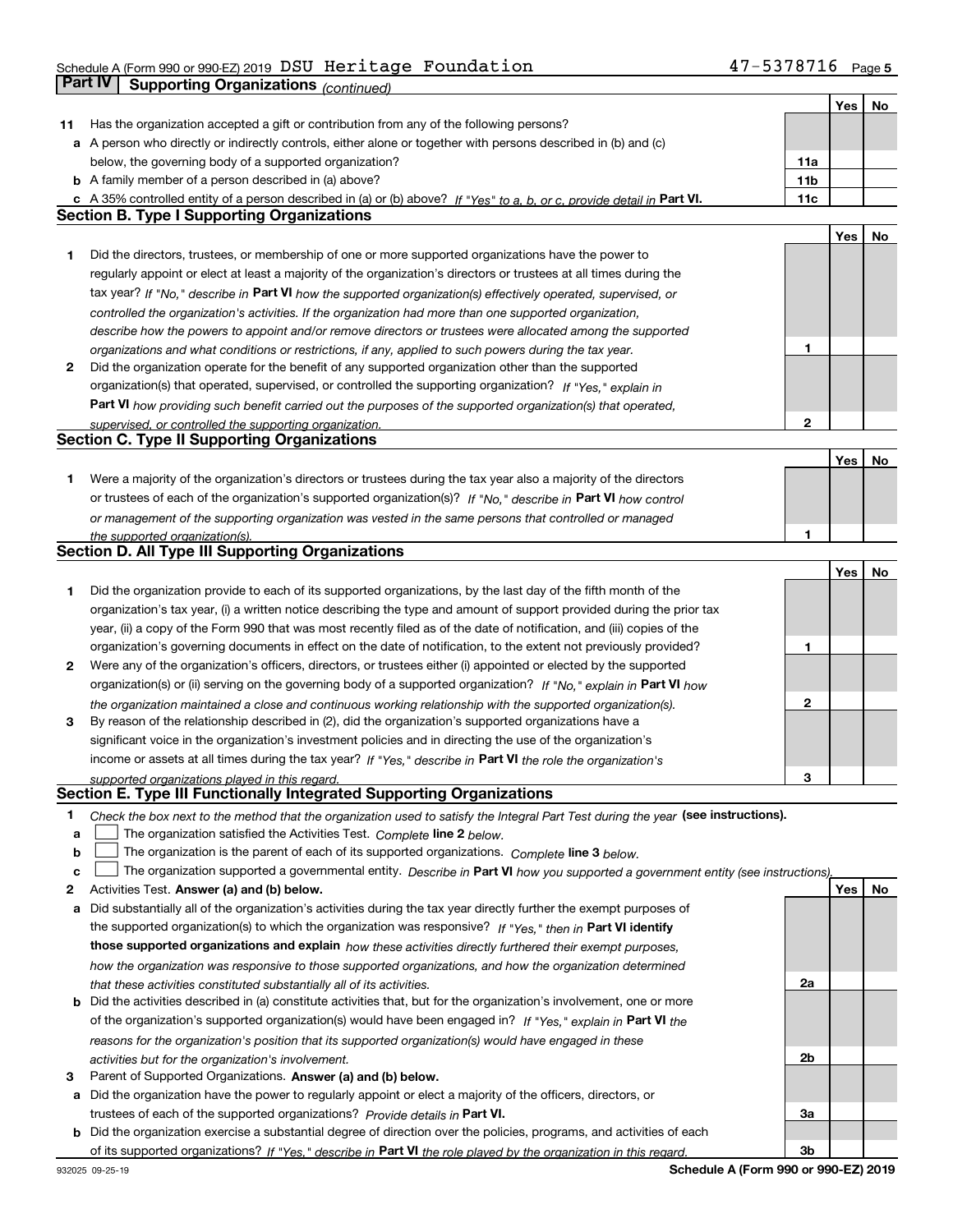Schedule A (Form 990 or 990-EZ) 2019 DSU Heritage Foundation 47-5378716 Page 5

**Part IV | Supporting Organizations** *(continued)*

| | | | Yes | No |
|---|---|---|---|---|
| **11** | Has the organization accepted a gift or contribution from any of the following persons? | | | |
| **a** | A person who directly or indirectly controls, either alone or together with persons described in (b) and (c) below, the governing body of a supported organization? | **11a** | | |
| **b** | A family member of a person described in (a) above? | **11b** | | |
| **c** | A 35% controlled entity of a person described in (a) or (b) above? *If "Yes" to a, b, or c, provide detail in* **Part VI.** | **11c** | | |

## Section B. Type I Supporting Organizations

| | | | Yes | No |
|---|---|---|---|---|
| **1** | Did the directors, trustees, or membership of one or more supported organizations have the power to regularly appoint or elect at least a majority of the organization's directors or trustees at all times during the tax year? *If "No," describe in* **Part VI** *how the supported organization(s) effectively operated, supervised, or controlled the organization's activities. If the organization had more than one supported organization, describe how the powers to appoint and/or remove directors or trustees were allocated among the supported organizations and what conditions or restrictions, if any, applied to such powers during the tax year.* | **1** | | |
| **2** | Did the organization operate for the benefit of any supported organization other than the supported organization(s) that operated, supervised, or controlled the supporting organization? *If "Yes," explain in* **Part VI** *how providing such benefit carried out the purposes of the supported organization(s) that operated, supervised, or controlled the supporting organization.* | **2** | | |

## Section C. Type II Supporting Organizations

| | | | Yes | No |
|---|---|---|---|---|
| **1** | Were a majority of the organization's directors or trustees during the tax year also a majority of the directors or trustees of each of the organization's supported organization(s)? *If "No," describe in* **Part VI** *how control or management of the supporting organization was vested in the same persons that controlled or managed the supported organization(s).* | **1** | | |

## Section D. All Type III Supporting Organizations

| | | | Yes | No |
|---|---|---|---|---|
| **1** | Did the organization provide to each of its supported organizations, by the last day of the fifth month of the organization's tax year, (i) a written notice describing the type and amount of support provided during the prior tax year, (ii) a copy of the Form 990 that was most recently filed as of the date of notification, and (iii) copies of the organization's governing documents in effect on the date of notification, to the extent not previously provided? | **1** | | |
| **2** | Were any of the organization's officers, directors, or trustees either (i) appointed or elected by the supported organization(s) or (ii) serving on the governing body of a supported organization? *If "No," explain in* **Part VI** *how the organization maintained a close and continuous working relationship with the supported organization(s).* | **2** | | |
| **3** | By reason of the relationship described in (2), did the organization's supported organizations have a significant voice in the organization's investment policies and in directing the use of the organization's income or assets at all times during the tax year? *If "Yes," describe in* **Part VI** *the role the organization's supported organizations played in this regard.* | **3** | | |

## Section E. Type III Functionally Integrated Supporting Organizations

**1** *Check the box next to the method that the organization used to satisfy the Integral Part Test during the year* **(see instructions).**

**a** ☐ The organization satisfied the Activities Test. *Complete* **line 2** *below.*

**b** ☐ The organization is the parent of each of its supported organizations. *Complete* **line 3** *below.*

**c** ☐ The organization supported a governmental entity. *Describe in* **Part VI** *how you supported a government entity (see instructions).*

| | | | Yes | No |
|---|---|---|---|---|
| **2** | Activities Test. **Answer (a) and (b) below.** | | | |
| **a** | Did substantially all of the organization's activities during the tax year directly further the exempt purposes of the supported organization(s) to which the organization was responsive? *If "Yes," then in* **Part VI identify those supported organizations and explain** *how these activities directly furthered their exempt purposes, how the organization was responsive to those supported organizations, and how the organization determined that these activities constituted substantially all of its activities.* | **2a** | | |
| **b** | Did the activities described in (a) constitute activities that, but for the organization's involvement, one or more of the organization's supported organization(s) would have been engaged in? *If "Yes," explain in* **Part VI** *the reasons for the organization's position that its supported organization(s) would have engaged in these activities but for the organization's involvement.* | **2b** | | |
| **3** | Parent of Supported Organizations. **Answer (a) and (b) below.** | | | |
| **a** | Did the organization have the power to regularly appoint or elect a majority of the officers, directors, or trustees of each of the supported organizations? *Provide details in* **Part VI.** | **3a** | | |
| **b** | Did the organization exercise a substantial degree of direction over the policies, programs, and activities of each of its supported organizations? *If "Yes," describe in* **Part VI** *the role played by the organization in this regard.* | **3b** | | |

932025 09-25-19 **Schedule A (Form 990 or 990-EZ) 2019**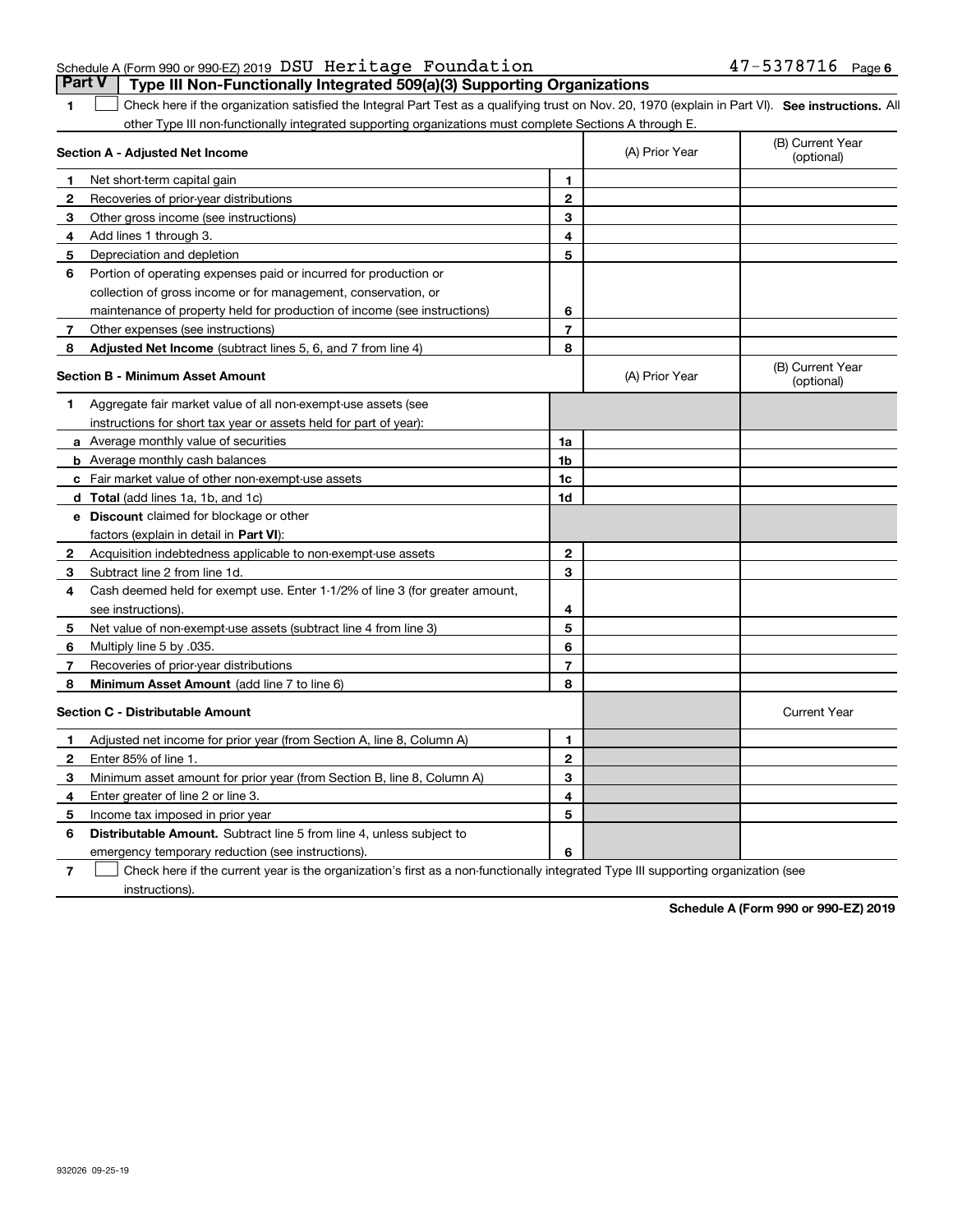Schedule A (Form 990 or 990-EZ) 2019 DSU Heritage Foundation 47-5378716 Page 6

## Part V Type III Non-Functionally Integrated 509(a)(3) Supporting Organizations

1 ☐ Check here if the organization satisfied the Integral Part Test as a qualifying trust on Nov. 20, 1970 (explain in Part VI). **See instructions.** All other Type III non-functionally integrated supporting organizations must complete Sections A through E.

| **Section A - Adjusted Net Income** | | (A) Prior Year | (B) Current Year (optional) |
|---|---|---|---|
| 1 Net short-term capital gain | 1 | | |
| 2 Recoveries of prior-year distributions | 2 | | |
| 3 Other gross income (see instructions) | 3 | | |
| 4 Add lines 1 through 3. | 4 | | |
| 5 Depreciation and depletion | 5 | | |
| 6 Portion of operating expenses paid or incurred for production or collection of gross income or for management, conservation, or maintenance of property held for production of income (see instructions) | 6 | | |
| 7 Other expenses (see instructions) | 7 | | |
| 8 **Adjusted Net Income** (subtract lines 5, 6, and 7 from line 4) | 8 | | |

| **Section B - Minimum Asset Amount** | | (A) Prior Year | (B) Current Year (optional) |
|---|---|---|---|
| 1 Aggregate fair market value of all non-exempt-use assets (see instructions for short tax year or assets held for part of year): | | | |
| a Average monthly value of securities | 1a | | |
| b Average monthly cash balances | 1b | | |
| c Fair market value of other non-exempt-use assets | 1c | | |
| d **Total** (add lines 1a, 1b, and 1c) | 1d | | |
| e **Discount** claimed for blockage or other factors (explain in detail in **Part VI**): | | | |
| 2 Acquisition indebtedness applicable to non-exempt-use assets | 2 | | |
| 3 Subtract line 2 from line 1d. | 3 | | |
| 4 Cash deemed held for exempt use. Enter 1-1/2% of line 3 (for greater amount, see instructions). | 4 | | |
| 5 Net value of non-exempt-use assets (subtract line 4 from line 3) | 5 | | |
| 6 Multiply line 5 by .035. | 6 | | |
| 7 Recoveries of prior-year distributions | 7 | | |
| 8 **Minimum Asset Amount** (add line 7 to line 6) | 8 | | |

| **Section C - Distributable Amount** | | | Current Year |
|---|---|---|---|
| 1 Adjusted net income for prior year (from Section A, line 8, Column A) | 1 | | |
| 2 Enter 85% of line 1. | 2 | | |
| 3 Minimum asset amount for prior year (from Section B, line 8, Column A) | 3 | | |
| 4 Enter greater of line 2 or line 3. | 4 | | |
| 5 Income tax imposed in prior year | 5 | | |
| 6 **Distributable Amount.** Subtract line 5 from line 4, unless subject to emergency temporary reduction (see instructions). | 6 | | |

7 ☐ Check here if the current year is the organization's first as a non-functionally integrated Type III supporting organization (see instructions).

**Schedule A (Form 990 or 990-EZ) 2019**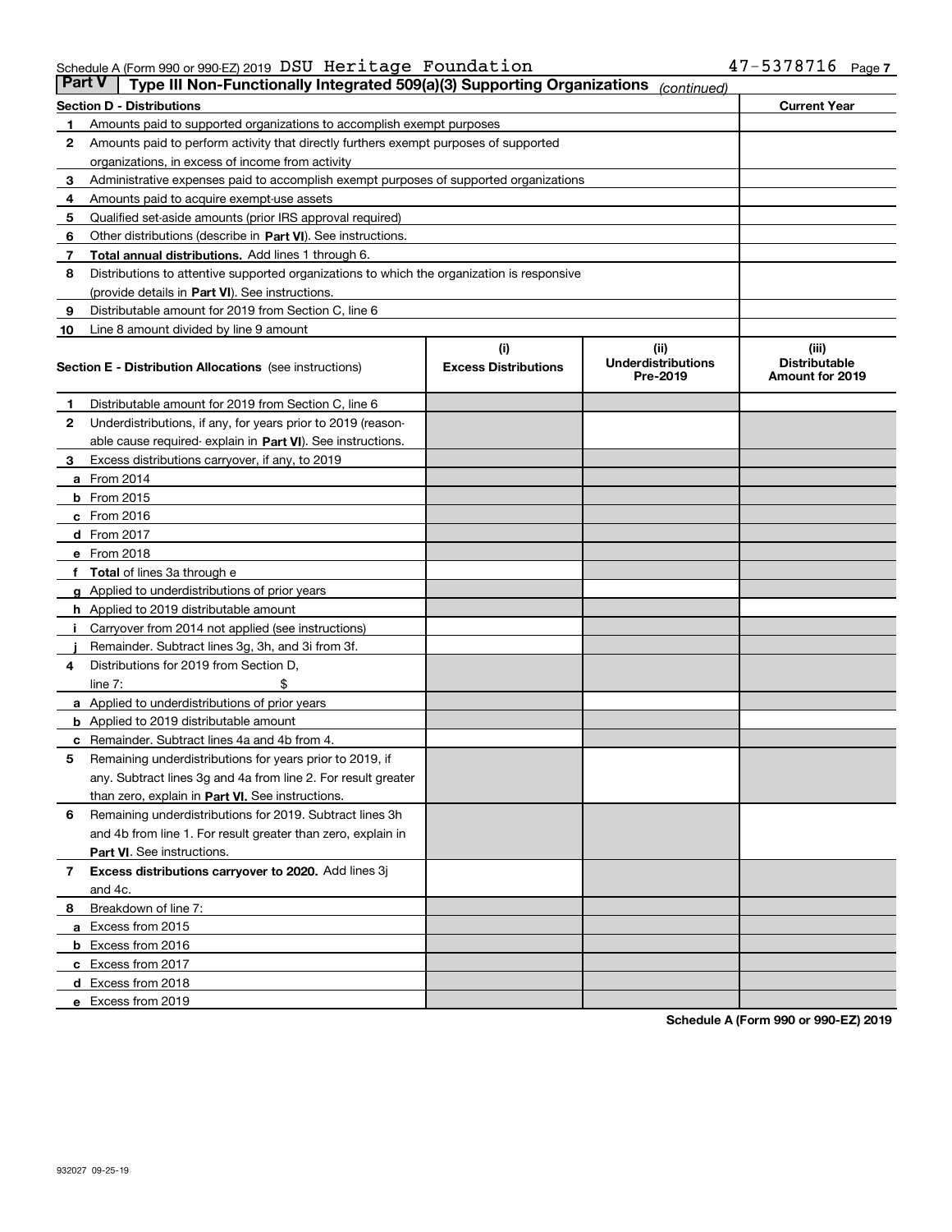Schedule A (Form 990 or 990-EZ) 2019 DSU Heritage Foundation 47-5378716 Page 7

**Part V** | **Type III Non-Functionally Integrated 509(a)(3) Supporting Organizations** *(continued)*

| **Section D - Distributions** | | **Current Year** |
|---|---|---|
| **1** | Amounts paid to supported organizations to accomplish exempt purposes | |
| **2** | Amounts paid to perform activity that directly furthers exempt purposes of supported organizations, in excess of income from activity | |
| **3** | Administrative expenses paid to accomplish exempt purposes of supported organizations | |
| **4** | Amounts paid to acquire exempt-use assets | |
| **5** | Qualified set-aside amounts (prior IRS approval required) | |
| **6** | Other distributions (describe in **Part VI**). See instructions. | |
| **7** | **Total annual distributions.** Add lines 1 through 6. | |
| **8** | Distributions to attentive supported organizations to which the organization is responsive (provide details in **Part VI**). See instructions. | |
| **9** | Distributable amount for 2019 from Section C, line 6 | |
| **10** | Line 8 amount divided by line 9 amount | |

| | **Section E - Distribution Allocations** (see instructions) | **(i) Excess Distributions** | **(ii) Underdistributions Pre-2019** | **(iii) Distributable Amount for 2019** |
|---|---|---|---|---|
| **1** | Distributable amount for 2019 from Section C, line 6 | | | |
| **2** | Underdistributions, if any, for years prior to 2019 (reasonable cause required- explain in **Part VI**). See instructions. | | | |
| **3** | Excess distributions carryover, if any, to 2019 | | | |
| **a** | From 2014 | | | |
| **b** | From 2015 | | | |
| **c** | From 2016 | | | |
| **d** | From 2017 | | | |
| **e** | From 2018 | | | |
| **f** | **Total** of lines 3a through e | | | |
| **g** | Applied to underdistributions of prior years | | | |
| **h** | Applied to 2019 distributable amount | | | |
| **i** | Carryover from 2014 not applied (see instructions) | | | |
| **j** | Remainder. Subtract lines 3g, 3h, and 3i from 3f. | | | |
| **4** | Distributions for 2019 from Section D, line 7: $ | | | |
| **a** | Applied to underdistributions of prior years | | | |
| **b** | Applied to 2019 distributable amount | | | |
| **c** | Remainder. Subtract lines 4a and 4b from 4. | | | |
| **5** | Remaining underdistributions for years prior to 2019, if any. Subtract lines 3g and 4a from line 2. For result greater than zero, explain in **Part VI.** See instructions. | | | |
| **6** | Remaining underdistributions for 2019. Subtract lines 3h and 4b from line 1. For result greater than zero, explain in **Part VI**. See instructions. | | | |
| **7** | **Excess distributions carryover to 2020.** Add lines 3j and 4c. | | | |
| **8** | Breakdown of line 7: | | | |
| **a** | Excess from 2015 | | | |
| **b** | Excess from 2016 | | | |
| **c** | Excess from 2017 | | | |
| **d** | Excess from 2018 | | | |
| **e** | Excess from 2019 | | | |

**Schedule A (Form 990 or 990-EZ) 2019**

932027 09-25-19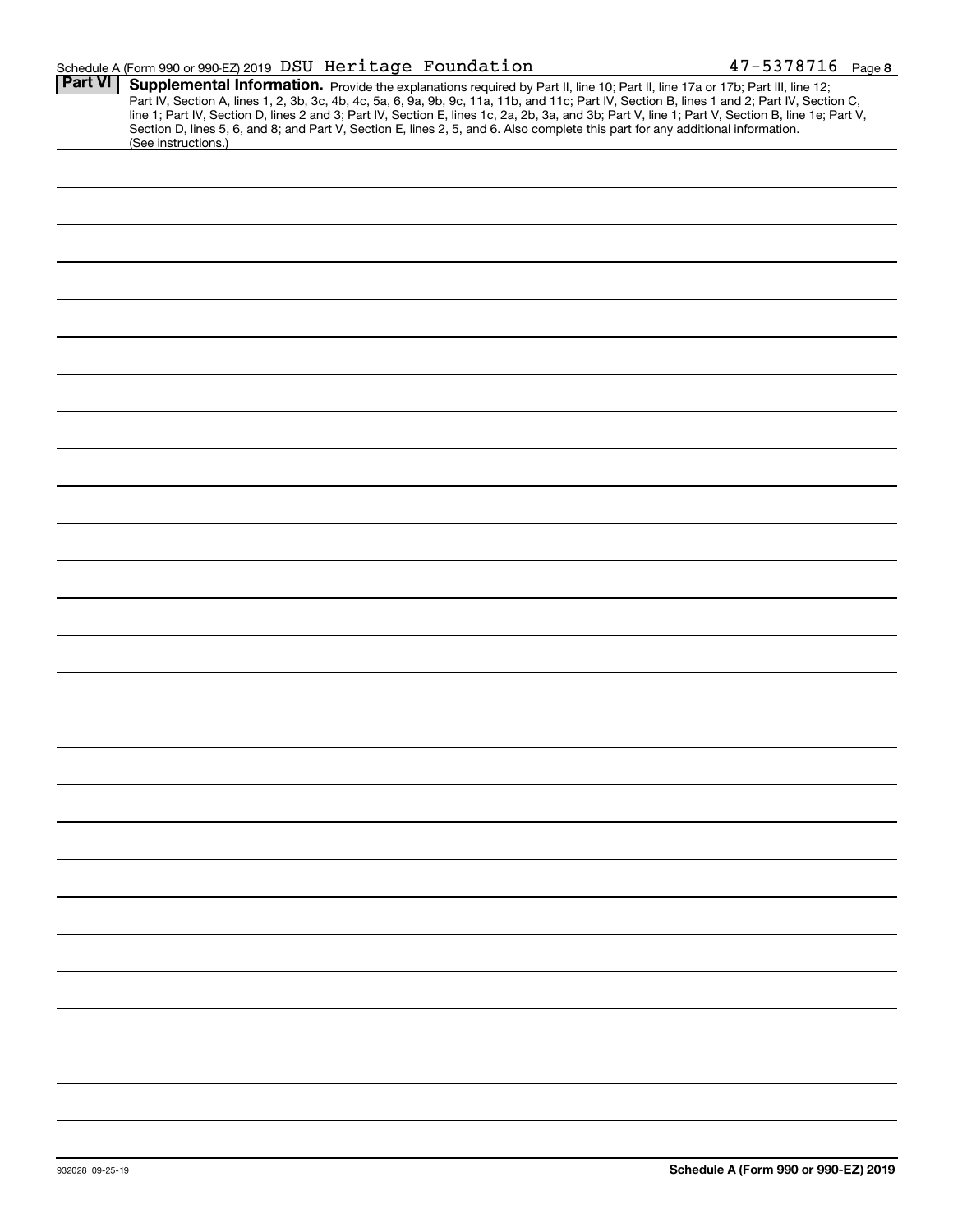Schedule A (Form 990 or 990-EZ) 2019 DSU Heritage Foundation 47-5378716 Page 8

## Part VI Supplemental Information.

Provide the explanations required by Part II, line 10; Part II, line 17a or 17b; Part III, line 12; Part IV, Section A, lines 1, 2, 3b, 3c, 4b, 4c, 5a, 6, 9a, 9b, 9c, 11a, 11b, and 11c; Part IV, Section B, lines 1 and 2; Part IV, Section C, line 1; Part IV, Section D, lines 2 and 3; Part IV, Section E, lines 1c, 2a, 2b, 3a, and 3b; Part V, line 1; Part V, Section B, line 1e; Part V, Section D, lines 5, 6, and 8; and Part V, Section E, lines 2, 5, and 6. Also complete this part for any additional information. (See instructions.)

932028 09-25-19

**Schedule A (Form 990 or 990-EZ) 2019**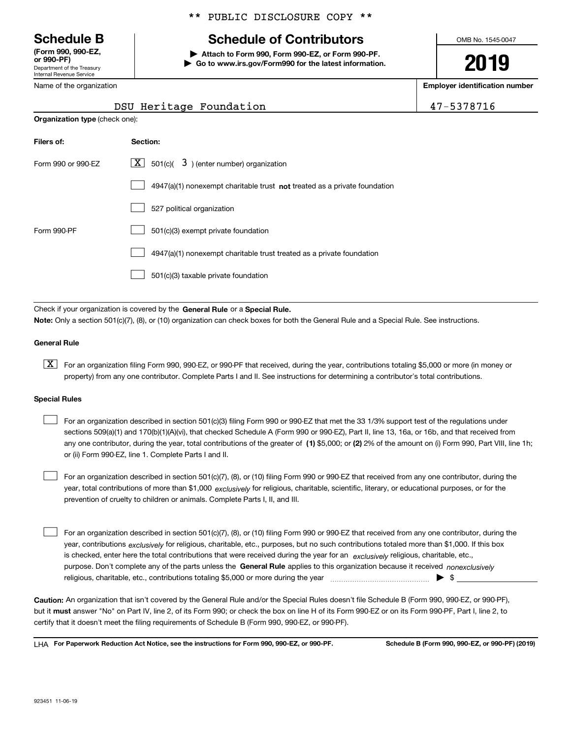\*\* PUBLIC DISCLOSURE COPY \*\*

# Schedule B

**(Form 990, 990-EZ, or 990-PF)**
Department of the Treasury
Internal Revenue Service

## Schedule of Contributors

▶ **Attach to Form 990, Form 990-EZ, or Form 990-PF.**
▶ **Go to www.irs.gov/Form990 for the latest information.**

OMB No. 1545-0047

**2019**

| Name of the organization | Employer identification number |
|---|---|
| DSU Heritage Foundation | 47-5378716 |

**Organization type** (check one):

| Filers of: | Section: |
|---|---|
| Form 990 or 990-EZ | [X] 501(c)( 3 ) (enter number) organization |
| | [ ] 4947(a)(1) nonexempt charitable trust **not** treated as a private foundation |
| | [ ] 527 political organization |
| Form 990-PF | [ ] 501(c)(3) exempt private foundation |
| | [ ] 4947(a)(1) nonexempt charitable trust treated as a private foundation |
| | [ ] 501(c)(3) taxable private foundation |

Check if your organization is covered by the **General Rule** or a **Special Rule.**

**Note:** Only a section 501(c)(7), (8), or (10) organization can check boxes for both the General Rule and a Special Rule. See instructions.

**General Rule**

[X] For an organization filing Form 990, 990-EZ, or 990-PF that received, during the year, contributions totaling $5,000 or more (in money or property) from any one contributor. Complete Parts I and II. See instructions for determining a contributor's total contributions.

**Special Rules**

[ ] For an organization described in section 501(c)(3) filing Form 990 or 990-EZ that met the 33 1/3% support test of the regulations under sections 509(a)(1) and 170(b)(1)(A)(vi), that checked Schedule A (Form 990 or 990-EZ), Part II, line 13, 16a, or 16b, and that received from any one contributor, during the year, total contributions of the greater of **(1)** $5,000; or **(2)** 2% of the amount on (i) Form 990, Part VIII, line 1h; or (ii) Form 990-EZ, line 1. Complete Parts I and II.

[ ] For an organization described in section 501(c)(7), (8), or (10) filing Form 990 or 990-EZ that received from any one contributor, during the year, total contributions of more than $1,000 *exclusively* for religious, charitable, scientific, literary, or educational purposes, or for the prevention of cruelty to children or animals. Complete Parts I, II, and III.

[ ] For an organization described in section 501(c)(7), (8), or (10) filing Form 990 or 990-EZ that received from any one contributor, during the year, contributions *exclusively* for religious, charitable, etc., purposes, but no such contributions totaled more than $1,000. If this box is checked, enter here the total contributions that were received during the year for an *exclusively* religious, charitable, etc., purpose. Don't complete any of the parts unless the **General Rule** applies to this organization because it received *nonexclusively* religious, charitable, etc., contributions totaling $5,000 or more during the year ▶ $ ____________

**Caution:** An organization that isn't covered by the General Rule and/or the Special Rules doesn't file Schedule B (Form 990, 990-EZ, or 990-PF), but it **must** answer "No" on Part IV, line 2, of its Form 990; or check the box on line H of its Form 990-EZ or on its Form 990-PF, Part I, line 2, to certify that it doesn't meet the filing requirements of Schedule B (Form 990, 990-EZ, or 990-PF).

LHA **For Paperwork Reduction Act Notice, see the instructions for Form 990, 990-EZ, or 990-PF.** **Schedule B (Form 990, 990-EZ, or 990-PF) (2019)**

923451 11-06-19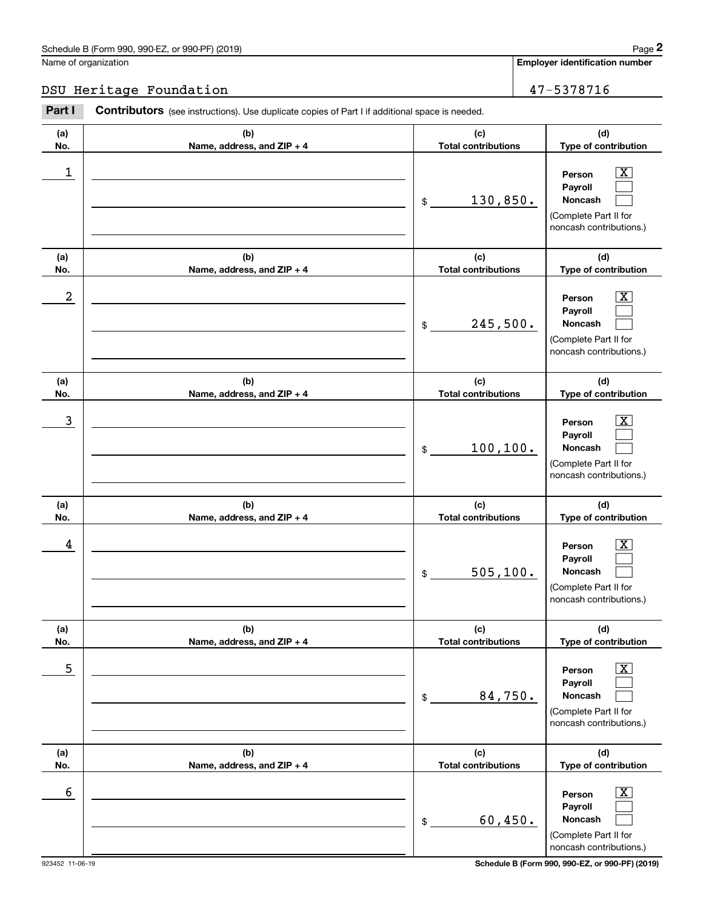Name of organization

**Employer identification number**

DSU Heritage Foundation

47-5378716

**Part I** **Contributors** (see instructions). Use duplicate copies of Part I if additional space is needed.

| (a) No. | (b) Name, address, and ZIP + 4 | (c) Total contributions | (d) Type of contribution |
|---|---|---|---|
| 1 | | $ 130,850. | Person [X] Payroll [ ] Noncash [ ] (Complete Part II for noncash contributions.) |
| 2 | | $ 245,500. | Person [X] Payroll [ ] Noncash [ ] (Complete Part II for noncash contributions.) |
| 3 | | $ 100,100. | Person [X] Payroll [ ] Noncash [ ] (Complete Part II for noncash contributions.) |
| 4 | | $ 505,100. | Person [X] Payroll [ ] Noncash [ ] (Complete Part II for noncash contributions.) |
| 5 | | $ 84,750. | Person [X] Payroll [ ] Noncash [ ] (Complete Part II for noncash contributions.) |
| 6 | | $ 60,450. | Person [X] Payroll [ ] Noncash [ ] (Complete Part II for noncash contributions.) |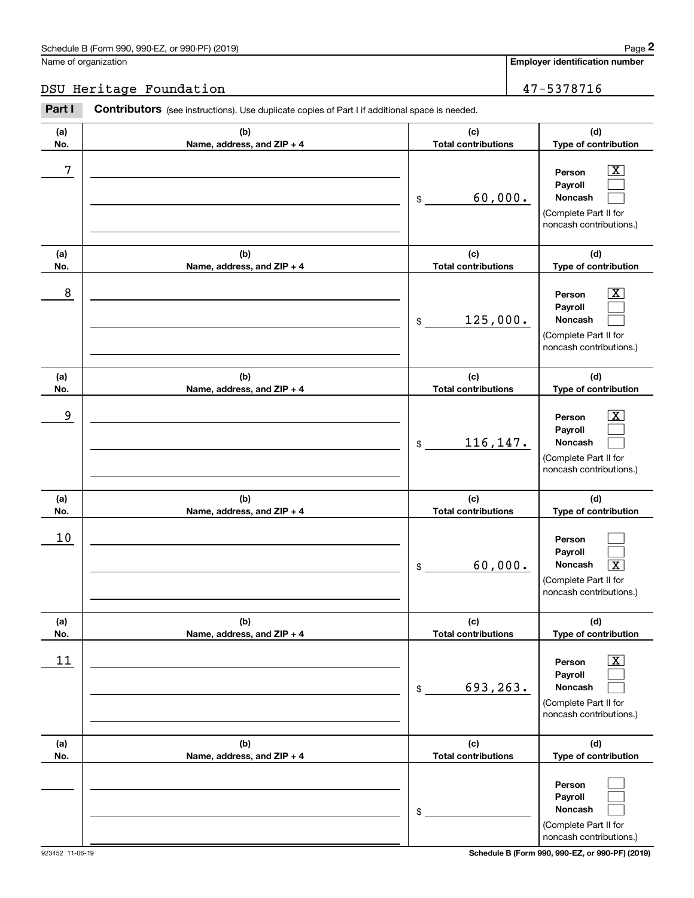Name of organization

DSU Heritage Foundation

**Employer identification number**

47-5378716

**Part I** **Contributors** (see instructions). Use duplicate copies of Part I if additional space is needed.

| (a) No. | (b) Name, address, and ZIP + 4 | (c) Total contributions | (d) Type of contribution |
|---|---|---|---|
| 7 | | $ 60,000. | Person [X] Payroll [ ] Noncash [ ] (Complete Part II for noncash contributions.) |
| 8 | | $ 125,000. | Person [X] Payroll [ ] Noncash [ ] (Complete Part II for noncash contributions.) |
| 9 | | $ 116,147. | Person [X] Payroll [ ] Noncash [ ] (Complete Part II for noncash contributions.) |
| 10 | | $ 60,000. | Person [ ] Payroll [ ] Noncash [X] (Complete Part II for noncash contributions.) |
| 11 | | $ 693,263. | Person [X] Payroll [ ] Noncash [ ] (Complete Part II for noncash contributions.) |
| | | $ | Person [ ] Payroll [ ] Noncash [ ] (Complete Part II for noncash contributions.) |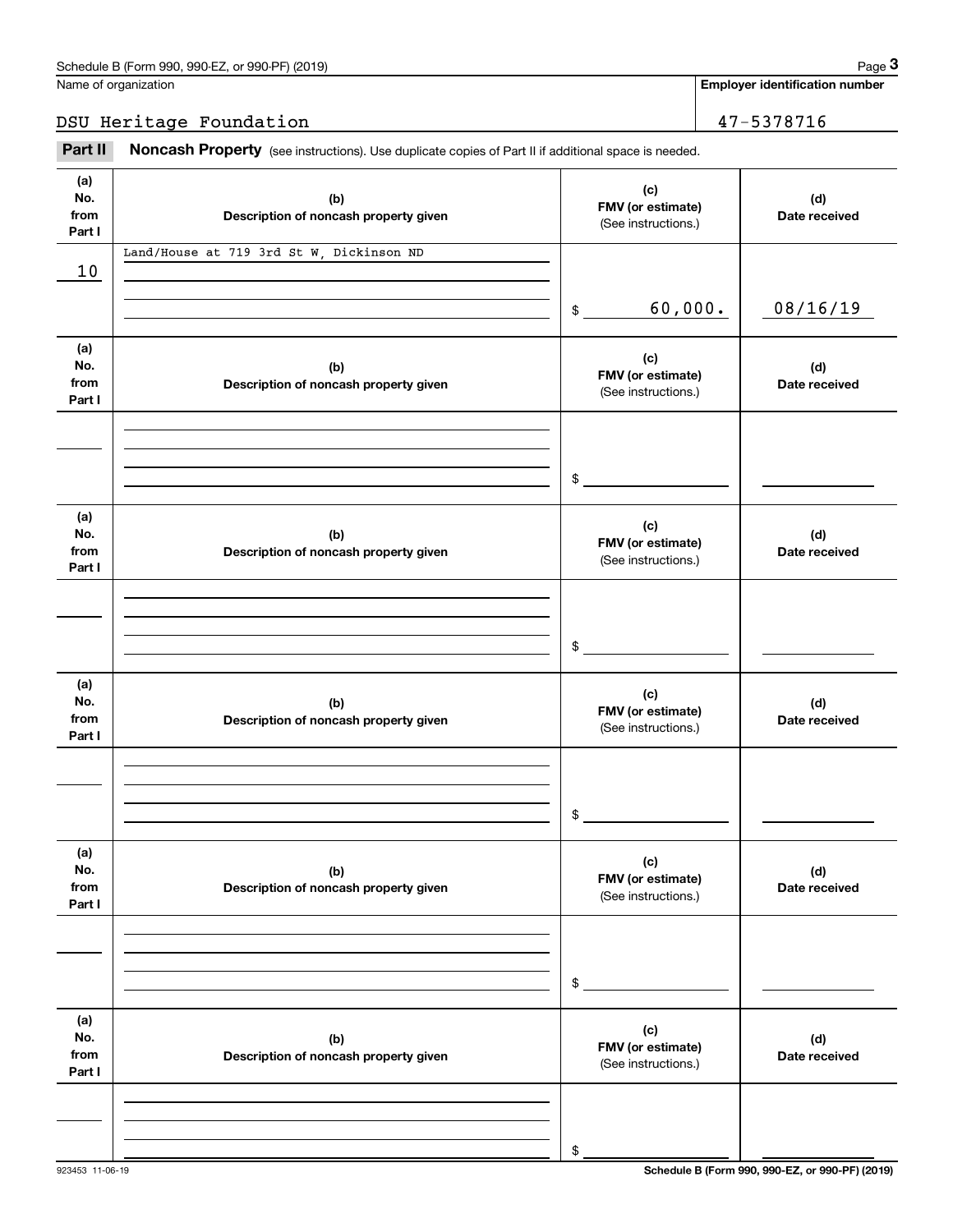Schedule B (Form 990, 990-EZ, or 990-PF) (2019)

Name of organization: DSU Heritage Foundation

Employer identification number: 47-5378716

## Part II Noncash Property

(see instructions). Use duplicate copies of Part II if additional space is needed.

| (a) No. from Part I | (b) Description of noncash property given | (c) FMV (or estimate) (See instructions.) | (d) Date received |
|---|---|---|---|
| 10 | Land/House at 719 3rd St W, Dickinson ND | $ 60,000. | 08/16/19 |
| | | $ | |
| | | $ | |
| | | $ | |
| | | $ | |
| | | $ | |

923453 11-06-19

Schedule B (Form 990, 990-EZ, or 990-PF) (2019)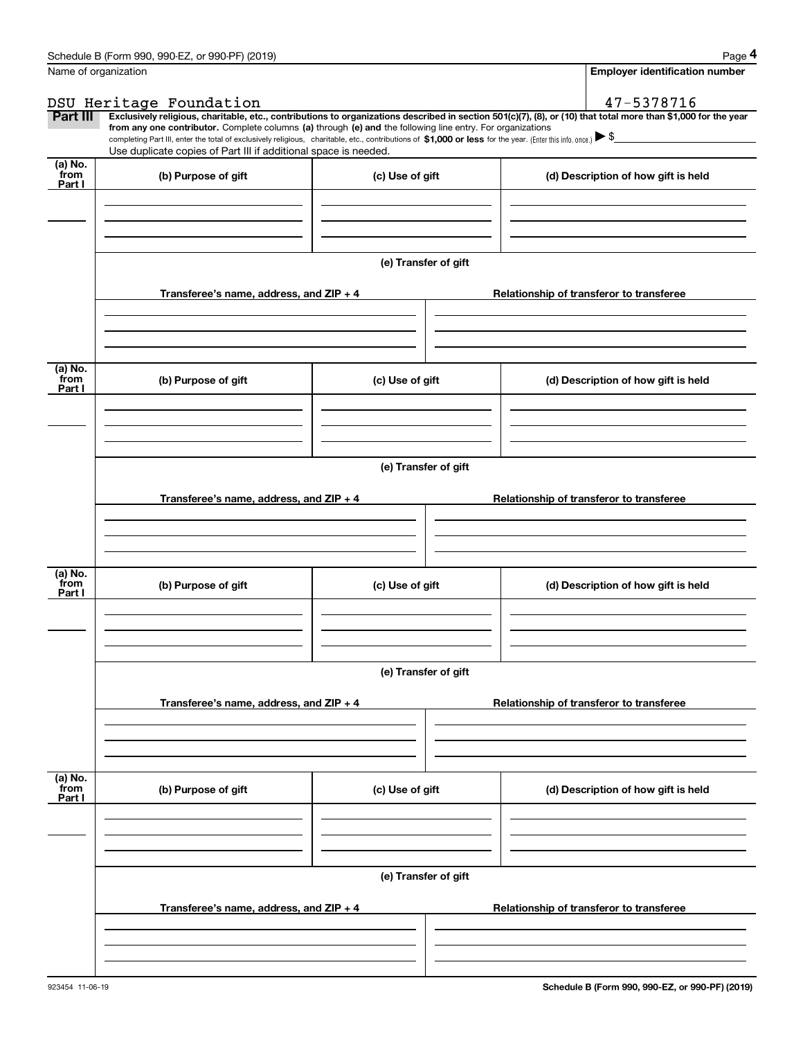Name of organization

**Employer identification number**

DSU Heritage Foundation

47-5378716

**Part III** **Exclusively religious, charitable, etc., contributions to organizations described in section 501(c)(7), (8), or (10) that total more than $1,000 for the year from any one contributor.** Complete columns **(a)** through **(e) and** the following line entry. For organizations completing Part III, enter the total of exclusively religious, charitable, etc., contributions of **$1,000 or less** for the year. (Enter this info. once.) ▶ $

Use duplicate copies of Part III if additional space is needed.

| (a) No. from Part I | (b) Purpose of gift | (c) Use of gift | (d) Description of how gift is held |
|---|---|---|---|
| | | | |

**(e) Transfer of gift**

| Transferee's name, address, and ZIP + 4 | Relationship of transferor to transferee |
|---|---|
| | |

| (a) No. from Part I | (b) Purpose of gift | (c) Use of gift | (d) Description of how gift is held |
|---|---|---|---|
| | | | |

**(e) Transfer of gift**

| Transferee's name, address, and ZIP + 4 | Relationship of transferor to transferee |
|---|---|
| | |

| (a) No. from Part I | (b) Purpose of gift | (c) Use of gift | (d) Description of how gift is held |
|---|---|---|---|
| | | | |

**(e) Transfer of gift**

| Transferee's name, address, and ZIP + 4 | Relationship of transferor to transferee |
|---|---|
| | |

| (a) No. from Part I | (b) Purpose of gift | (c) Use of gift | (d) Description of how gift is held |
|---|---|---|---|
| | | | |

**(e) Transfer of gift**

| Transferee's name, address, and ZIP + 4 | Relationship of transferor to transferee |
|---|---|
| | |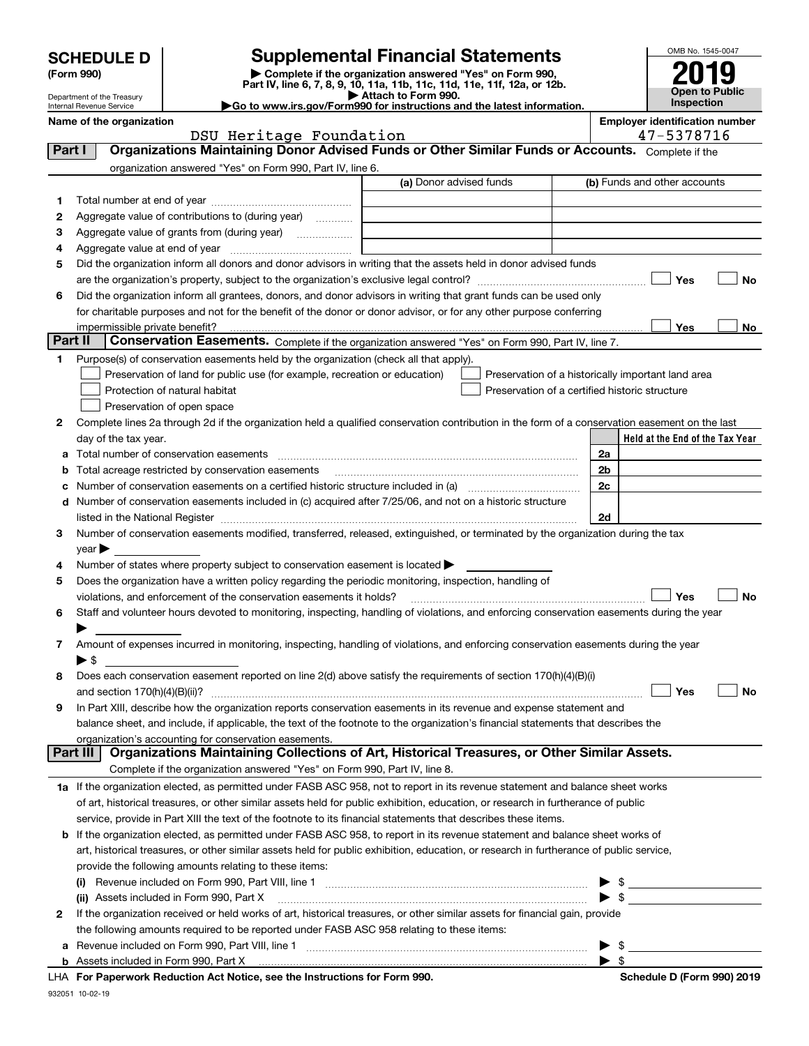# SCHEDULE D (Form 990)

Department of the Treasury
Internal Revenue Service

## Supplemental Financial Statements

▶ Complete if the organization answered "Yes" on Form 990, Part IV, line 6, 7, 8, 9, 10, 11a, 11b, 11c, 11d, 11e, 11f, 12a, or 12b.
▶ Attach to Form 990.
▶Go to www.irs.gov/Form990 for instructions and the latest information.

OMB No. 1545-0047

**2019**

**Open to Public Inspection**

**Name of the organization:** DSU Heritage Foundation

**Employer identification number:** 47-5378716

## Part I — Organizations Maintaining Donor Advised Funds or Other Similar Funds or Accounts.

Complete if the organization answered "Yes" on Form 990, Part IV, line 6.

| | | (a) Donor advised funds | (b) Funds and other accounts |
|---|---|---|---|
| 1 | Total number at end of year | | |
| 2 | Aggregate value of contributions to (during year) | | |
| 3 | Aggregate value of grants from (during year) | | |
| 4 | Aggregate value at end of year | | |

5 Did the organization inform all donors and donor advisors in writing that the assets held in donor advised funds are the organization's property, subject to the organization's exclusive legal control? ☐ Yes ☐ No

6 Did the organization inform all grantees, donors, and donor advisors in writing that grant funds can be used only for charitable purposes and not for the benefit of the donor or donor advisor, or for any other purpose conferring impermissible private benefit? ☐ Yes ☐ No

## Part II — Conservation Easements.

Complete if the organization answered "Yes" on Form 990, Part IV, line 7.

1 Purpose(s) of conservation easements held by the organization (check all that apply).

☐ Preservation of land for public use (for example, recreation or education)
☐ Protection of natural habitat
☐ Preservation of open space
☐ Preservation of a historically important land area
☐ Preservation of a certified historic structure

2 Complete lines 2a through 2d if the organization held a qualified conservation contribution in the form of a conservation easement on the last day of the tax year.

| | | | Held at the End of the Tax Year |
|---|---|---|---|
| a | Total number of conservation easements | 2a | |
| b | Total acreage restricted by conservation easements | 2b | |
| c | Number of conservation easements on a certified historic structure included in (a) | 2c | |
| d | Number of conservation easements included in (c) acquired after 7/25/06, and not on a historic structure listed in the National Register | 2d | |

3 Number of conservation easements modified, transferred, released, extinguished, or terminated by the organization during the tax year ▶

4 Number of states where property subject to conservation easement is located ▶

5 Does the organization have a written policy regarding the periodic monitoring, inspection, handling of violations, and enforcement of the conservation easements it holds? ☐ Yes ☐ No

6 Staff and volunteer hours devoted to monitoring, inspecting, handling of violations, and enforcing conservation easements during the year ▶

7 Amount of expenses incurred in monitoring, inspecting, handling of violations, and enforcing conservation easements during the year ▶ $

8 Does each conservation easement reported on line 2(d) above satisfy the requirements of section 170(h)(4)(B)(i) and section 170(h)(4)(B)(ii)? ☐ Yes ☐ No

9 In Part XIII, describe how the organization reports conservation easements in its revenue and expense statement and balance sheet, and include, if applicable, the text of the footnote to the organization's financial statements that describes the organization's accounting for conservation easements.

## Part III — Organizations Maintaining Collections of Art, Historical Treasures, or Other Similar Assets.

Complete if the organization answered "Yes" on Form 990, Part IV, line 8.

1a If the organization elected, as permitted under FASB ASC 958, not to report in its revenue statement and balance sheet works of art, historical treasures, or other similar assets held for public exhibition, education, or research in furtherance of public service, provide in Part XIII the text of the footnote to its financial statements that describes these items.

b If the organization elected, as permitted under FASB ASC 958, to report in its revenue statement and balance sheet works of art, historical treasures, or other similar assets held for public exhibition, education, or research in furtherance of public service, provide the following amounts relating to these items:

(i) Revenue included on Form 990, Part VIII, line 1 ▶ $

(ii) Assets included in Form 990, Part X ▶ $

2 If the organization received or held works of art, historical treasures, or other similar assets for financial gain, provide the following amounts required to be reported under FASB ASC 958 relating to these items:

a Revenue included on Form 990, Part VIII, line 1 ▶ $

b Assets included in Form 990, Part X ▶ $

LHA For Paperwork Reduction Act Notice, see the Instructions for Form 990.

Schedule D (Form 990) 2019

932051 10-02-19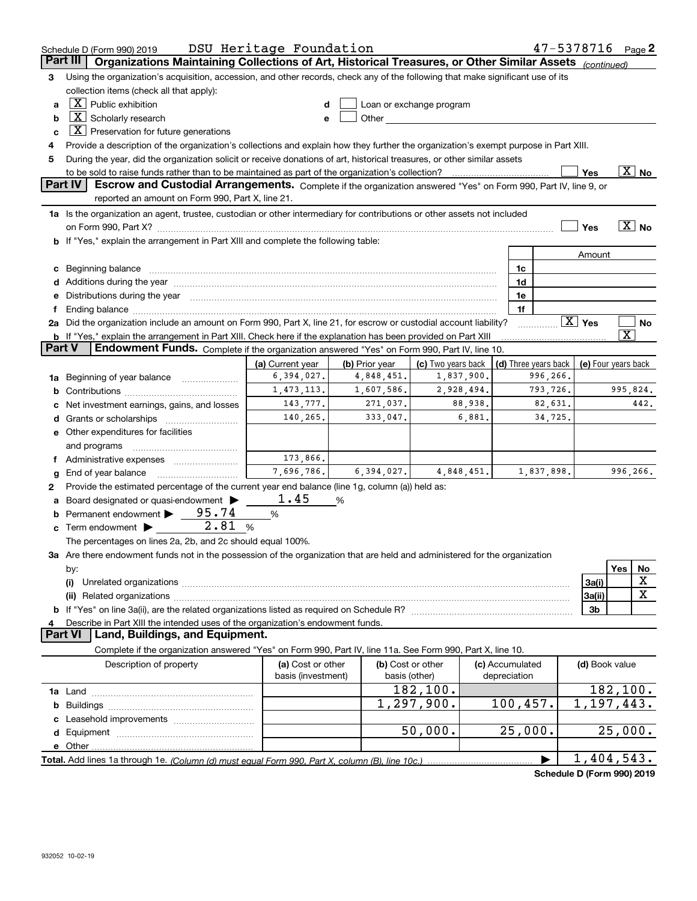Schedule D (Form 990) 2019 DSU Heritage Foundation 47-5378716 Page 2

## Part III Organizations Maintaining Collections of Art, Historical Treasures, or Other Similar Assets *(continued)*

3 Using the organization's acquisition, accession, and other records, check any of the following that make significant use of its collection items (check all that apply):

- a [X] Public exhibition
- b [X] Scholarly research
- c [X] Preservation for future generations
- d [ ] Loan or exchange program
- e [ ] Other

4 Provide a description of the organization's collections and explain how they further the organization's exempt purpose in Part XIII.

5 During the year, did the organization solicit or receive donations of art, historical treasures, or other similar assets to be sold to raise funds rather than to be maintained as part of the organization's collection? [ ] Yes [X] No

## Part IV Escrow and Custodial Arrangements.

Complete if the organization answered "Yes" on Form 990, Part IV, line 9, or reported an amount on Form 990, Part X, line 21.

1a Is the organization an agent, trustee, custodian or other intermediary for contributions or other assets not included on Form 990, Part X? [ ] Yes [X] No

b If "Yes," explain the arrangement in Part XIII and complete the following table:

| | | Amount |
|---|---|---|
| c Beginning balance | 1c | |
| d Additions during the year | 1d | |
| e Distributions during the year | 1e | |
| f Ending balance | 1f | |

2a Did the organization include an amount on Form 990, Part X, line 21, for escrow or custodial account liability? [X] Yes [ ] No

b If "Yes," explain the arrangement in Part XIII. Check here if the explanation has been provided on Part XIII [X]

## Part V Endowment Funds.

Complete if the organization answered "Yes" on Form 990, Part IV, line 10.

| | (a) Current year | (b) Prior year | (c) Two years back | (d) Three years back | (e) Four years back |
|---|---|---|---|---|---|
| 1a Beginning of year balance | 6,394,027. | 4,848,451. | 1,837,900. | 996,266. | |
| b Contributions | 1,473,113. | 1,607,586. | 2,928,494. | 793,726. | 995,824. |
| c Net investment earnings, gains, and losses | 143,777. | 271,037. | 88,938. | 82,631. | 442. |
| d Grants or scholarships | 140,265. | 333,047. | 6,881. | 34,725. | |
| e Other expenditures for facilities and programs | | | | | |
| f Administrative expenses | 173,866. | | | | |
| g End of year balance | 7,696,786. | 6,394,027. | 4,848,451. | 1,837,898. | 996,266. |

2 Provide the estimated percentage of the current year end balance (line 1g, column (a)) held as:

- a Board designated or quasi-endowment ▶ 1.45 %
- b Permanent endowment ▶ 95.74 %
- c Term endowment ▶ 2.81 %

The percentages on lines 2a, 2b, and 2c should equal 100%.

3a Are there endowment funds not in the possession of the organization that are held and administered for the organization by:

| | | Yes | No |
|---|---|---|---|
| (i) Unrelated organizations | 3a(i) | | X |
| (ii) Related organizations | 3a(ii) | | X |
| b If "Yes" on line 3a(ii), are the related organizations listed as required on Schedule R? | 3b | | |

4 Describe in Part XIII the intended uses of the organization's endowment funds.

## Part VI Land, Buildings, and Equipment.

Complete if the organization answered "Yes" on Form 990, Part IV, line 11a. See Form 990, Part X, line 10.

| Description of property | (a) Cost or other basis (investment) | (b) Cost or other basis (other) | (c) Accumulated depreciation | (d) Book value |
|---|---|---|---|---|
| 1a Land | | 182,100. | | 182,100. |
| b Buildings | | 1,297,900. | 100,457. | 1,197,443. |
| c Leasehold improvements | | | | |
| d Equipment | | 50,000. | 25,000. | 25,000. |
| e Other | | | | |
| **Total.** Add lines 1a through 1e. *(Column (d) must equal Form 990, Part X, column (B), line 10c.)* ▶ | | | | 1,404,543. |

**Schedule D (Form 990) 2019**

932052 10-02-19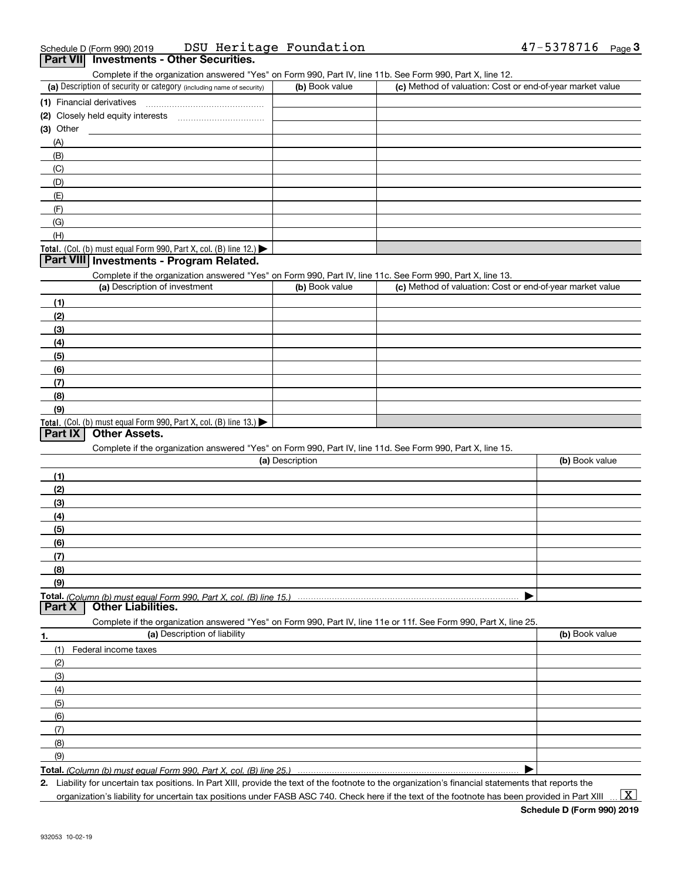Schedule D (Form 990) 2019 DSU Heritage Foundation 47-5378716

## Part VII Investments - Other Securities.

Complete if the organization answered "Yes" on Form 990, Part IV, line 11b. See Form 990, Part X, line 12.

| (a) Description of security or category (including name of security) | (b) Book value | (c) Method of valuation: Cost or end-of-year market value |
|---|---|---|
| (1) Financial derivatives | | |
| (2) Closely held equity interests | | |
| (3) Other | | |
| (A) | | |
| (B) | | |
| (C) | | |
| (D) | | |
| (E) | | |
| (F) | | |
| (G) | | |
| (H) | | |
| Total. (Col. (b) must equal Form 990, Part X, col. (B) line 12.) | | |

## Part VIII Investments - Program Related.

Complete if the organization answered "Yes" on Form 990, Part IV, line 11c. See Form 990, Part X, line 13.

| (a) Description of investment | (b) Book value | (c) Method of valuation: Cost or end-of-year market value |
|---|---|---|
| (1) | | |
| (2) | | |
| (3) | | |
| (4) | | |
| (5) | | |
| (6) | | |
| (7) | | |
| (8) | | |
| (9) | | |
| Total. (Col. (b) must equal Form 990, Part X, col. (B) line 13.) | | |

## Part IX Other Assets.

Complete if the organization answered "Yes" on Form 990, Part IV, line 11d. See Form 990, Part X, line 15.

| (a) Description | (b) Book value |
|---|---|
| (1) | |
| (2) | |
| (3) | |
| (4) | |
| (5) | |
| (6) | |
| (7) | |
| (8) | |
| (9) | |
| Total. *(Column (b) must equal Form 990, Part X, col. (B) line 15.)* | |

## Part X Other Liabilities.

Complete if the organization answered "Yes" on Form 990, Part IV, line 11e or 11f. See Form 990, Part X, line 25.

| 1. (a) Description of liability | (b) Book value |
|---|---|
| (1) Federal income taxes | |
| (2) | |
| (3) | |
| (4) | |
| (5) | |
| (6) | |
| (7) | |
| (8) | |
| (9) | |
| Total. *(Column (b) must equal Form 990, Part X, col. (B) line 25.)* | |

2. Liability for uncertain tax positions. In Part XIII, provide the text of the footnote to the organization's financial statements that reports the organization's liability for uncertain tax positions under FASB ASC 740. Check here if the text of the footnote has been provided in Part XIII [X]

Schedule D (Form 990) 2019

932053 10-02-19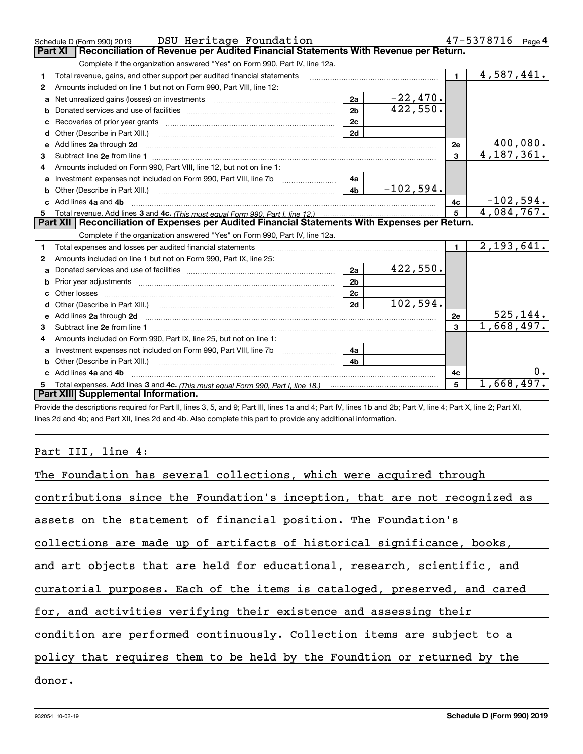Schedule D (Form 990) 2019 DSU Heritage Foundation 47-5378716 Page 4

## Part XI Reconciliation of Revenue per Audited Financial Statements With Revenue per Return.

Complete if the organization answered "Yes" on Form 990, Part IV, line 12a.

| | | | | | |
|---|---|---|---|---|---|
| 1 | Total revenue, gains, and other support per audited financial statements | | | 1 | 4,587,441. |
| 2 | Amounts included on line 1 but not on Form 990, Part VIII, line 12: | | | | |
| a | Net unrealized gains (losses) on investments | 2a | -22,470. | | |
| b | Donated services and use of facilities | 2b | 422,550. | | |
| c | Recoveries of prior year grants | 2c | | | |
| d | Other (Describe in Part XIII.) | 2d | | | |
| e | Add lines 2a through 2d | | | 2e | 400,080. |
| 3 | Subtract line 2e from line 1 | | | 3 | 4,187,361. |
| 4 | Amounts included on Form 990, Part VIII, line 12, but not on line 1: | | | | |
| a | Investment expenses not included on Form 990, Part VIII, line 7b | 4a | | | |
| b | Other (Describe in Part XIII.) | 4b | -102,594. | | |
| c | Add lines 4a and 4b | | | 4c | -102,594. |
| 5 | Total revenue. Add lines 3 and 4c. *(This must equal Form 990, Part I, line 12.)* | | | 5 | 4,084,767. |

## Part XII Reconciliation of Expenses per Audited Financial Statements With Expenses per Return.

Complete if the organization answered "Yes" on Form 990, Part IV, line 12a.

| | | | | | |
|---|---|---|---|---|---|
| 1 | Total expenses and losses per audited financial statements | | | 1 | 2,193,641. |
| 2 | Amounts included on line 1 but not on Form 990, Part IX, line 25: | | | | |
| a | Donated services and use of facilities | 2a | 422,550. | | |
| b | Prior year adjustments | 2b | | | |
| c | Other losses | 2c | | | |
| d | Other (Describe in Part XIII.) | 2d | 102,594. | | |
| e | Add lines 2a through 2d | | | 2e | 525,144. |
| 3 | Subtract line 2e from line 1 | | | 3 | 1,668,497. |
| 4 | Amounts included on Form 990, Part IX, line 25, but not on line 1: | | | | |
| a | Investment expenses not included on Form 990, Part VIII, line 7b | 4a | | | |
| b | Other (Describe in Part XIII.) | 4b | | | |
| c | Add lines 4a and 4b | | | 4c | 0. |
| 5 | Total expenses. Add lines 3 and 4c. *(This must equal Form 990, Part I, line 18.)* | | | 5 | 1,668,497. |

## Part XIII Supplemental Information.

Provide the descriptions required for Part II, lines 3, 5, and 9; Part III, lines 1a and 4; Part IV, lines 1b and 2b; Part V, line 4; Part X, line 2; Part XI, lines 2d and 4b; and Part XII, lines 2d and 4b. Also complete this part to provide any additional information.

Part III, line 4:

The Foundation has several collections, which were acquired through contributions since the Foundation's inception, that are not recognized as assets on the statement of financial position. The Foundation's collections are made up of artifacts of historical significance, books, and art objects that are held for educational, research, scientific, and curatorial purposes. Each of the items is cataloged, preserved, and cared for, and activities verifying their existence and assessing their condition are performed continuously. Collection items are subject to a policy that requires them to be held by the Foundtion or returned by the donor.

932054 10-02-19 **Schedule D (Form 990) 2019**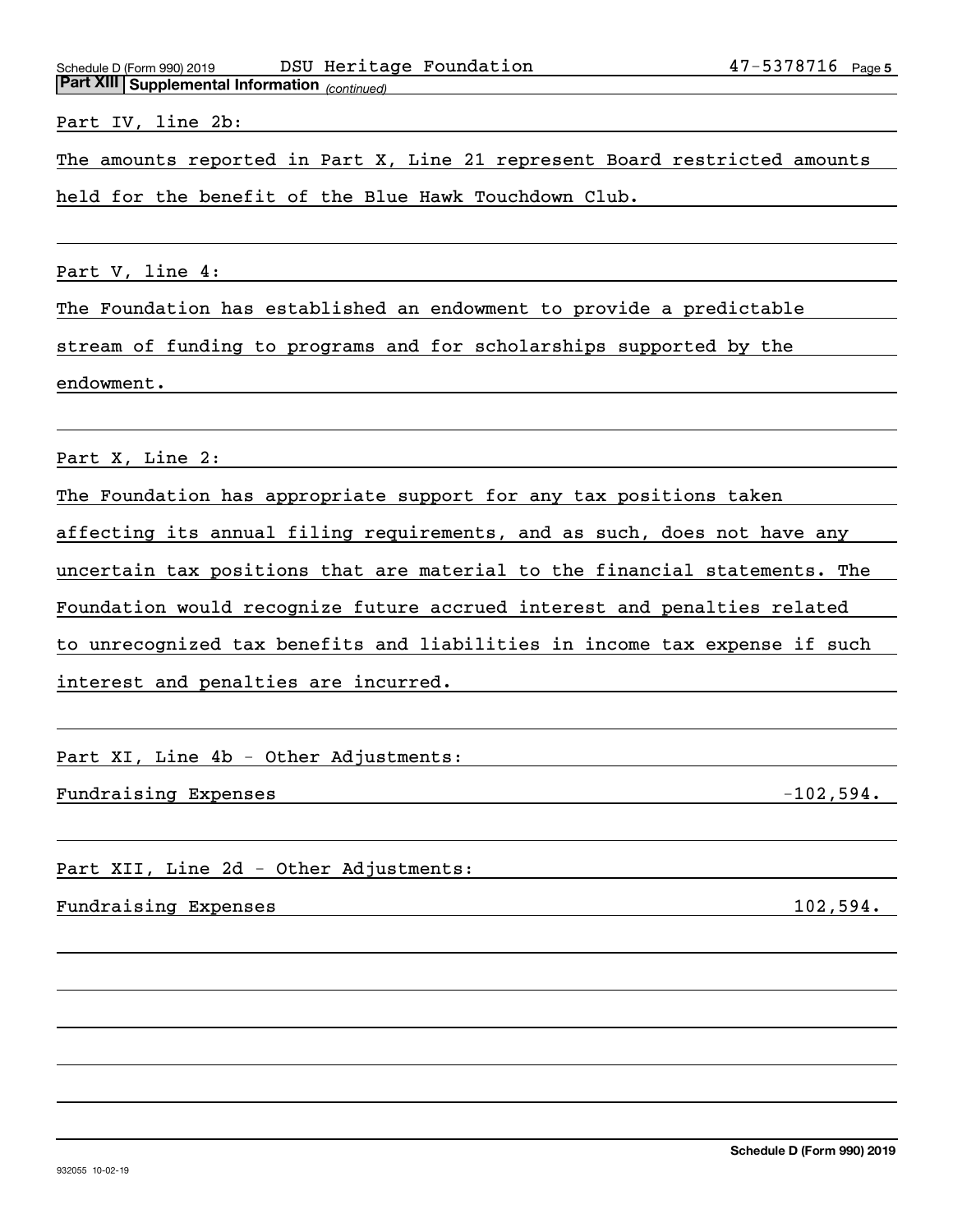Schedule D (Form 990) 2019 DSU Heritage Foundation 47-5378716 Page 5

**Part XIII | Supplemental Information** *(continued)*

Part IV, line 2b:

The amounts reported in Part X, Line 21 represent Board restricted amounts held for the benefit of the Blue Hawk Touchdown Club.

Part V, line 4:

The Foundation has established an endowment to provide a predictable stream of funding to programs and for scholarships supported by the endowment.

Part X, Line 2:

The Foundation has appropriate support for any tax positions taken affecting its annual filing requirements, and as such, does not have any uncertain tax positions that are material to the financial statements. The Foundation would recognize future accrued interest and penalties related to unrecognized tax benefits and liabilities in income tax expense if such interest and penalties are incurred.

Part XI, Line 4b - Other Adjustments:

| | |
|---|---|
| Fundraising Expenses | -102,594. |

Part XII, Line 2d - Other Adjustments:

| | |
|---|---|
| Fundraising Expenses | 102,594. |

932055 10-02-19 **Schedule D (Form 990) 2019**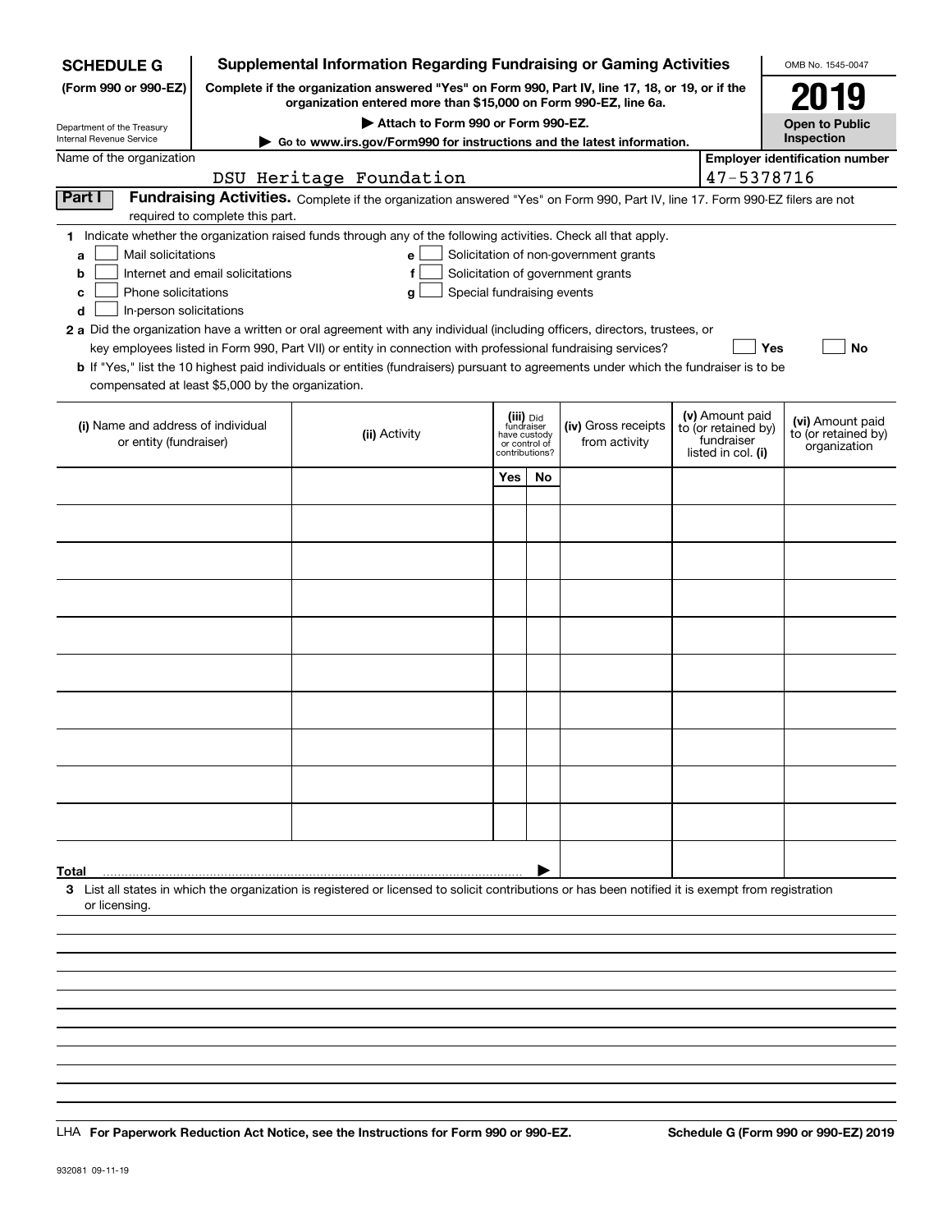**SCHEDULE G** **(Form 990 or 990-EZ)**

Department of the Treasury
Internal Revenue Service

# Supplemental Information Regarding Fundraising or Gaming Activities

**Complete if the organization answered "Yes" on Form 990, Part IV, line 17, 18, or 19, or if the organization entered more than $15,000 on Form 990-EZ, line 6a.**

**▶ Attach to Form 990 or Form 990-EZ.**

**▶ Go to www.irs.gov/Form990 for instructions and the latest information.**

OMB No. 1545-0047

**2019**

**Open to Public Inspection**

Name of the organization: DSU Heritage Foundation

**Employer identification number** 47-5378716

**Part I** **Fundraising Activities.** Complete if the organization answered "Yes" on Form 990, Part IV, line 17. Form 990-EZ filers are not required to complete this part.

**1** Indicate whether the organization raised funds through any of the following activities. Check all that apply.

- **a** ☐ Mail solicitations
- **b** ☐ Internet and email solicitations
- **c** ☐ Phone solicitations
- **d** ☐ In-person solicitations
- **e** ☐ Solicitation of non-government grants
- **f** ☐ Solicitation of government grants
- **g** ☐ Special fundraising events

**2 a** Did the organization have a written or oral agreement with any individual (including officers, directors, trustees, or key employees listed in Form 990, Part VII) or entity in connection with professional fundraising services? ☐ **Yes** ☐ **No**

**b** If "Yes," list the 10 highest paid individuals or entities (fundraisers) pursuant to agreements under which the fundraiser is to be compensated at least $5,000 by the organization.

| (i) Name and address of individual or entity (fundraiser) | (ii) Activity | (iii) Did fundraiser have custody or control of contributions? | | (iv) Gross receipts from activity | (v) Amount paid to (or retained by) fundraiser listed in col. (i) | (vi) Amount paid to (or retained by) organization |
|---|---|---|---|---|---|---|
| | | Yes | No | | | |
| | | | | | | |
| | | | | | | |
| | | | | | | |
| | | | | | | |
| | | | | | | |
| | | | | | | |
| | | | | | | |
| | | | | | | |
| | | | | | | |
| | | | | | | |
| **Total** ▶ | | | | | | |

**3** List all states in which the organization is registered or licensed to solicit contributions or has been notified it is exempt from registration or licensing.

LHA **For Paperwork Reduction Act Notice, see the Instructions for Form 990 or 990-EZ.** **Schedule G (Form 990 or 990-EZ) 2019**

932081 09-11-19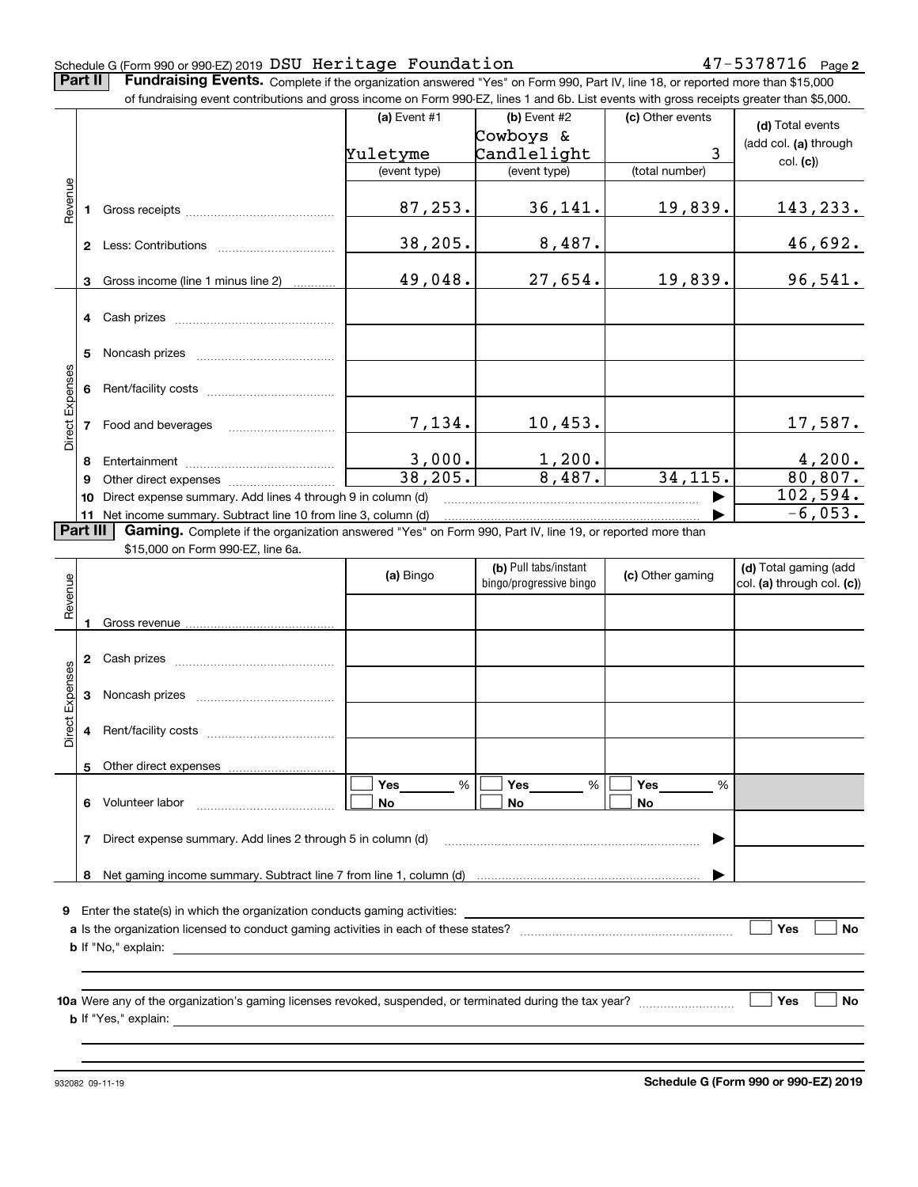Schedule G (Form 990 or 990-EZ) 2019 DSU Heritage Foundation 47-5378716 Page **2**

**Part II** **Fundraising Events.** Complete if the organization answered "Yes" on Form 990, Part IV, line 18, or reported more than $15,000 of fundraising event contributions and gross income on Form 990-EZ, lines 1 and 6b. List events with gross receipts greater than $5,000.

| | | (a) Event #1 | (b) Event #2 | (c) Other events | (d) Total events (add col. (a) through col. (c)) |
|---|---|---|---|---|---|
| | | Yuletyme | Cowboys & Candlelight | 3 | |
| | | (event type) | (event type) | (total number) | |
| Revenue | 1 Gross receipts | 87,253. | 36,141. | 19,839. | 143,233. |
| | 2 Less: Contributions | 38,205. | 8,487. | | 46,692. |
| | 3 Gross income (line 1 minus line 2) | 49,048. | 27,654. | 19,839. | 96,541. |
| Direct Expenses | 4 Cash prizes | | | | |
| | 5 Noncash prizes | | | | |
| | 6 Rent/facility costs | | | | |
| | 7 Food and beverages | 7,134. | 10,453. | | 17,587. |
| | 8 Entertainment | 3,000. | 1,200. | | 4,200. |
| | 9 Other direct expenses | 38,205. | 8,487. | 34,115. | 80,807. |
| | 10 Direct expense summary. Add lines 4 through 9 in column (d) | | | ▶ | 102,594. |
| | 11 Net income summary. Subtract line 10 from line 3, column (d) | | | ▶ | -6,053. |

**Part III** **Gaming.** Complete if the organization answered "Yes" on Form 990, Part IV, line 19, or reported more than $15,000 on Form 990-EZ, line 6a.

| | | (a) Bingo | (b) Pull tabs/instant bingo/progressive bingo | (c) Other gaming | (d) Total gaming (add col. (a) through col. (c)) |
|---|---|---|---|---|---|
| Revenue | 1 Gross revenue | | | | |
| Direct Expenses | 2 Cash prizes | | | | |
| | 3 Noncash prizes | | | | |
| | 4 Rent/facility costs | | | | |
| | 5 Other direct expenses | | | | |
| | 6 Volunteer labor | ☐ Yes ____% ☐ No | ☐ Yes ____% ☐ No | ☐ Yes ____% ☐ No | |
| | 7 Direct expense summary. Add lines 2 through 5 in column (d) | | | ▶ | |
| | 8 Net gaming income summary. Subtract line 7 from line 1, column (d) | | | ▶ | |

**9** Enter the state(s) in which the organization conducts gaming activities: ____________

**a** Is the organization licensed to conduct gaming activities in each of these states? ☐ Yes ☐ No

**b** If "No," explain: ____________

**10a** Were any of the organization's gaming licenses revoked, suspended, or terminated during the tax year? ☐ Yes ☐ No

**b** If "Yes," explain: ____________

932082 09-11-19 **Schedule G (Form 990 or 990-EZ) 2019**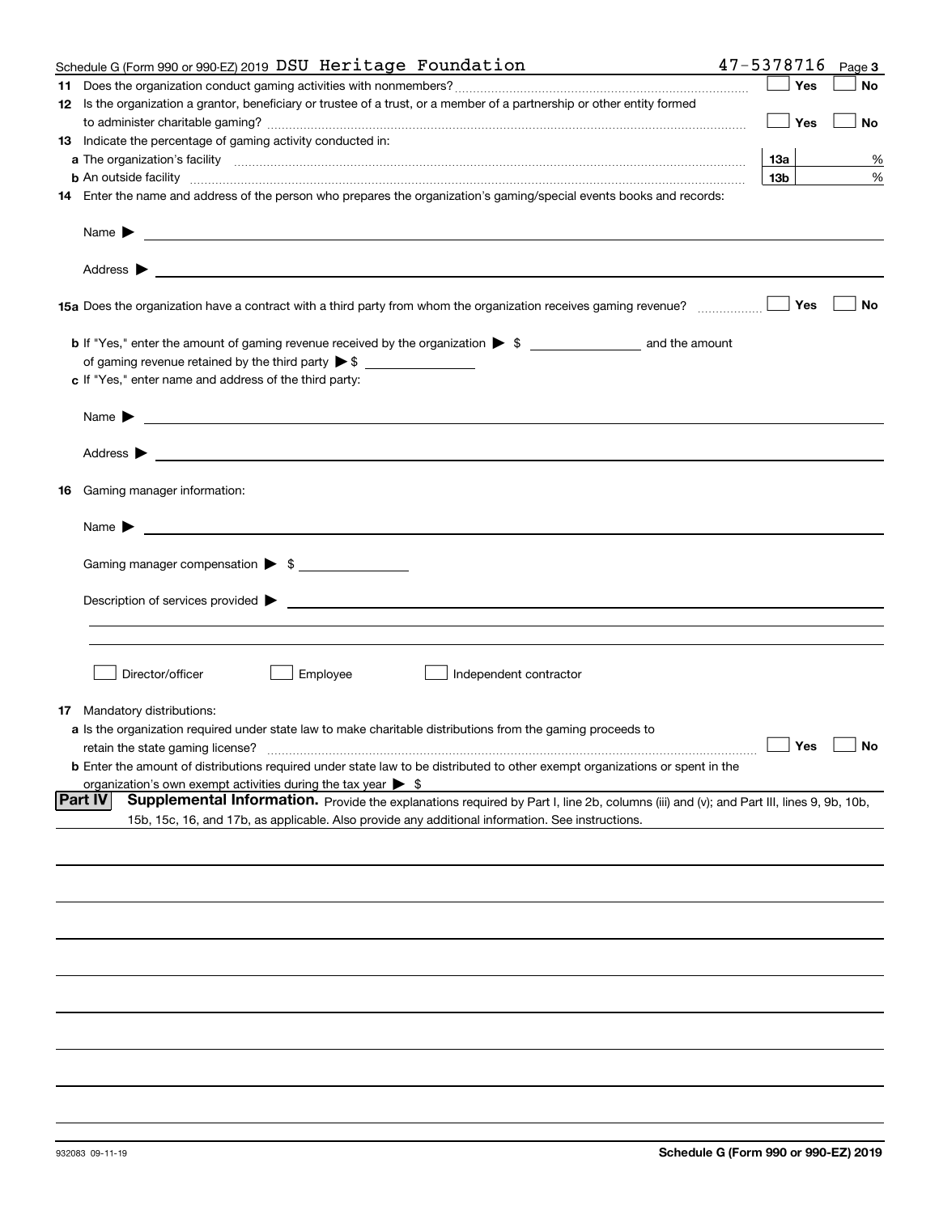Schedule G (Form 990 or 990-EZ) 2019 DSU Heritage Foundation 47-5378716 Page **3**

**11** Does the organization conduct gaming activities with nonmembers? ☐ Yes ☐ No

**12** Is the organization a grantor, beneficiary or trustee of a trust, or a member of a partnership or other entity formed to administer charitable gaming? ☐ Yes ☐ No

**13** Indicate the percentage of gaming activity conducted in:

**a** The organization's facility **13a** %

**b** An outside facility **13b** %

**14** Enter the name and address of the person who prepares the organization's gaming/special events books and records:

Name ▶

Address ▶

**15a** Does the organization have a contract with a third party from whom the organization receives gaming revenue? ☐ Yes ☐ No

**b** If "Yes," enter the amount of gaming revenue received by the organization ▶ $ ________ and the amount of gaming revenue retained by the third party ▶ $ ________

**c** If "Yes," enter name and address of the third party:

Name ▶

Address ▶

**16** Gaming manager information:

Name ▶

Gaming manager compensation ▶ $ ________

Description of services provided ▶

☐ Director/officer ☐ Employee ☐ Independent contractor

**17** Mandatory distributions:

**a** Is the organization required under state law to make charitable distributions from the gaming proceeds to retain the state gaming license? ☐ Yes ☐ No

**b** Enter the amount of distributions required under state law to be distributed to other exempt organizations or spent in the organization's own exempt activities during the tax year ▶ $

**Part IV** **Supplemental Information.** Provide the explanations required by Part I, line 2b, columns (iii) and (v); and Part III, lines 9, 9b, 10b, 15b, 15c, 16, and 17b, as applicable. Also provide any additional information. See instructions.

932083 09-11-19 **Schedule G (Form 990 or 990-EZ) 2019**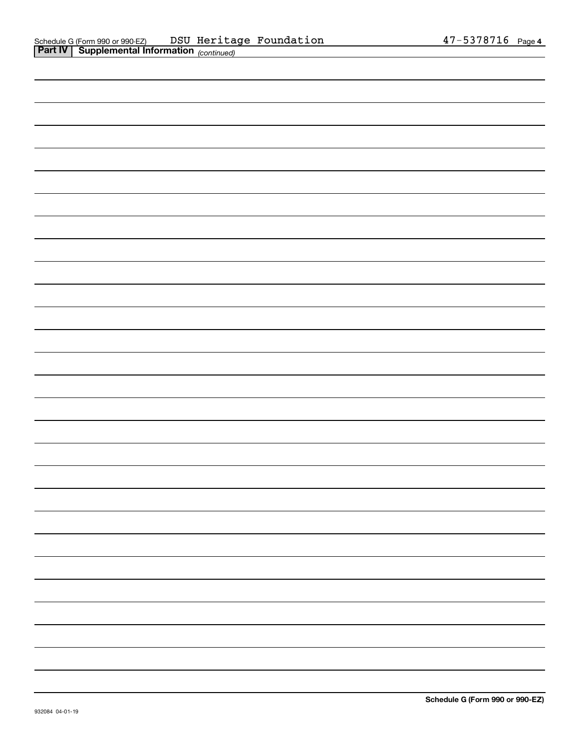Schedule G (Form 990 or 990-EZ) DSU Heritage Foundation 47-5378716 Page 4

**Part IV | Supplemental Information** *(continued)*

**Schedule G (Form 990 or 990-EZ)**

932084 04-01-19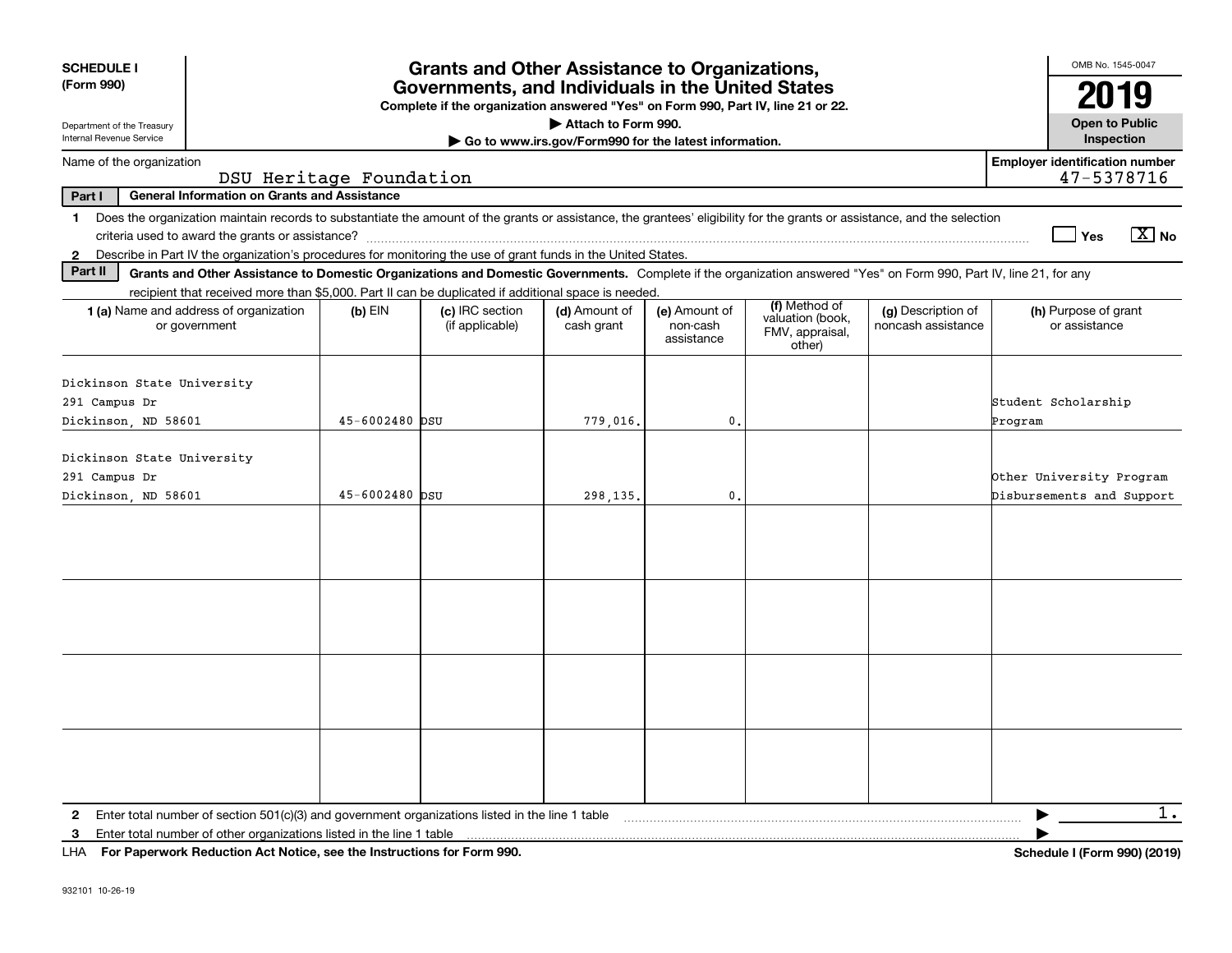**SCHEDULE I**
**(Form 990)**

Department of the Treasury
Internal Revenue Service

# Grants and Other Assistance to Organizations, Governments, and Individuals in the United States

**Complete if the organization answered "Yes" on Form 990, Part IV, line 21 or 22.**
**▶ Attach to Form 990.**
**▶ Go to www.irs.gov/Form990 for the latest information.**

OMB No. 1545-0047
**2019**
**Open to Public Inspection**

Name of the organization: DSU Heritage Foundation

Employer identification number: 47-5378716

**Part I — General Information on Grants and Assistance**

1 Does the organization maintain records to substantiate the amount of the grants or assistance, the grantees' eligibility for the grants or assistance, and the selection criteria used to award the grants or assistance? ☐ Yes ☒ No

2 Describe in Part IV the organization's procedures for monitoring the use of grant funds in the United States.

**Part II — Grants and Other Assistance to Domestic Organizations and Domestic Governments.** Complete if the organization answered "Yes" on Form 990, Part IV, line 21, for any recipient that received more than $5,000. Part II can be duplicated if additional space is needed.

| 1 (a) Name and address of organization or government | (b) EIN | (c) IRC section (if applicable) | (d) Amount of cash grant | (e) Amount of non-cash assistance | (f) Method of valuation (book, FMV, appraisal, other) | (g) Description of noncash assistance | (h) Purpose of grant or assistance |
|---|---|---|---|---|---|---|---|
| Dickinson State University<br>291 Campus Dr<br>Dickinson, ND 58601 | 45-6002480 | DSU | 779,016. | 0. | | | Student Scholarship Program |
| Dickinson State University<br>291 Campus Dr<br>Dickinson, ND 58601 | 45-6002480 | DSU | 298,135. | 0. | | | Other University Program Disbursements and Support |
| | | | | | | | |
| | | | | | | | |
| | | | | | | | |
| | | | | | | | |

2 Enter total number of section 501(c)(3) and government organizations listed in the line 1 table ▶ 1.

3 Enter total number of other organizations listed in the line 1 table ▶

LHA **For Paperwork Reduction Act Notice, see the Instructions for Form 990.** **Schedule I (Form 990) (2019)**

932101 10-26-19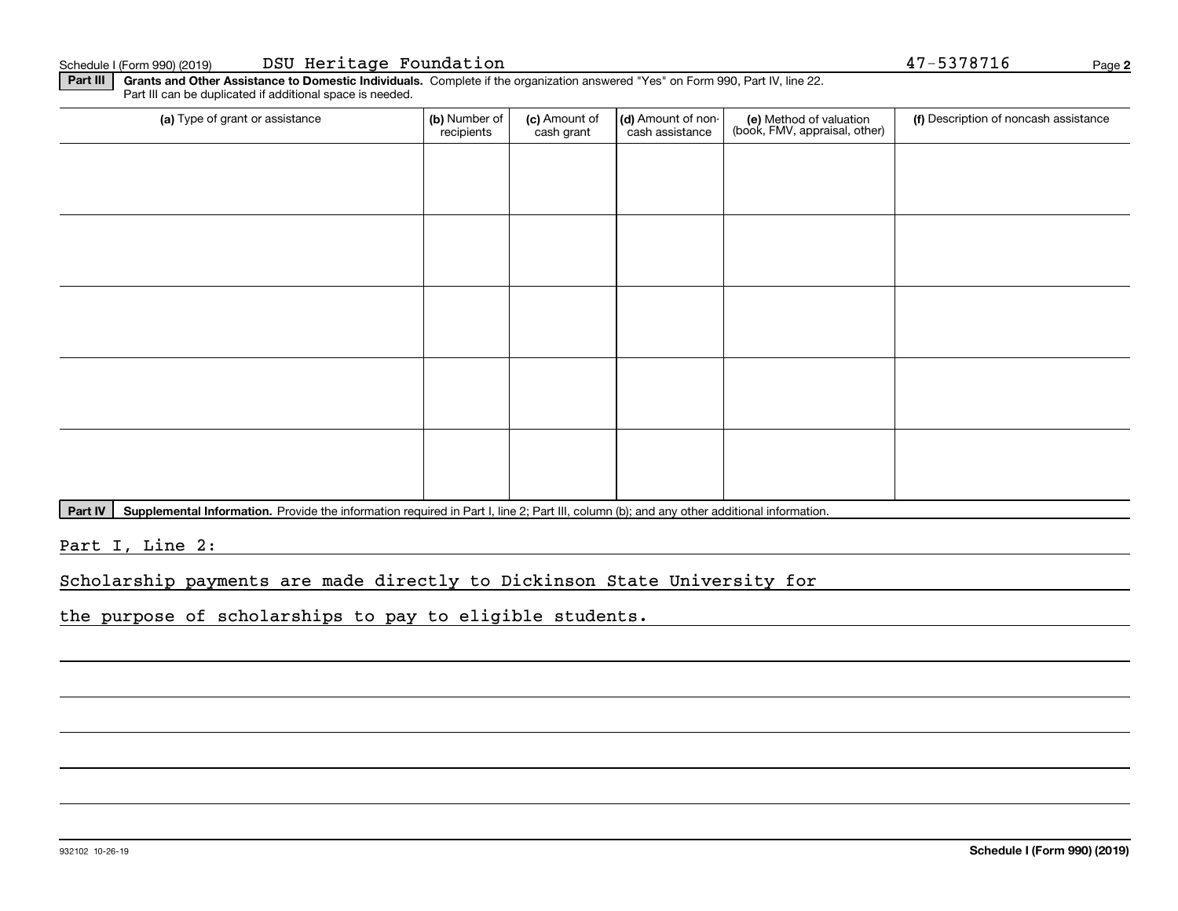Schedule I (Form 990) (2019) DSU Heritage Foundation 47-5378716

**Part III** **Grants and Other Assistance to Domestic Individuals.** Complete if the organization answered "Yes" on Form 990, Part IV, line 22. Part III can be duplicated if additional space is needed.

| (a) Type of grant or assistance | (b) Number of recipients | (c) Amount of cash grant | (d) Amount of non-cash assistance | (e) Method of valuation (book, FMV, appraisal, other) | (f) Description of noncash assistance |
|---|---|---|---|---|---|
| | | | | | |
| | | | | | |
| | | | | | |
| | | | | | |
| | | | | | |

**Part IV** **Supplemental Information.** Provide the information required in Part I, line 2; Part III, column (b); and any other additional information.

Part I, Line 2:

Scholarship payments are made directly to Dickinson State University for the purpose of scholarships to pay to eligible students.

932102 10-26-19 **Schedule I (Form 990) (2019)**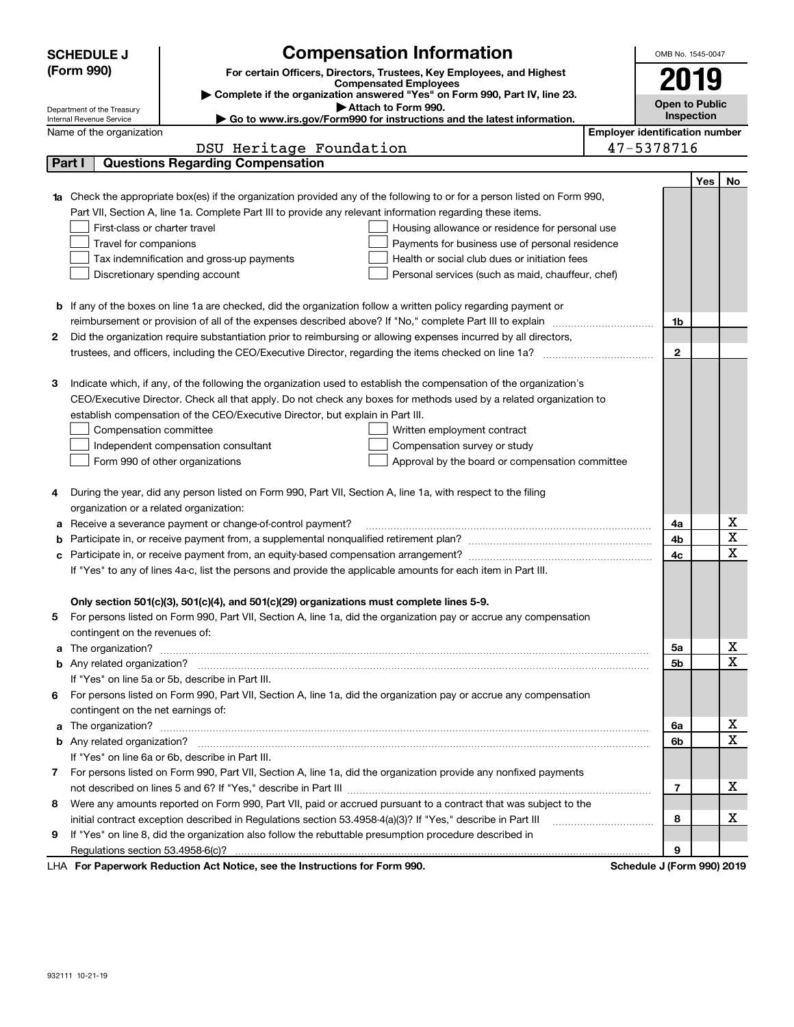**SCHEDULE J (Form 990)**

Department of the Treasury
Internal Revenue Service

# Compensation Information

**For certain Officers, Directors, Trustees, Key Employees, and Highest Compensated Employees**

▶ **Complete if the organization answered "Yes" on Form 990, Part IV, line 23.**

▶ **Attach to Form 990.**

▶ **Go to www.irs.gov/Form990 for instructions and the latest information.**

OMB No. 1545-0047

**2019**

**Open to Public Inspection**

Name of the organization: DSU Heritage Foundation

**Employer identification number:** 47-5378716

## Part I Questions Regarding Compensation

| | | | Yes | No |
|---|---|---|---|---|
| **1a** | Check the appropriate box(es) if the organization provided any of the following to or for a person listed on Form 990, Part VII, Section A, line 1a. Complete Part III to provide any relevant information regarding these items.<br>☐ First-class or charter travel ☐ Housing allowance or residence for personal use<br>☐ Travel for companions ☐ Payments for business use of personal residence<br>☐ Tax indemnification and gross-up payments ☐ Health or social club dues or initiation fees<br>☐ Discretionary spending account ☐ Personal services (such as maid, chauffeur, chef) | | | |
| **b** | If any of the boxes on line 1a are checked, did the organization follow a written policy regarding payment or reimbursement or provision of all of the expenses described above? If "No," complete Part III to explain | 1b | | |
| **2** | Did the organization require substantiation prior to reimbursing or allowing expenses incurred by all directors, trustees, and officers, including the CEO/Executive Director, regarding the items checked on line 1a? | 2 | | |
| **3** | Indicate which, if any, of the following the organization used to establish the compensation of the organization's CEO/Executive Director. Check all that apply. Do not check any boxes for methods used by a related organization to establish compensation of the CEO/Executive Director, but explain in Part III.<br>☐ Compensation committee ☐ Written employment contract<br>☐ Independent compensation consultant ☐ Compensation survey or study<br>☐ Form 990 of other organizations ☐ Approval by the board or compensation committee | | | |
| **4** | During the year, did any person listed on Form 990, Part VII, Section A, line 1a, with respect to the filing organization or a related organization: | | | |
| **a** | Receive a severance payment or change-of-control payment? | 4a | | X |
| **b** | Participate in, or receive payment from, a supplemental nonqualified retirement plan? | 4b | | X |
| **c** | Participate in, or receive payment from, an equity-based compensation arrangement? | 4c | | X |
| | If "Yes" to any of lines 4a-c, list the persons and provide the applicable amounts for each item in Part III. | | | |
| | **Only section 501(c)(3), 501(c)(4), and 501(c)(29) organizations must complete lines 5-9.** | | | |
| **5** | For persons listed on Form 990, Part VII, Section A, line 1a, did the organization pay or accrue any compensation contingent on the revenues of: | | | |
| **a** | The organization? | 5a | | X |
| **b** | Any related organization? | 5b | | X |
| | If "Yes" on line 5a or 5b, describe in Part III. | | | |
| **6** | For persons listed on Form 990, Part VII, Section A, line 1a, did the organization pay or accrue any compensation contingent on the net earnings of: | | | |
| **a** | The organization? | 6a | | X |
| **b** | Any related organization? | 6b | | X |
| | If "Yes" on line 6a or 6b, describe in Part III. | | | |
| **7** | For persons listed on Form 990, Part VII, Section A, line 1a, did the organization provide any nonfixed payments not described on lines 5 and 6? If "Yes," describe in Part III | 7 | | X |
| **8** | Were any amounts reported on Form 990, Part VII, paid or accrued pursuant to a contract that was subject to the initial contract exception described in Regulations section 53.4958-4(a)(3)? If "Yes," describe in Part III | 8 | | X |
| **9** | If "Yes" on line 8, did the organization also follow the rebuttable presumption procedure described in Regulations section 53.4958-6(c)? | 9 | | |

LHA **For Paperwork Reduction Act Notice, see the Instructions for Form 990.** **Schedule J (Form 990) 2019**

932111 10-21-19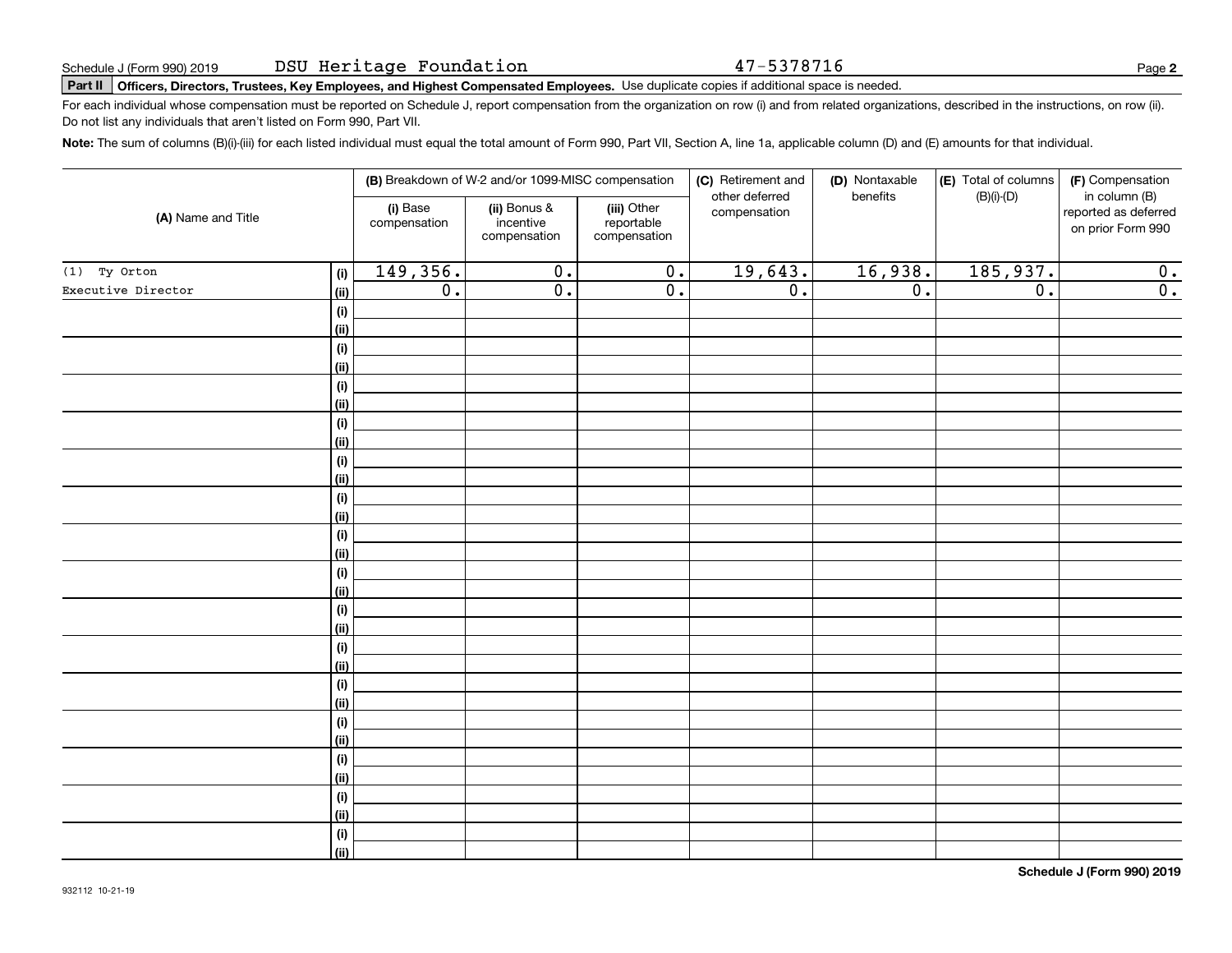Schedule J (Form 990) 2019 DSU Heritage Foundation 47-5378716

**Part II** **Officers, Directors, Trustees, Key Employees, and Highest Compensated Employees.** Use duplicate copies if additional space is needed.

For each individual whose compensation must be reported on Schedule J, report compensation from the organization on row (i) and from related organizations, described in the instructions, on row (ii). Do not list any individuals that aren't listed on Form 990, Part VII.

**Note:** The sum of columns (B)(i)-(iii) for each listed individual must equal the total amount of Form 990, Part VII, Section A, line 1a, applicable column (D) and (E) amounts for that individual.

| (A) Name and Title | | (B) Breakdown of W-2 and/or 1099-MISC compensation | | | (C) Retirement and other deferred compensation | (D) Nontaxable benefits | (E) Total of columns (B)(i)-(D) | (F) Compensation in column (B) reported as deferred on prior Form 990 |
|---|---|---|---|---|---|---|---|---|
| | | (i) Base compensation | (ii) Bonus & incentive compensation | (iii) Other reportable compensation | | | | |
| (1) Ty Orton | (i) | 149,356. | 0. | 0. | 19,643. | 16,938. | 185,937. | 0. |
| Executive Director | (ii) | 0. | 0. | 0. | 0. | 0. | 0. | 0. |
| | (i) | | | | | | | |
| | (ii) | | | | | | | |
| | (i) | | | | | | | |
| | (ii) | | | | | | | |
| | (i) | | | | | | | |
| | (ii) | | | | | | | |
| | (i) | | | | | | | |
| | (ii) | | | | | | | |
| | (i) | | | | | | | |
| | (ii) | | | | | | | |
| | (i) | | | | | | | |
| | (ii) | | | | | | | |
| | (i) | | | | | | | |
| | (ii) | | | | | | | |
| | (i) | | | | | | | |
| | (ii) | | | | | | | |
| | (i) | | | | | | | |
| | (ii) | | | | | | | |
| | (i) | | | | | | | |
| | (ii) | | | | | | | |
| | (i) | | | | | | | |
| | (ii) | | | | | | | |
| | (i) | | | | | | | |
| | (ii) | | | | | | | |
| | (i) | | | | | | | |
| | (ii) | | | | | | | |
| | (i) | | | | | | | |
| | (ii) | | | | | | | |
| | (i) | | | | | | | |
| | (ii) | | | | | | | |

**Schedule J (Form 990) 2019**

932112 10-21-19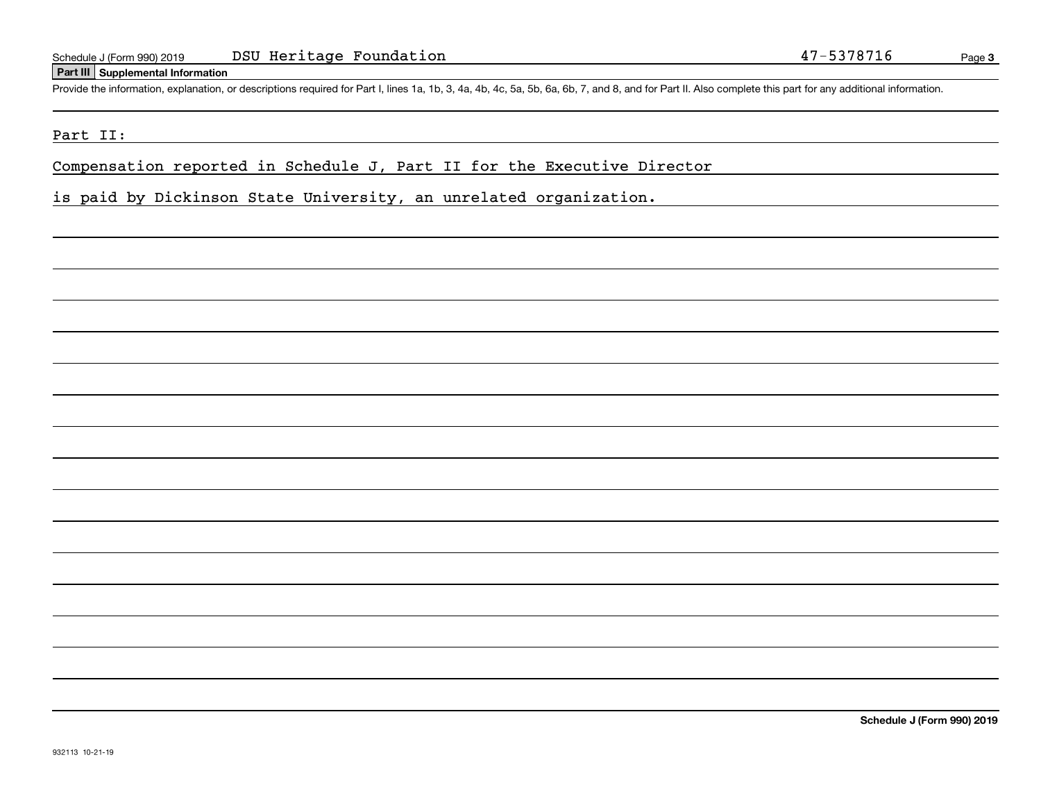Schedule J (Form 990) 2019 DSU Heritage Foundation 47-5378716

## Part III Supplemental Information

Provide the information, explanation, or descriptions required for Part I, lines 1a, 1b, 3, 4a, 4b, 4c, 5a, 5b, 6a, 6b, 7, and 8, and for Part II. Also complete this part for any additional information.

Part II:

Compensation reported in Schedule J, Part II for the Executive Director is paid by Dickinson State University, an unrelated organization.

932113 10-21-19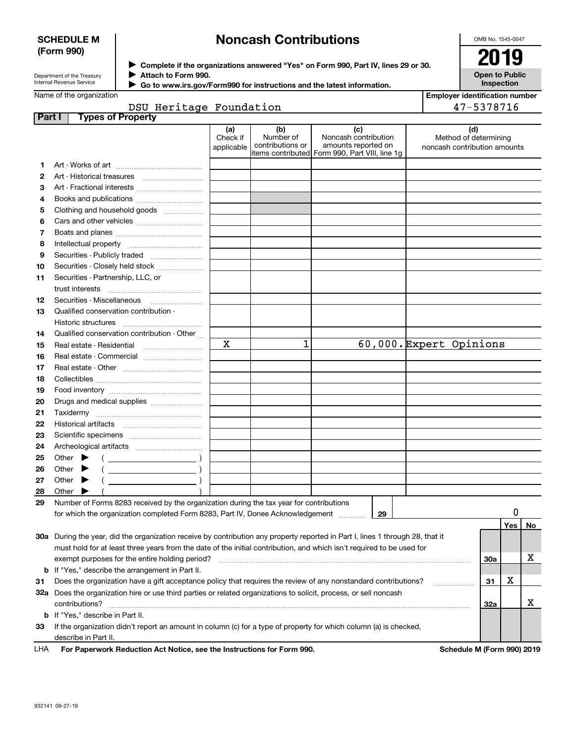**SCHEDULE M (Form 990)**

Department of the Treasury
Internal Revenue Service

# Noncash Contributions

▶ Complete if the organizations answered "Yes" on Form 990, Part IV, lines 29 or 30.
▶ Attach to Form 990.
▶ Go to www.irs.gov/Form990 for instructions and the latest information.

OMB No. 1545-0047

**2019**

**Open to Public Inspection**

Name of the organization: DSU Heritage Foundation

Employer identification number: 47-5378716

## Part I Types of Property

| | | (a) Check if applicable | (b) Number of contributions or items contributed | (c) Noncash contribution amounts reported on Form 990, Part VIII, line 1g | (d) Method of determining noncash contribution amounts |
|---|---|---|---|---|---|
| 1 | Art - Works of art | | | | |
| 2 | Art - Historical treasures | | | | |
| 3 | Art - Fractional interests | | | | |
| 4 | Books and publications | | | | |
| 5 | Clothing and household goods | | | | |
| 6 | Cars and other vehicles | | | | |
| 7 | Boats and planes | | | | |
| 8 | Intellectual property | | | | |
| 9 | Securities - Publicly traded | | | | |
| 10 | Securities - Closely held stock | | | | |
| 11 | Securities - Partnership, LLC, or trust interests | | | | |
| 12 | Securities - Miscellaneous | | | | |
| 13 | Qualified conservation contribution - Historic structures | | | | |
| 14 | Qualified conservation contribution - Other | | | | |
| 15 | Real estate - Residential | X | 1 | 60,000. | Expert Opinions |
| 16 | Real estate - Commercial | | | | |
| 17 | Real estate - Other | | | | |
| 18 | Collectibles | | | | |
| 19 | Food inventory | | | | |
| 20 | Drugs and medical supplies | | | | |
| 21 | Taxidermy | | | | |
| 22 | Historical artifacts | | | | |
| 23 | Scientific specimens | | | | |
| 24 | Archeological artifacts | | | | |
| 25 | Other ▶ ( ) | | | | |
| 26 | Other ▶ ( ) | | | | |
| 27 | Other ▶ ( ) | | | | |
| 28 | Other ▶ ( ) | | | | |

29 Number of Forms 8283 received by the organization during the tax year for contributions for which the organization completed Form 8283, Part IV, Donee Acknowledgement ..... **29** | 0

| | | | Yes | No |
|---|---|---|---|---|
| 30a | During the year, did the organization receive by contribution any property reported in Part I, lines 1 through 28, that it must hold for at least three years from the date of the initial contribution, and which isn't required to be used for exempt purposes for the entire holding period? | 30a | | X |
| b | If "Yes," describe the arrangement in Part II. | | | |
| 31 | Does the organization have a gift acceptance policy that requires the review of any nonstandard contributions? | 31 | X | |
| 32a | Does the organization hire or use third parties or related organizations to solicit, process, or sell noncash contributions? | 32a | | X |
| b | If "Yes," describe in Part II. | | | |
| 33 | If the organization didn't report an amount in column (c) for a type of property for which column (a) is checked, describe in Part II. | | | |

LHA **For Paperwork Reduction Act Notice, see the Instructions for Form 990.** **Schedule M (Form 990) 2019**

932141 09-27-19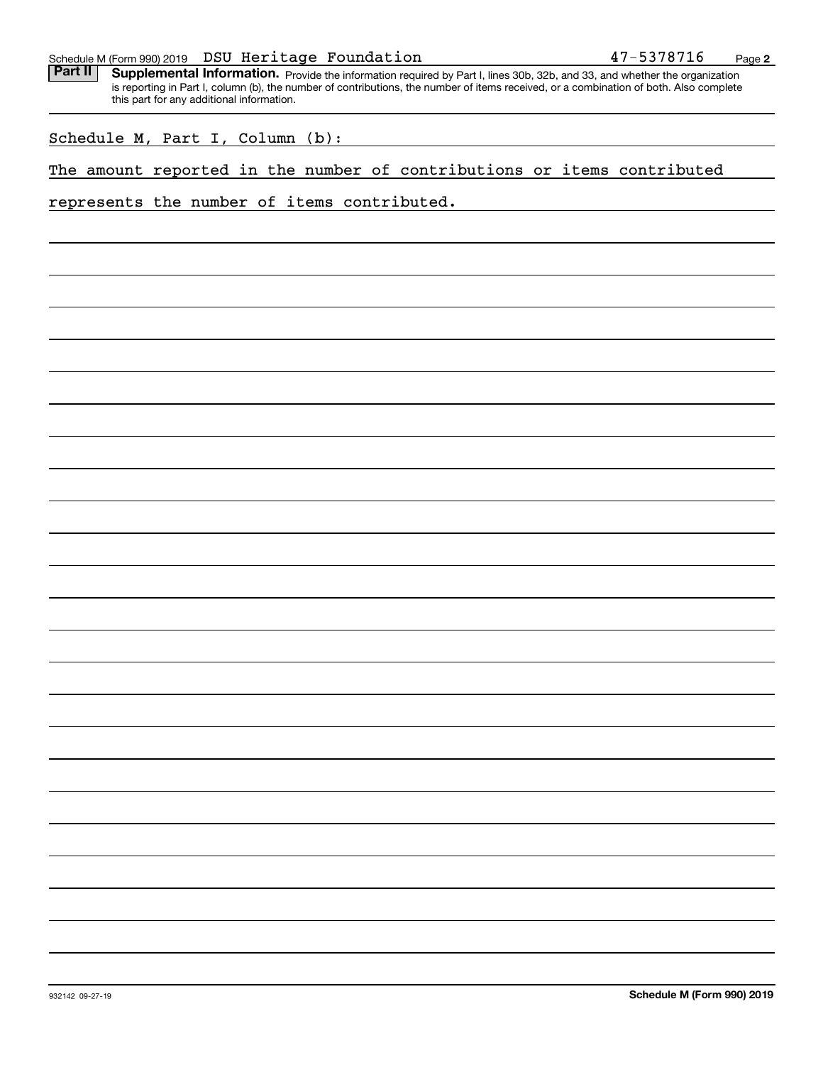Schedule M (Form 990) 2019 DSU Heritage Foundation 47-5378716

**Part II** **Supplemental Information.** Provide the information required by Part I, lines 30b, 32b, and 33, and whether the organization is reporting in Part I, column (b), the number of contributions, the number of items received, or a combination of both. Also complete this part for any additional information.

Schedule M, Part I, Column (b):

The amount reported in the number of contributions or items contributed represents the number of items contributed.

932142 09-27-19

**Schedule M (Form 990) 2019**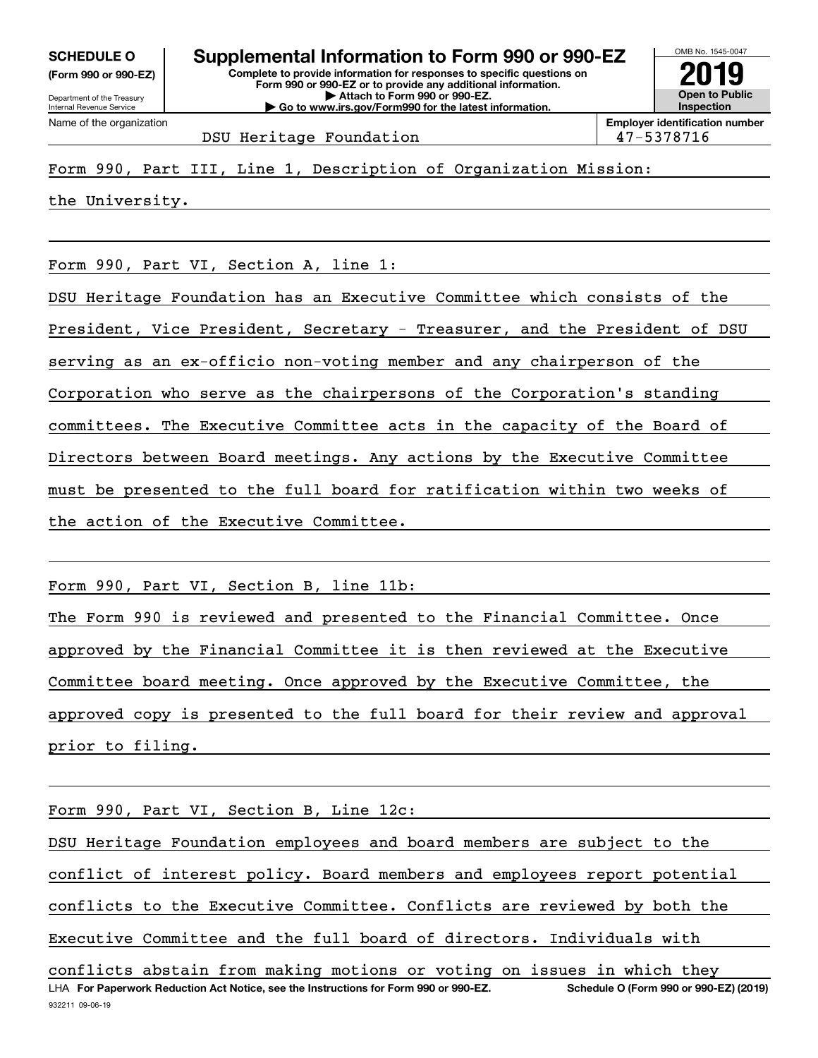**SCHEDULE O (Form 990 or 990-EZ)**

Department of the Treasury
Internal Revenue Service

# Supplemental Information to Form 990 or 990-EZ

**Complete to provide information for responses to specific questions on Form 990 or 990-EZ or to provide any additional information.**
**▶ Attach to Form 990 or 990-EZ.**
**▶ Go to www.irs.gov/Form990 for the latest information.**

OMB No. 1545-0047

**2019**

**Open to Public Inspection**

| Name of the organization | Employer identification number |
|---|---|
| DSU Heritage Foundation | 47-5378716 |

Form 990, Part III, Line 1, Description of Organization Mission:

the University.

Form 990, Part VI, Section A, line 1:

DSU Heritage Foundation has an Executive Committee which consists of the President, Vice President, Secretary - Treasurer, and the President of DSU serving as an ex-officio non-voting member and any chairperson of the Corporation who serve as the chairpersons of the Corporation's standing committees. The Executive Committee acts in the capacity of the Board of Directors between Board meetings. Any actions by the Executive Committee must be presented to the full board for ratification within two weeks of the action of the Executive Committee.

Form 990, Part VI, Section B, line 11b:

The Form 990 is reviewed and presented to the Financial Committee. Once approved by the Financial Committee it is then reviewed at the Executive Committee board meeting. Once approved by the Executive Committee, the approved copy is presented to the full board for their review and approval prior to filing.

Form 990, Part VI, Section B, Line 12c:

DSU Heritage Foundation employees and board members are subject to the conflict of interest policy. Board members and employees report potential conflicts to the Executive Committee. Conflicts are reviewed by both the Executive Committee and the full board of directors. Individuals with conflicts abstain from making motions or voting on issues in which they

LHA **For Paperwork Reduction Act Notice, see the Instructions for Form 990 or 990-EZ.** **Schedule O (Form 990 or 990-EZ) (2019)**

932211 09-06-19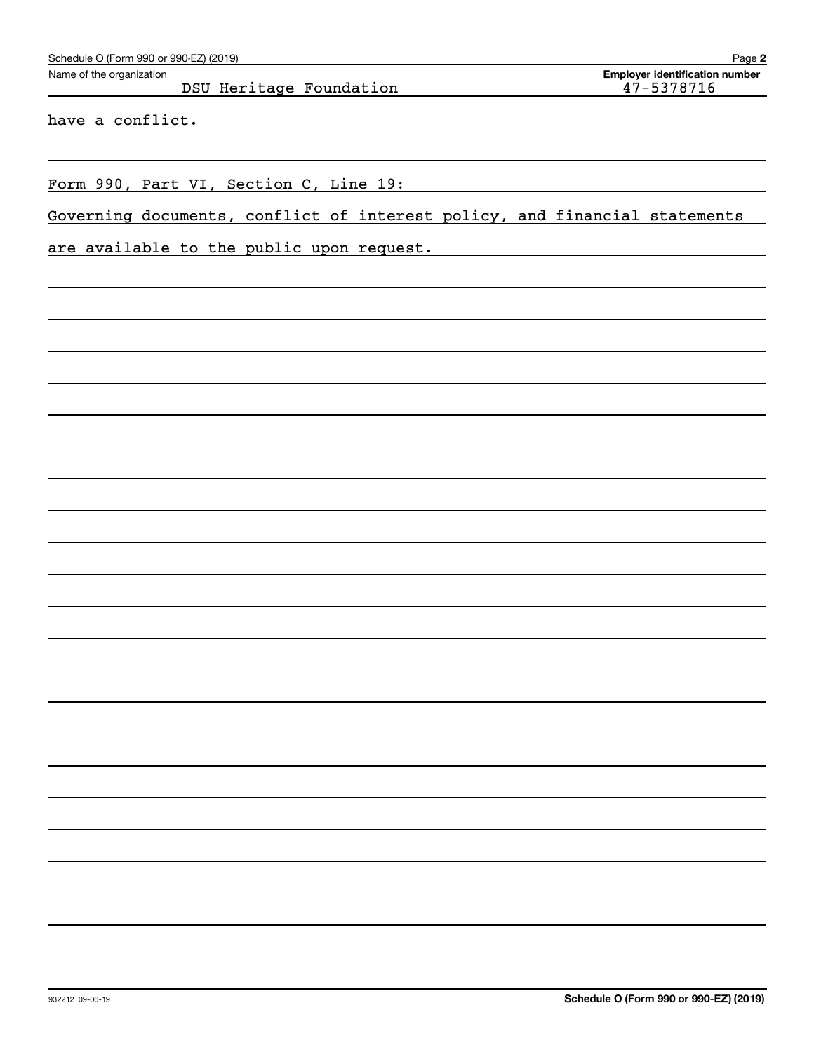Schedule O (Form 990 or 990-EZ) (2019)

Name of the organization: DSU Heritage Foundation

Employer identification number: 47-5378716

have a conflict.

Form 990, Part VI, Section C, Line 19:

Governing documents, conflict of interest policy, and financial statements are available to the public upon request.

932212 09-06-19

Schedule O (Form 990 or 990-EZ) (2019)